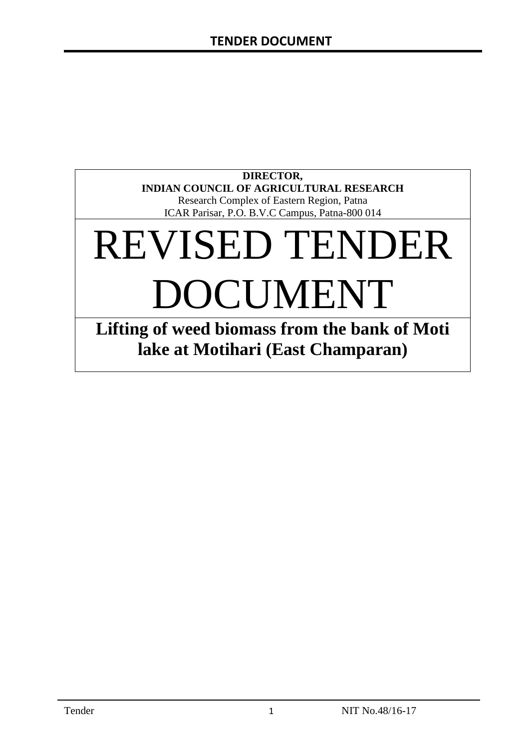**DIRECTOR,**
**INDIAN COUNCIL OF AGRICULTURAL RESEARCH**
Research Complex of Eastern Region, Patna
ICAR Parisar, P.O. B.V.C Campus, Patna-800 014

# REVISED TENDER DOCUMENT

## Lifting of weed biomass from the bank of Moti lake at Motihari (East Champaran)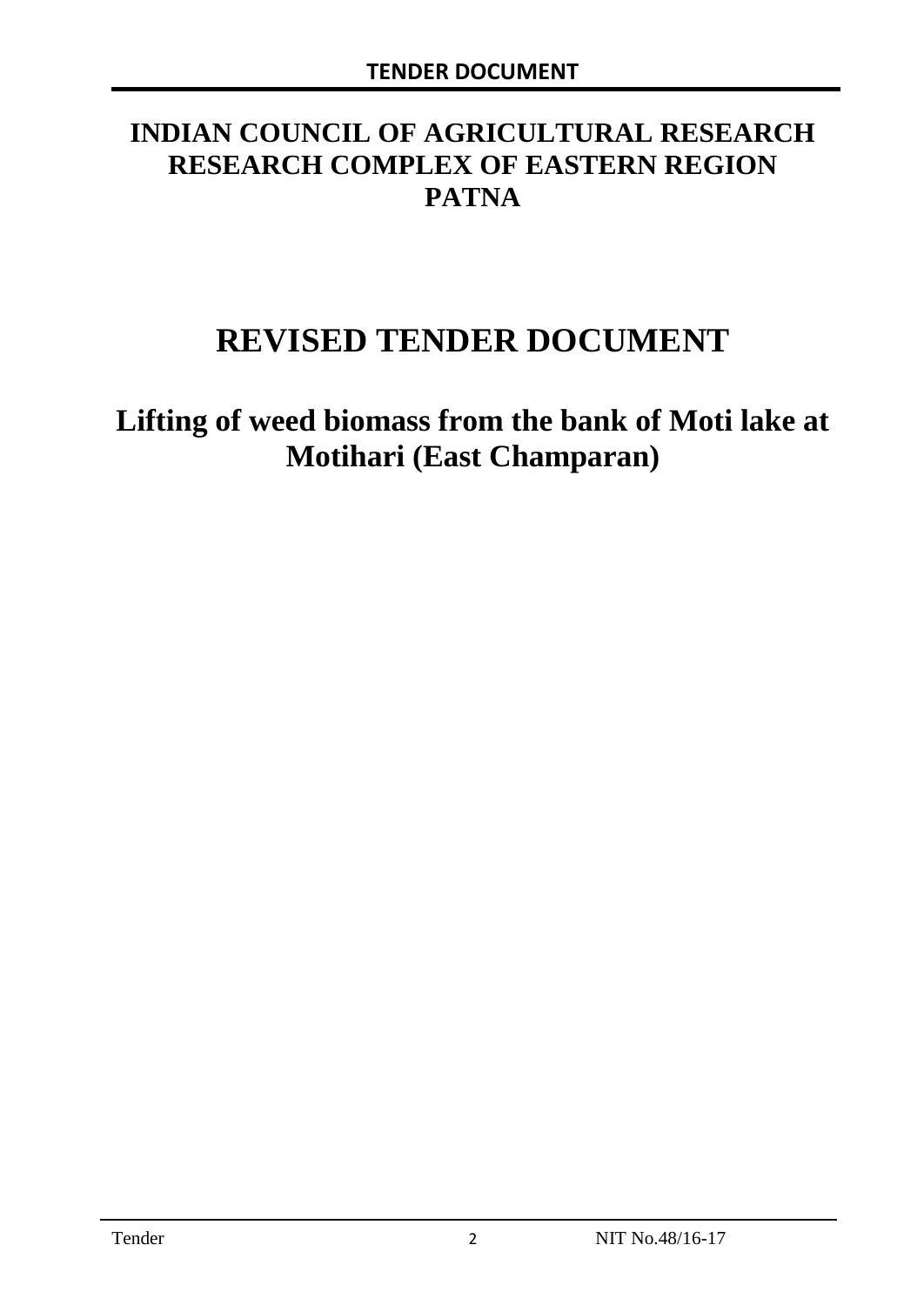# INDIAN COUNCIL OF AGRICULTURAL RESEARCH RESEARCH COMPLEX OF EASTERN REGION PATNA

# REVISED TENDER DOCUMENT

## Lifting of weed biomass from the bank of Moti lake at Motihari (East Champaran)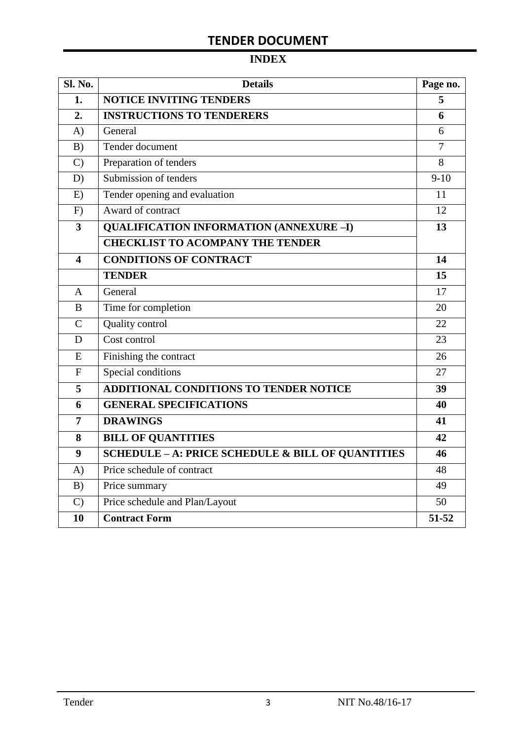# TENDER DOCUMENT

## INDEX

| Sl. No. | Details | Page no. |
|---|---|---|
| **1.** | **NOTICE INVITING TENDERS** | **5** |
| **2.** | **INSTRUCTIONS TO TENDERERS** | **6** |
| A) | General | 6 |
| B) | Tender document | 7 |
| C) | Preparation of tenders | 8 |
| D) | Submission of tenders | 9-10 |
| E) | Tender opening and evaluation | 11 |
| F) | Award of contract | 12 |
| **3** | **QUALIFICATION INFORMATION (ANNEXURE –I)** | **13** |
| | **CHECKLIST TO ACOMPANY THE TENDER** | |
| **4** | **CONDITIONS OF CONTRACT** | **14** |
| | **TENDER** | **15** |
| A | General | 17 |
| B | Time for completion | 20 |
| C | Quality control | 22 |
| D | Cost control | 23 |
| E | Finishing the contract | 26 |
| F | Special conditions | 27 |
| **5** | **ADDITIONAL CONDITIONS TO TENDER NOTICE** | **39** |
| **6** | **GENERAL SPECIFICATIONS** | **40** |
| **7** | **DRAWINGS** | **41** |
| **8** | **BILL OF QUANTITIES** | **42** |
| **9** | **SCHEDULE – A: PRICE SCHEDULE & BILL OF QUANTITIES** | **46** |
| A) | Price schedule of contract | 48 |
| B) | Price summary | 49 |
| C) | Price schedule and Plan/Layout | 50 |
| **10** | **Contract Form** | **51-52** |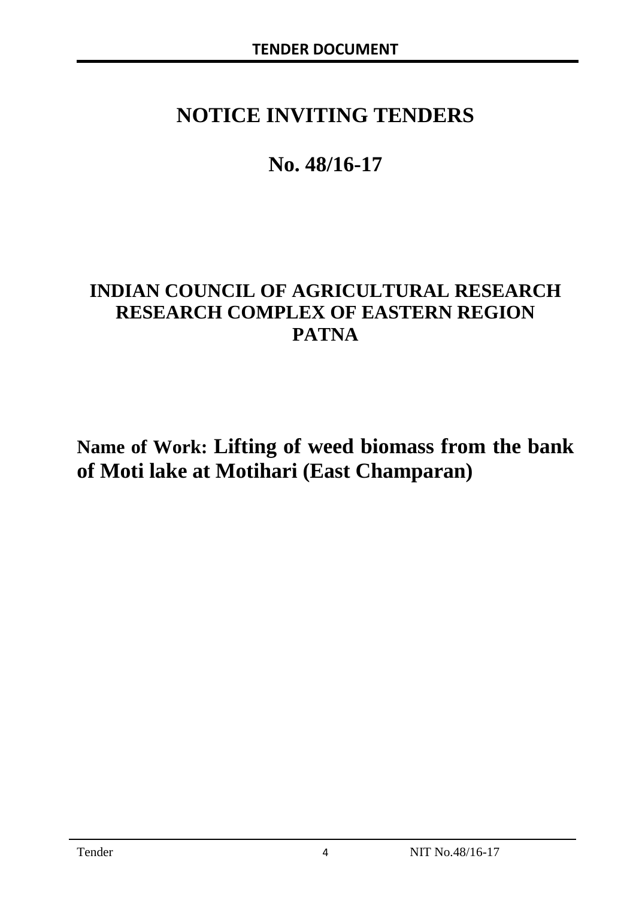# NOTICE INVITING TENDERS

## No. 48/16-17

## INDIAN COUNCIL OF AGRICULTURAL RESEARCH RESEARCH COMPLEX OF EASTERN REGION PATNA

**Name of Work: Lifting of weed biomass from the bank of Moti lake at Motihari (East Champaran)**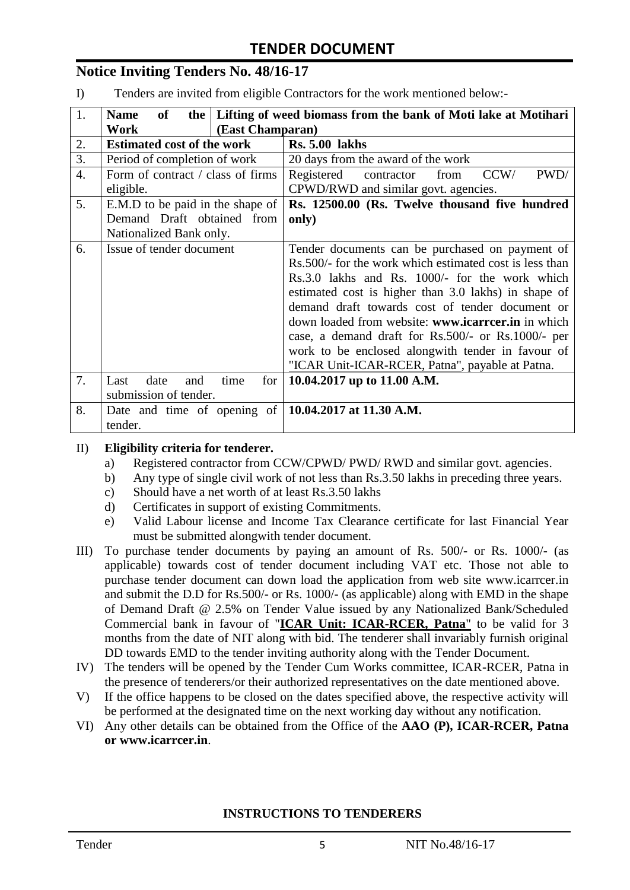# TENDER DOCUMENT

## Notice Inviting Tenders No. 48/16-17

I) Tenders are invited from eligible Contractors for the work mentioned below:-

| 1. | **Name of the Work** | **Lifting of weed biomass from the bank of Moti lake at Motihari (East Champaran)** |
|---|---|---|
| 2. | **Estimated cost of the work** | **Rs. 5.00 lakhs** |
| 3. | Period of completion of work | 20 days from the award of the work |
| 4. | Form of contract / class of firms eligible. | Registered contractor from CCW/ PWD/ CPWD/RWD and similar govt. agencies. |
| 5. | E.M.D to be paid in the shape of Demand Draft obtained from Nationalized Bank only. | **Rs. 12500.00 (Rs. Twelve thousand five hundred only)** |
| 6. | Issue of tender document | Tender documents can be purchased on payment of Rs.500/- for the work which estimated cost is less than Rs.3.0 lakhs and Rs. 1000/- for the work which estimated cost is higher than 3.0 lakhs) in shape of demand draft towards cost of tender document or down loaded from website: **www.icarrcer.in** in which case, a demand draft for Rs.500/- or Rs.1000/- per work to be enclosed alongwith tender in favour of "ICAR Unit-ICAR-RCER, Patna", payable at Patna. |
| 7. | Last date and time for submission of tender. | **10.04.2017 up to 11.00 A.M.** |
| 8. | Date and time of opening of tender. | **10.04.2017 at 11.30 A.M.** |

II) **Eligibility criteria for tenderer.**

a) Registered contractor from CCW/CPWD/ PWD/ RWD and similar govt. agencies.

b) Any type of single civil work of not less than Rs.3.50 lakhs in preceding three years.

c) Should have a net worth of at least Rs.3.50 lakhs

d) Certificates in support of existing Commitments.

e) Valid Labour license and Income Tax Clearance certificate for last Financial Year must be submitted alongwith tender document.

III) To purchase tender documents by paying an amount of Rs. 500/- or Rs. 1000/- (as applicable) towards cost of tender document including VAT etc. Those not able to purchase tender document can down load the application from web site www.icarrcer.in and submit the D.D for Rs.500/- or Rs. 1000/- (as applicable) along with EMD in the shape of Demand Draft @ 2.5% on Tender Value issued by any Nationalized Bank/Scheduled Commercial bank in favour of "**ICAR Unit: ICAR-RCER, Patna**" to be valid for 3 months from the date of NIT along with bid. The tenderer shall invariably furnish original DD towards EMD to the tender inviting authority along with the Tender Document.

IV) The tenders will be opened by the Tender Cum Works committee, ICAR-RCER, Patna in the presence of tenderers/or their authorized representatives on the date mentioned above.

V) If the office happens to be closed on the dates specified above, the respective activity will be performed at the designated time on the next working day without any notification.

VI) Any other details can be obtained from the Office of the **AAO (P), ICAR-RCER, Patna or www.icarrcer.in**.

**INSTRUCTIONS TO TENDERERS**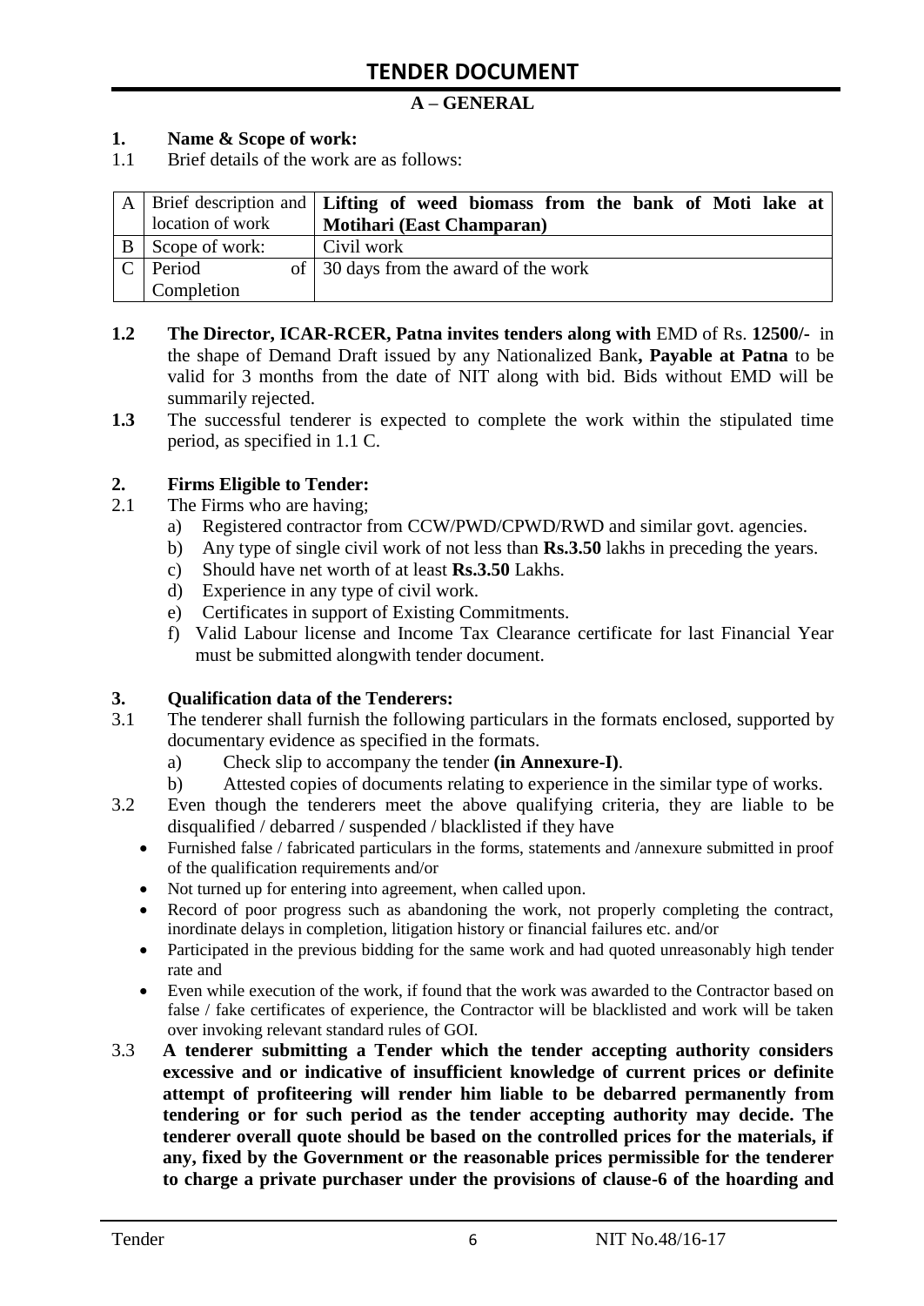# TENDER DOCUMENT

## A – GENERAL

**1. Name & Scope of work:**

1.1 Brief details of the work are as follows:

| | | |
|---|---|---|
| A | Brief description and location of work | **Lifting of weed biomass from the bank of Moti lake at Motihari (East Champaran)** |
| B | Scope of work: | Civil work |
| C | Period of Completion | 30 days from the award of the work |

**1.2** **The Director, ICAR-RCER, Patna invites tenders along with** EMD of Rs. **12500/-** in the shape of Demand Draft issued by any Nationalized Bank**, Payable at Patna** to be valid for 3 months from the date of NIT along with bid. Bids without EMD will be summarily rejected.

**1.3** The successful tenderer is expected to complete the work within the stipulated time period, as specified in 1.1 C.

**2. Firms Eligible to Tender:**

2.1 The Firms who are having;

a) Registered contractor from CCW/PWD/CPWD/RWD and similar govt. agencies.
b) Any type of single civil work of not less than **Rs.3.50** lakhs in preceding the years.
c) Should have net worth of at least **Rs.3.50** Lakhs.
d) Experience in any type of civil work.
e) Certificates in support of Existing Commitments.
f) Valid Labour license and Income Tax Clearance certificate for last Financial Year must be submitted alongwith tender document.

**3. Qualification data of the Tenderers:**

3.1 The tenderer shall furnish the following particulars in the formats enclosed, supported by documentary evidence as specified in the formats.

a) Check slip to accompany the tender **(in Annexure-I)**.
b) Attested copies of documents relating to experience in the similar type of works.

3.2 Even though the tenderers meet the above qualifying criteria, they are liable to be disqualified / debarred / suspended / blacklisted if they have

- Furnished false / fabricated particulars in the forms, statements and /annexure submitted in proof of the qualification requirements and/or
- Not turned up for entering into agreement, when called upon.
- Record of poor progress such as abandoning the work, not properly completing the contract, inordinate delays in completion, litigation history or financial failures etc. and/or
- Participated in the previous bidding for the same work and had quoted unreasonably high tender rate and
- Even while execution of the work, if found that the work was awarded to the Contractor based on false / fake certificates of experience, the Contractor will be blacklisted and work will be taken over invoking relevant standard rules of GOI.

3.3 **A tenderer submitting a Tender which the tender accepting authority considers excessive and or indicative of insufficient knowledge of current prices or definite attempt of profiteering will render him liable to be debarred permanently from tendering or for such period as the tender accepting authority may decide. The tenderer overall quote should be based on the controlled prices for the materials, if any, fixed by the Government or the reasonable prices permissible for the tenderer to charge a private purchaser under the provisions of clause-6 of the hoarding and**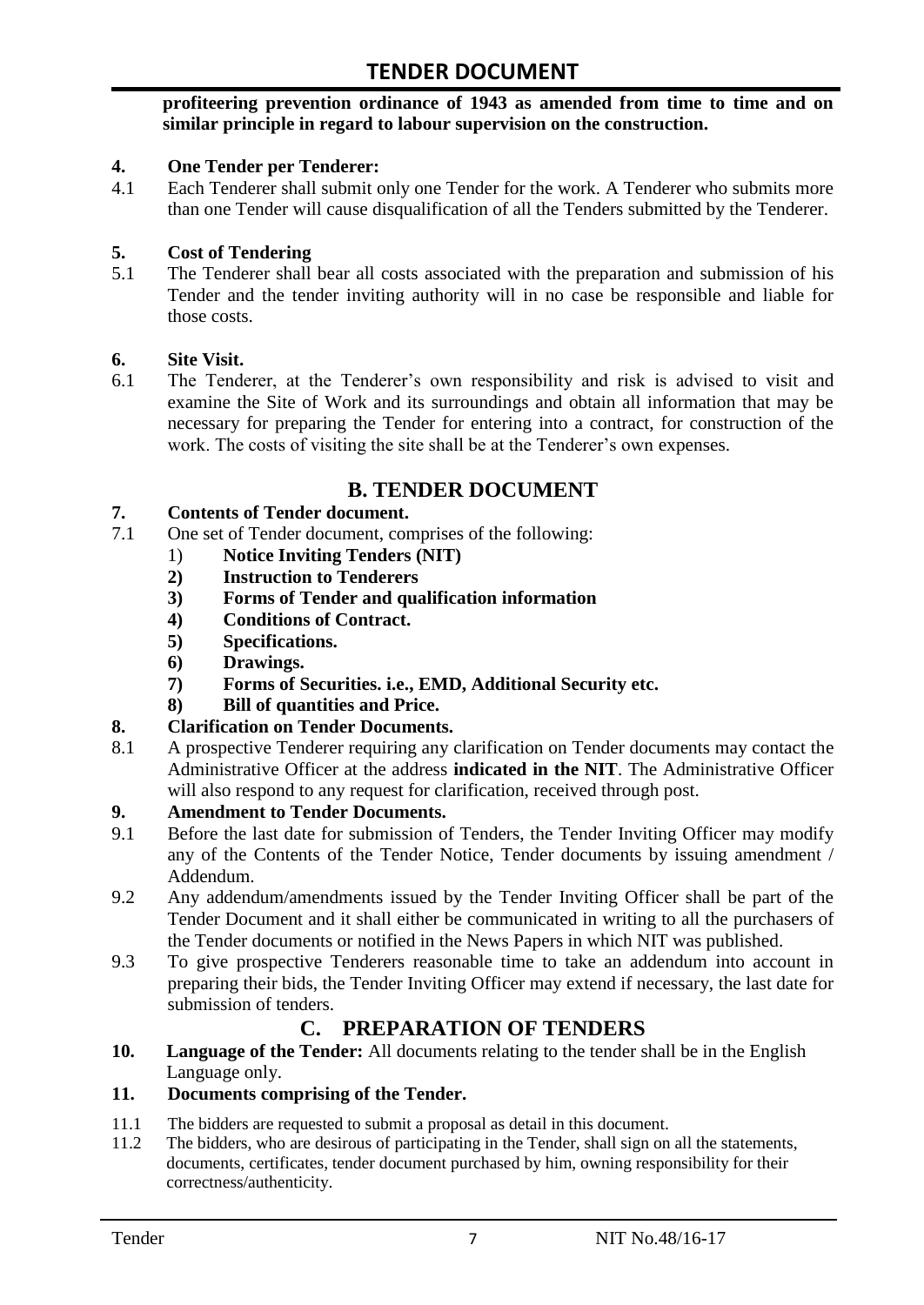**profiteering prevention ordinance of 1943 as amended from time to time and on similar principle in regard to labour supervision on the construction.**

**4. One Tender per Tenderer:**

4.1 Each Tenderer shall submit only one Tender for the work. A Tenderer who submits more than one Tender will cause disqualification of all the Tenders submitted by the Tenderer.

**5. Cost of Tendering**

5.1 The Tenderer shall bear all costs associated with the preparation and submission of his Tender and the tender inviting authority will in no case be responsible and liable for those costs.

**6. Site Visit.**

6.1 The Tenderer, at the Tenderer's own responsibility and risk is advised to visit and examine the Site of Work and its surroundings and obtain all information that may be necessary for preparing the Tender for entering into a contract, for construction of the work. The costs of visiting the site shall be at the Tenderer's own expenses.

## B. TENDER DOCUMENT

**7. Contents of Tender document.**

7.1 One set of Tender document, comprises of the following:

1) **Notice Inviting Tenders (NIT)**
2) **Instruction to Tenderers**
3) **Forms of Tender and qualification information**
4) **Conditions of Contract.**
5) **Specifications.**
6) **Drawings.**
7) **Forms of Securities. i.e., EMD, Additional Security etc.**
8) **Bill of quantities and Price.**

**8. Clarification on Tender Documents.**

8.1 A prospective Tenderer requiring any clarification on Tender documents may contact the Administrative Officer at the address **indicated in the NIT**. The Administrative Officer will also respond to any request for clarification, received through post.

**9. Amendment to Tender Documents.**

9.1 Before the last date for submission of Tenders, the Tender Inviting Officer may modify any of the Contents of the Tender Notice, Tender documents by issuing amendment / Addendum.

9.2 Any addendum/amendments issued by the Tender Inviting Officer shall be part of the Tender Document and it shall either be communicated in writing to all the purchasers of the Tender documents or notified in the News Papers in which NIT was published.

9.3 To give prospective Tenderers reasonable time to take an addendum into account in preparing their bids, the Tender Inviting Officer may extend if necessary, the last date for submission of tenders.

## C. PREPARATION OF TENDERS

**10. Language of the Tender:** All documents relating to the tender shall be in the English Language only.

**11. Documents comprising of the Tender.**

11.1 The bidders are requested to submit a proposal as detail in this document.

11.2 The bidders, who are desirous of participating in the Tender, shall sign on all the statements, documents, certificates, tender document purchased by him, owning responsibility for their correctness/authenticity.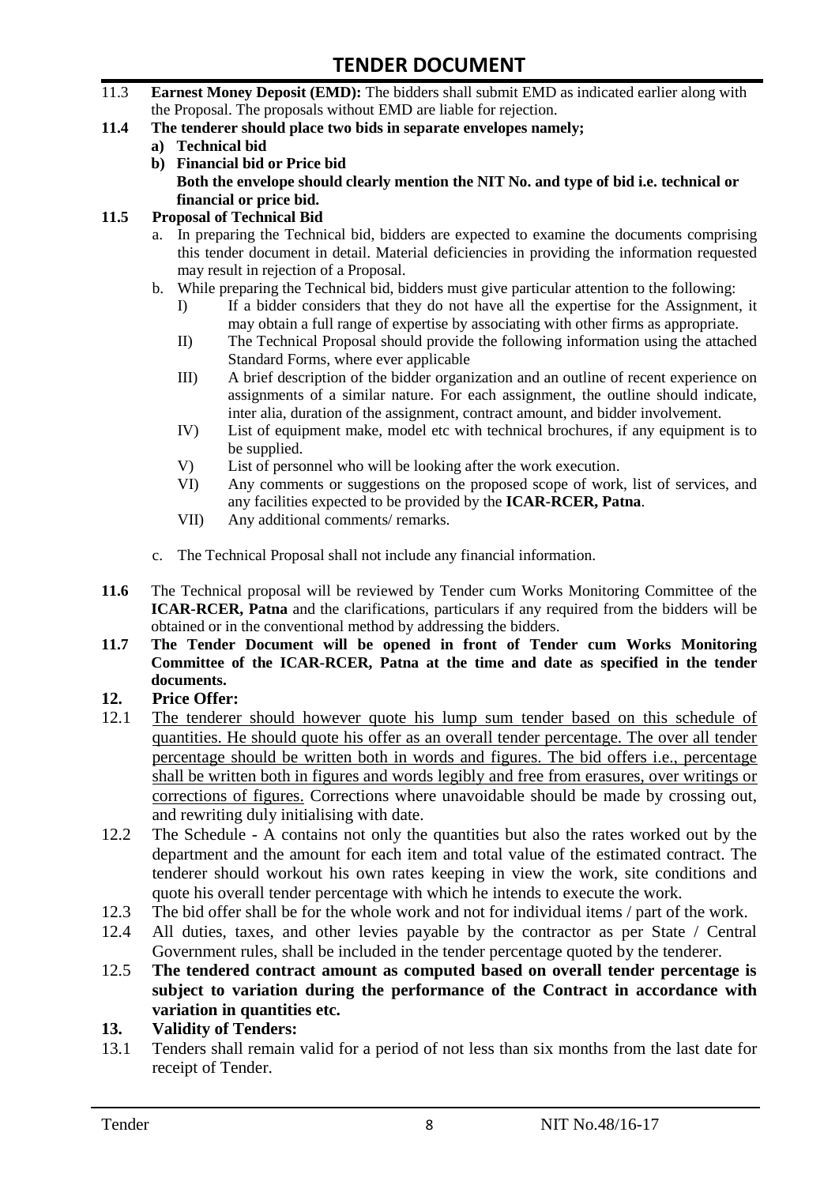11.3 **Earnest Money Deposit (EMD):** The bidders shall submit EMD as indicated earlier along with the Proposal. The proposals without EMD are liable for rejection.

**11.4 The tenderer should place two bids in separate envelopes namely;**

- **a) Technical bid**
- **b) Financial bid or Price bid**

  **Both the envelope should clearly mention the NIT No. and type of bid i.e. technical or financial or price bid.**

**11.5 Proposal of Technical Bid**

a. In preparing the Technical bid, bidders are expected to examine the documents comprising this tender document in detail. Material deficiencies in providing the information requested may result in rejection of a Proposal.

b. While preparing the Technical bid, bidders must give particular attention to the following:

- I) If a bidder considers that they do not have all the expertise for the Assignment, it may obtain a full range of expertise by associating with other firms as appropriate.
- II) The Technical Proposal should provide the following information using the attached Standard Forms, where ever applicable
- III) A brief description of the bidder organization and an outline of recent experience on assignments of a similar nature. For each assignment, the outline should indicate, inter alia, duration of the assignment, contract amount, and bidder involvement.
- IV) List of equipment make, model etc with technical brochures, if any equipment is to be supplied.
- V) List of personnel who will be looking after the work execution.
- VI) Any comments or suggestions on the proposed scope of work, list of services, and any facilities expected to be provided by the **ICAR-RCER, Patna**.
- VII) Any additional comments/ remarks.

c. The Technical Proposal shall not include any financial information.

**11.6** The Technical proposal will be reviewed by Tender cum Works Monitoring Committee of the **ICAR-RCER, Patna** and the clarifications, particulars if any required from the bidders will be obtained or in the conventional method by addressing the bidders.

**11.7 The Tender Document will be opened in front of Tender cum Works Monitoring Committee of the ICAR-RCER, Patna at the time and date as specified in the tender documents.**

## 12. Price Offer:

12.1 <u>The tenderer should however quote his lump sum tender based on this schedule of quantities. He should quote his offer as an overall tender percentage. The over all tender percentage should be written both in words and figures. The bid offers i.e., percentage shall be written both in figures and words legibly and free from erasures, over writings or corrections of figures.</u> Corrections where unavoidable should be made by crossing out, and rewriting duly initialising with date.

12.2 The Schedule - A contains not only the quantities but also the rates worked out by the department and the amount for each item and total value of the estimated contract. The tenderer should workout his own rates keeping in view the work, site conditions and quote his overall tender percentage with which he intends to execute the work.

12.3 The bid offer shall be for the whole work and not for individual items / part of the work.

12.4 All duties, taxes, and other levies payable by the contractor as per State / Central Government rules, shall be included in the tender percentage quoted by the tenderer.

12.5 **The tendered contract amount as computed based on overall tender percentage is subject to variation during the performance of the Contract in accordance with variation in quantities etc.**

## 13. Validity of Tenders:

13.1 Tenders shall remain valid for a period of not less than six months from the last date for receipt of Tender.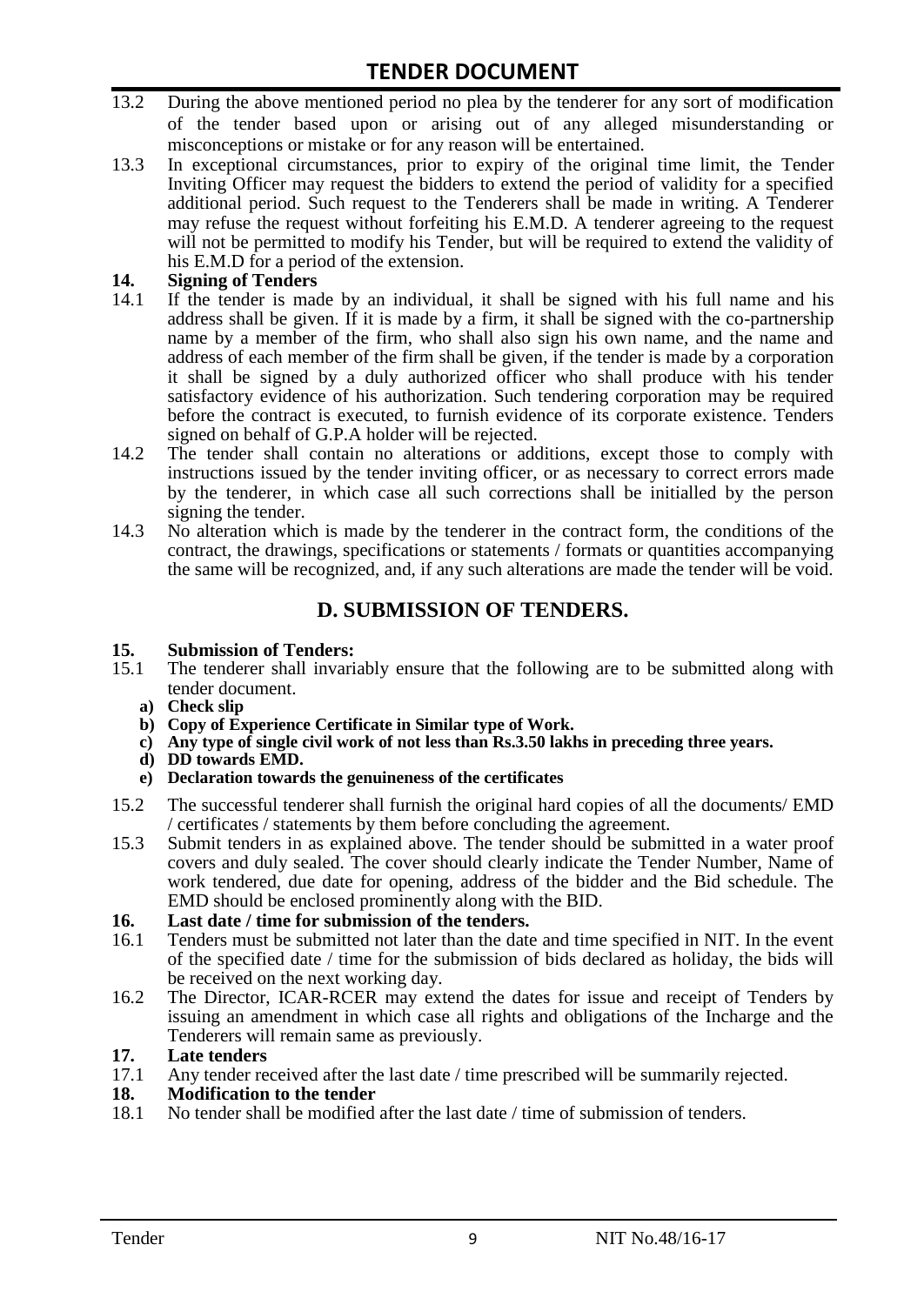13.2 During the above mentioned period no plea by the tenderer for any sort of modification of the tender based upon or arising out of any alleged misunderstanding or misconceptions or mistake or for any reason will be entertained.

13.3 In exceptional circumstances, prior to expiry of the original time limit, the Tender Inviting Officer may request the bidders to extend the period of validity for a specified additional period. Such request to the Tenderers shall be made in writing. A Tenderer may refuse the request without forfeiting his E.M.D. A tenderer agreeing to the request will not be permitted to modify his Tender, but will be required to extend the validity of his E.M.D for a period of the extension.

**14. Signing of Tenders**

14.1 If the tender is made by an individual, it shall be signed with his full name and his address shall be given. If it is made by a firm, it shall be signed with the co-partnership name by a member of the firm, who shall also sign his own name, and the name and address of each member of the firm shall be given, if the tender is made by a corporation it shall be signed by a duly authorized officer who shall produce with his tender satisfactory evidence of his authorization. Such tendering corporation may be required before the contract is executed, to furnish evidence of its corporate existence. Tenders signed on behalf of G.P.A holder will be rejected.

14.2 The tender shall contain no alterations or additions, except those to comply with instructions issued by the tender inviting officer, or as necessary to correct errors made by the tenderer, in which case all such corrections shall be initialled by the person signing the tender.

14.3 No alteration which is made by the tenderer in the contract form, the conditions of the contract, the drawings, specifications or statements / formats or quantities accompanying the same will be recognized, and, if any such alterations are made the tender will be void.

## D. SUBMISSION OF TENDERS.

**15. Submission of Tenders:**

15.1 The tenderer shall invariably ensure that the following are to be submitted along with tender document.

- **a) Check slip**
- **b) Copy of Experience Certificate in Similar type of Work.**
- **c) Any type of single civil work of not less than Rs.3.50 lakhs in preceding three years.**
- **d) DD towards EMD.**
- **e) Declaration towards the genuineness of the certificates**

15.2 The successful tenderer shall furnish the original hard copies of all the documents/ EMD / certificates / statements by them before concluding the agreement.

15.3 Submit tenders in as explained above. The tender should be submitted in a water proof covers and duly sealed. The cover should clearly indicate the Tender Number, Name of work tendered, due date for opening, address of the bidder and the Bid schedule. The EMD should be enclosed prominently along with the BID.

**16. Last date / time for submission of the tenders.**

16.1 Tenders must be submitted not later than the date and time specified in NIT. In the event of the specified date / time for the submission of bids declared as holiday, the bids will be received on the next working day.

16.2 The Director, ICAR-RCER may extend the dates for issue and receipt of Tenders by issuing an amendment in which case all rights and obligations of the Incharge and the Tenderers will remain same as previously.

**17. Late tenders**

17.1 Any tender received after the last date / time prescribed will be summarily rejected.

**18. Modification to the tender**

18.1 No tender shall be modified after the last date / time of submission of tenders.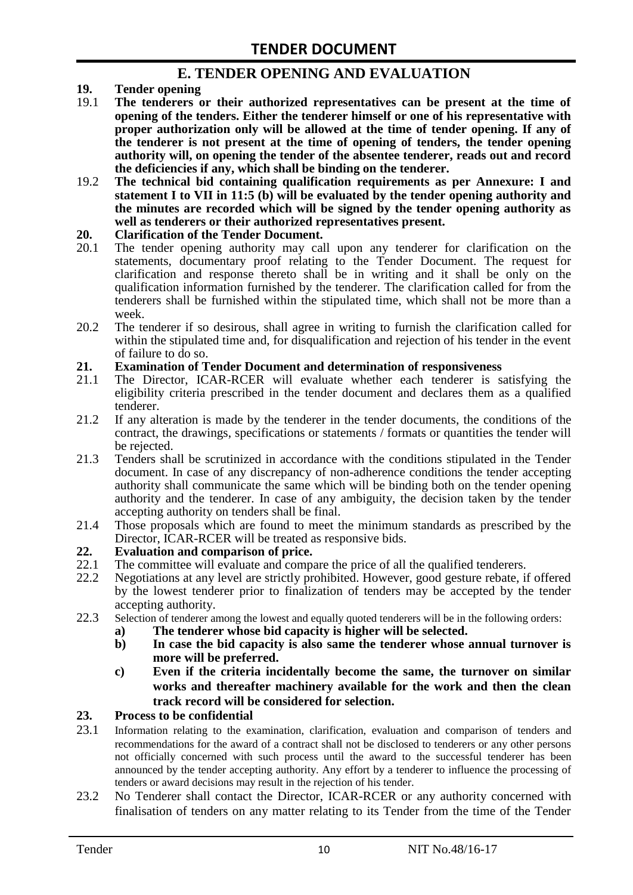## E. TENDER OPENING AND EVALUATION

**19. Tender opening**

19.1 **The tenderers or their authorized representatives can be present at the time of opening of the tenders. Either the tenderer himself or one of his representative with proper authorization only will be allowed at the time of tender opening. If any of the tenderer is not present at the time of opening of tenders, the tender opening authority will, on opening the tender of the absentee tenderer, reads out and record the deficiencies if any, which shall be binding on the tenderer.**

19.2 **The technical bid containing qualification requirements as per Annexure: I and statement I to VII in 11:5 (b) will be evaluated by the tender opening authority and the minutes are recorded which will be signed by the tender opening authority as well as tenderers or their authorized representatives present.**

**20. Clarification of the Tender Document.**

20.1 The tender opening authority may call upon any tenderer for clarification on the statements, documentary proof relating to the Tender Document. The request for clarification and response thereto shall be in writing and it shall be only on the qualification information furnished by the tenderer. The clarification called for from the tenderers shall be furnished within the stipulated time, which shall not be more than a week.

20.2 The tenderer if so desirous, shall agree in writing to furnish the clarification called for within the stipulated time and, for disqualification and rejection of his tender in the event of failure to do so.

**21. Examination of Tender Document and determination of responsiveness**

21.1 The Director, ICAR-RCER will evaluate whether each tenderer is satisfying the eligibility criteria prescribed in the tender document and declares them as a qualified tenderer.

21.2 If any alteration is made by the tenderer in the tender documents, the conditions of the contract, the drawings, specifications or statements / formats or quantities the tender will be rejected.

21.3 Tenders shall be scrutinized in accordance with the conditions stipulated in the Tender document. In case of any discrepancy of non-adherence conditions the tender accepting authority shall communicate the same which will be binding both on the tender opening authority and the tenderer. In case of any ambiguity, the decision taken by the tender accepting authority on tenders shall be final.

21.4 Those proposals which are found to meet the minimum standards as prescribed by the Director, ICAR-RCER will be treated as responsive bids.

**22. Evaluation and comparison of price.**

22.1 The committee will evaluate and compare the price of all the qualified tenderers.

22.2 Negotiations at any level are strictly prohibited. However, good gesture rebate, if offered by the lowest tenderer prior to finalization of tenders may be accepted by the tender accepting authority.

22.3 Selection of tenderer among the lowest and equally quoted tenderers will be in the following orders:

**a) The tenderer whose bid capacity is higher will be selected.**

**b) In case the bid capacity is also same the tenderer whose annual turnover is more will be preferred.**

**c) Even if the criteria incidentally become the same, the turnover on similar works and thereafter machinery available for the work and then the clean track record will be considered for selection.**

**23. Process to be confidential**

23.1 Information relating to the examination, clarification, evaluation and comparison of tenders and recommendations for the award of a contract shall not be disclosed to tenderers or any other persons not officially concerned with such process until the award to the successful tenderer has been announced by the tender accepting authority. Any effort by a tenderer to influence the processing of tenders or award decisions may result in the rejection of his tender.

23.2 No Tenderer shall contact the Director, ICAR-RCER or any authority concerned with finalisation of tenders on any matter relating to its Tender from the time of the Tender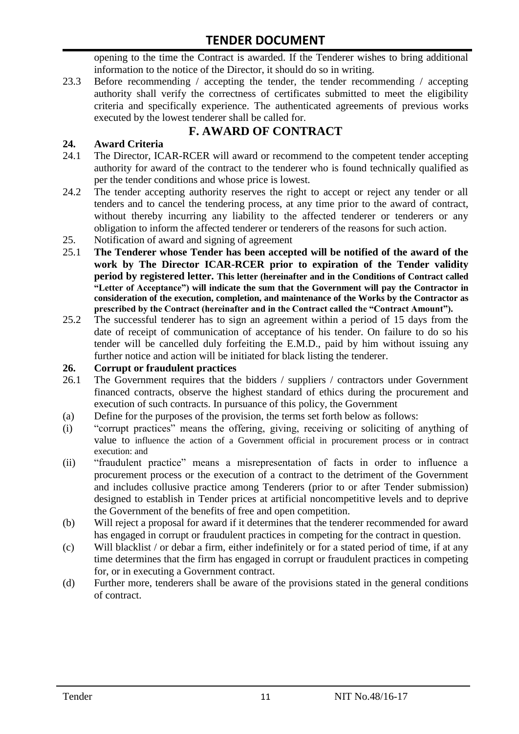opening to the time the Contract is awarded. If the Tenderer wishes to bring additional information to the notice of the Director, it should do so in writing.

23.3 Before recommending / accepting the tender, the tender recommending / accepting authority shall verify the correctness of certificates submitted to meet the eligibility criteria and specifically experience. The authenticated agreements of previous works executed by the lowest tenderer shall be called for.

## F. AWARD OF CONTRACT

**24. Award Criteria**

24.1 The Director, ICAR-RCER will award or recommend to the competent tender accepting authority for award of the contract to the tenderer who is found technically qualified as per the tender conditions and whose price is lowest.

24.2 The tender accepting authority reserves the right to accept or reject any tender or all tenders and to cancel the tendering process, at any time prior to the award of contract, without thereby incurring any liability to the affected tenderer or tenderers or any obligation to inform the affected tenderer or tenderers of the reasons for such action.

25. Notification of award and signing of agreement

25.1 **The Tenderer whose Tender has been accepted will be notified of the award of the work by The Director ICAR-RCER prior to expiration of the Tender validity period by registered letter. This letter (hereinafter and in the Conditions of Contract called "Letter of Acceptance") will indicate the sum that the Government will pay the Contractor in consideration of the execution, completion, and maintenance of the Works by the Contractor as prescribed by the Contract (hereinafter and in the Contract called the "Contract Amount").**

25.2 The successful tenderer has to sign an agreement within a period of 15 days from the date of receipt of communication of acceptance of his tender. On failure to do so his tender will be cancelled duly forfeiting the E.M.D., paid by him without issuing any further notice and action will be initiated for black listing the tenderer.

**26. Corrupt or fraudulent practices**

26.1 The Government requires that the bidders / suppliers / contractors under Government financed contracts, observe the highest standard of ethics during the procurement and execution of such contracts. In pursuance of this policy, the Government

(a) Define for the purposes of the provision, the terms set forth below as follows:

(i) "corrupt practices" means the offering, giving, receiving or soliciting of anything of value to influence the action of a Government official in procurement process or in contract execution: and

(ii) "fraudulent practice" means a misrepresentation of facts in order to influence a procurement process or the execution of a contract to the detriment of the Government and includes collusive practice among Tenderers (prior to or after Tender submission) designed to establish in Tender prices at artificial noncompetitive levels and to deprive the Government of the benefits of free and open competition.

(b) Will reject a proposal for award if it determines that the tenderer recommended for award has engaged in corrupt or fraudulent practices in competing for the contract in question.

(c) Will blacklist / or debar a firm, either indefinitely or for a stated period of time, if at any time determines that the firm has engaged in corrupt or fraudulent practices in competing for, or in executing a Government contract.

(d) Further more, tenderers shall be aware of the provisions stated in the general conditions of contract.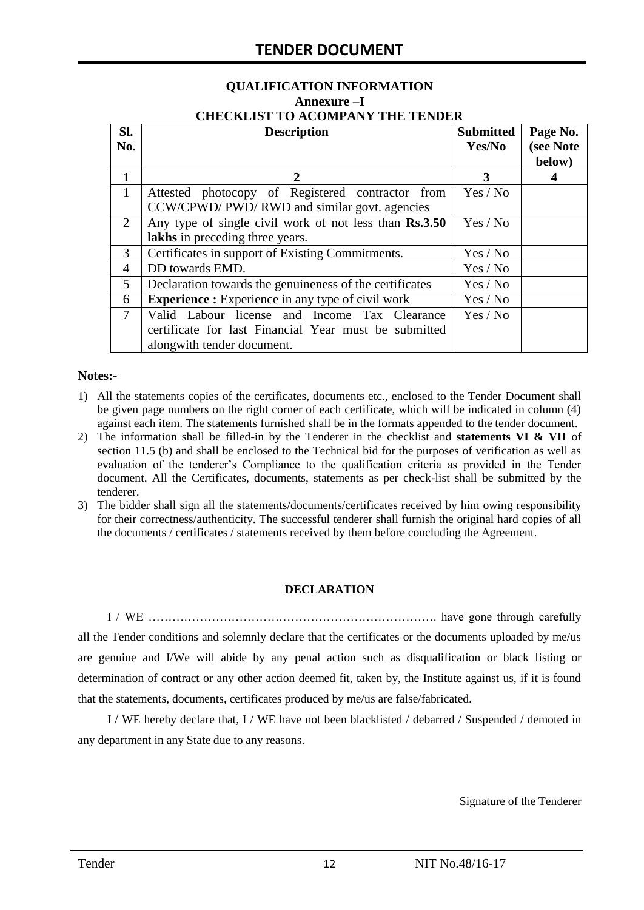## QUALIFICATION INFORMATION

### Annexure –I

### CHECKLIST TO ACOMPANY THE TENDER

| Sl. No. | Description | Submitted Yes/No | Page No. (see Note below) |
|---|---|---|---|
| **1** | **2** | **3** | **4** |
| 1 | Attested photocopy of Registered contractor from CCW/CPWD/ PWD/ RWD and similar govt. agencies | Yes / No | |
| 2 | Any type of single civil work of not less than **Rs.3.50 lakhs** in preceding three years. | Yes / No | |
| 3 | Certificates in support of Existing Commitments. | Yes / No | |
| 4 | DD towards EMD. | Yes / No | |
| 5 | Declaration towards the genuineness of the certificates | Yes / No | |
| 6 | **Experience :** Experience in any type of civil work | Yes / No | |
| 7 | Valid Labour license and Income Tax Clearance certificate for last Financial Year must be submitted alongwith tender document. | Yes / No | |

**Notes:-**

1) All the statements copies of the certificates, documents etc., enclosed to the Tender Document shall be given page numbers on the right corner of each certificate, which will be indicated in column (4) against each item. The statements furnished shall be in the formats appended to the tender document.
2) The information shall be filled-in by the Tenderer in the checklist and **statements VI & VII** of section 11.5 (b) and shall be enclosed to the Technical bid for the purposes of verification as well as evaluation of the tenderer's Compliance to the qualification criteria as provided in the Tender document. All the Certificates, documents, statements as per check-list shall be submitted by the tenderer.
3) The bidder shall sign all the statements/documents/certificates received by him owing responsibility for their correctness/authenticity. The successful tenderer shall furnish the original hard copies of all the documents / certificates / statements received by them before concluding the Agreement.

#### DECLARATION

I / WE ………………………………………………………………. have gone through carefully all the Tender conditions and solemnly declare that the certificates or the documents uploaded by me/us are genuine and I/We will abide by any penal action such as disqualification or black listing or determination of contract or any other action deemed fit, taken by, the Institute against us, if it is found that the statements, documents, certificates produced by me/us are false/fabricated.

I / WE hereby declare that, I / WE have not been blacklisted / debarred / Suspended / demoted in any department in any State due to any reasons.

Signature of the Tenderer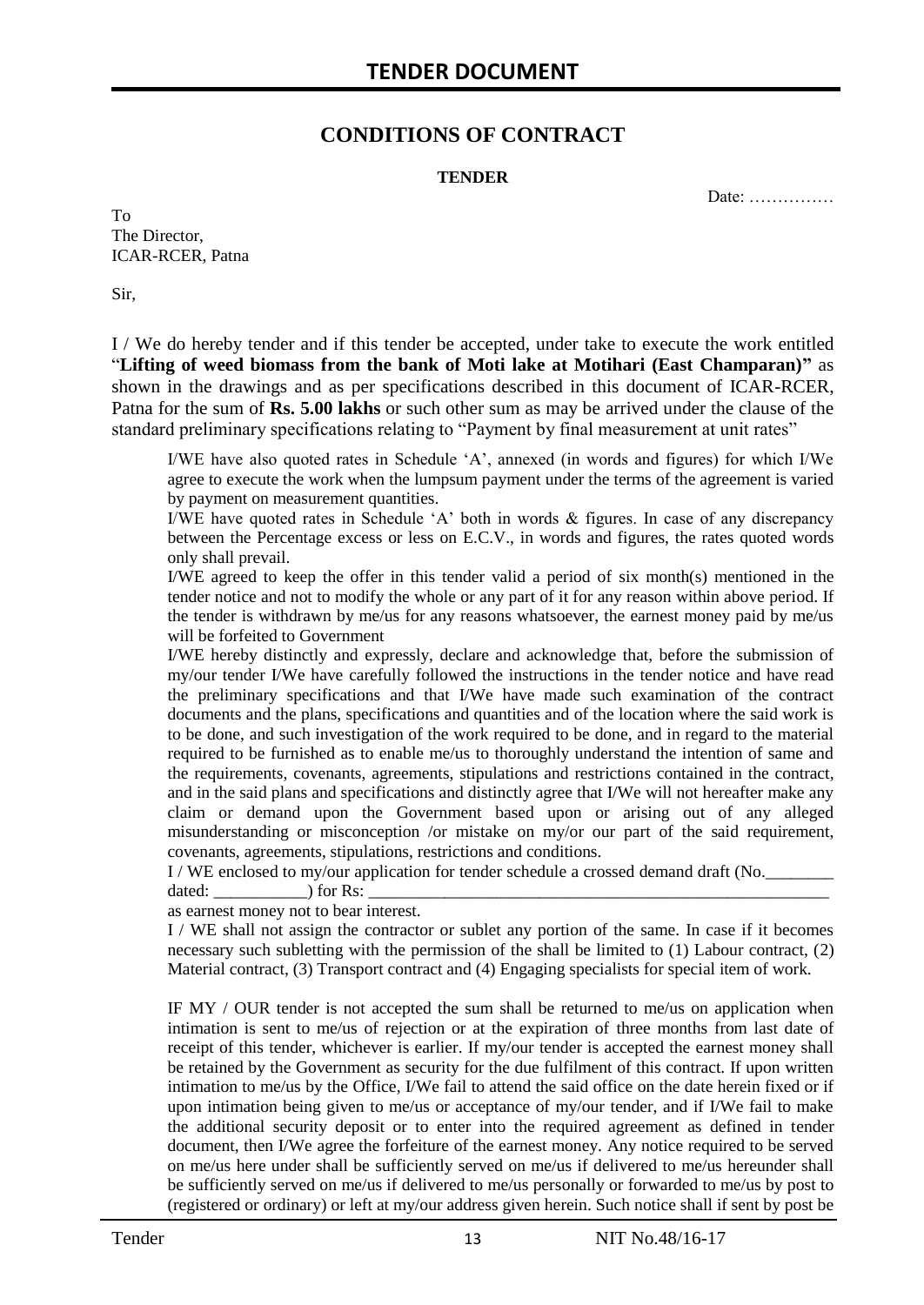# CONDITIONS OF CONTRACT

**TENDER**

Date: ……………

To
The Director,
ICAR-RCER, Patna

Sir,

I / We do hereby tender and if this tender be accepted, under take to execute the work entitled "**Lifting of weed biomass from the bank of Moti lake at Motihari (East Champaran)"** as shown in the drawings and as per specifications described in this document of ICAR-RCER, Patna for the sum of **Rs. 5.00 lakhs** or such other sum as may be arrived under the clause of the standard preliminary specifications relating to "Payment by final measurement at unit rates"

I/WE have also quoted rates in Schedule 'A', annexed (in words and figures) for which I/We agree to execute the work when the lumpsum payment under the terms of the agreement is varied by payment on measurement quantities.

I/WE have quoted rates in Schedule 'A' both in words & figures. In case of any discrepancy between the Percentage excess or less on E.C.V., in words and figures, the rates quoted words only shall prevail.

I/WE agreed to keep the offer in this tender valid a period of six month(s) mentioned in the tender notice and not to modify the whole or any part of it for any reason within above period. If the tender is withdrawn by me/us for any reasons whatsoever, the earnest money paid by me/us will be forfeited to Government

I/WE hereby distinctly and expressly, declare and acknowledge that, before the submission of my/our tender I/We have carefully followed the instructions in the tender notice and have read the preliminary specifications and that I/We have made such examination of the contract documents and the plans, specifications and quantities and of the location where the said work is to be done, and such investigation of the work required to be done, and in regard to the material required to be furnished as to enable me/us to thoroughly understand the intention of same and the requirements, covenants, agreements, stipulations and restrictions contained in the contract, and in the said plans and specifications and distinctly agree that I/We will not hereafter make any claim or demand upon the Government based upon or arising out of any alleged misunderstanding or misconception /or mistake on my/or our part of the said requirement, covenants, agreements, stipulations, restrictions and conditions.

I / WE enclosed to my/our application for tender schedule a crossed demand draft (No.________ dated: ___________) for Rs: ___________________________________________________________ as earnest money not to bear interest.

I / WE shall not assign the contractor or sublet any portion of the same. In case if it becomes necessary such subletting with the permission of the shall be limited to (1) Labour contract, (2) Material contract, (3) Transport contract and (4) Engaging specialists for special item of work.

IF MY / OUR tender is not accepted the sum shall be returned to me/us on application when intimation is sent to me/us of rejection or at the expiration of three months from last date of receipt of this tender, whichever is earlier. If my/our tender is accepted the earnest money shall be retained by the Government as security for the due fulfilment of this contract. If upon written intimation to me/us by the Office, I/We fail to attend the said office on the date herein fixed or if upon intimation being given to me/us or acceptance of my/our tender, and if I/We fail to make the additional security deposit or to enter into the required agreement as defined in tender document, then I/We agree the forfeiture of the earnest money. Any notice required to be served on me/us here under shall be sufficiently served on me/us if delivered to me/us hereunder shall be sufficiently served on me/us if delivered to me/us personally or forwarded to me/us by post to (registered or ordinary) or left at my/our address given herein. Such notice shall if sent by post be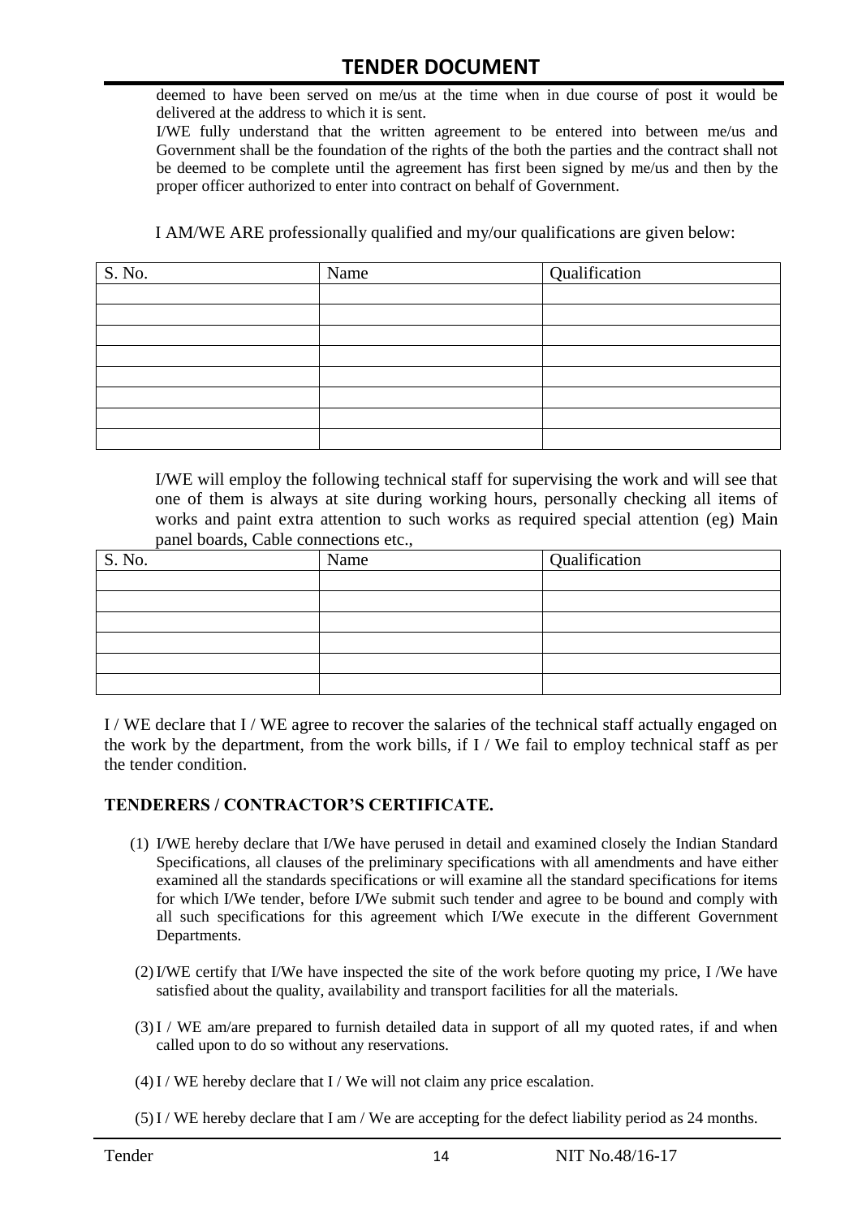deemed to have been served on me/us at the time when in due course of post it would be delivered at the address to which it is sent.

I/WE fully understand that the written agreement to be entered into between me/us and Government shall be the foundation of the rights of the both the parties and the contract shall not be deemed to be complete until the agreement has first been signed by me/us and then by the proper officer authorized to enter into contract on behalf of Government.

I AM/WE ARE professionally qualified and my/our qualifications are given below:

| S. No. | Name | Qualification |
|---|---|---|
| | | |
| | | |
| | | |
| | | |
| | | |
| | | |
| | | |
| | | |

I/WE will employ the following technical staff for supervising the work and will see that one of them is always at site during working hours, personally checking all items of works and paint extra attention to such works as required special attention (eg) Main panel boards, Cable connections etc.,

| S. No. | Name | Qualification |
|---|---|---|
| | | |
| | | |
| | | |
| | | |
| | | |
| | | |

I / WE declare that I / WE agree to recover the salaries of the technical staff actually engaged on the work by the department, from the work bills, if I / We fail to employ technical staff as per the tender condition.

## TENDERERS / CONTRACTOR'S CERTIFICATE.

(1) I/WE hereby declare that I/We have perused in detail and examined closely the Indian Standard Specifications, all clauses of the preliminary specifications with all amendments and have either examined all the standards specifications or will examine all the standard specifications for items for which I/We tender, before I/We submit such tender and agree to be bound and comply with all such specifications for this agreement which I/We execute in the different Government Departments.

(2) I/WE certify that I/We have inspected the site of the work before quoting my price, I /We have satisfied about the quality, availability and transport facilities for all the materials.

(3) I / WE am/are prepared to furnish detailed data in support of all my quoted rates, if and when called upon to do so without any reservations.

(4) I / WE hereby declare that I / We will not claim any price escalation.

(5) I / WE hereby declare that I am / We are accepting for the defect liability period as 24 months.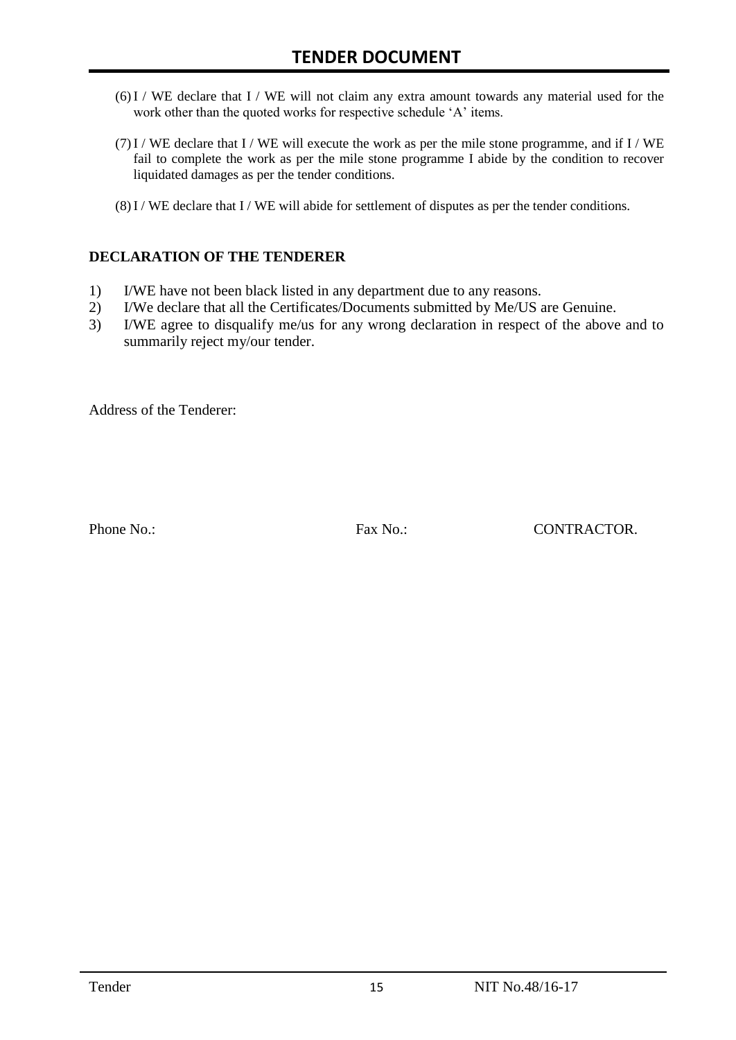(6) I / WE declare that I / WE will not claim any extra amount towards any material used for the work other than the quoted works for respective schedule 'A' items.

(7) I / WE declare that I / WE will execute the work as per the mile stone programme, and if I / WE fail to complete the work as per the mile stone programme I abide by the condition to recover liquidated damages as per the tender conditions.

(8) I / WE declare that I / WE will abide for settlement of disputes as per the tender conditions.

**DECLARATION OF THE TENDERER**

1) I/WE have not been black listed in any department due to any reasons.
2) I/We declare that all the Certificates/Documents submitted by Me/US are Genuine.
3) I/WE agree to disqualify me/us for any wrong declaration in respect of the above and to summarily reject my/our tender.

Address of the Tenderer:

Phone No.: Fax No.: CONTRACTOR.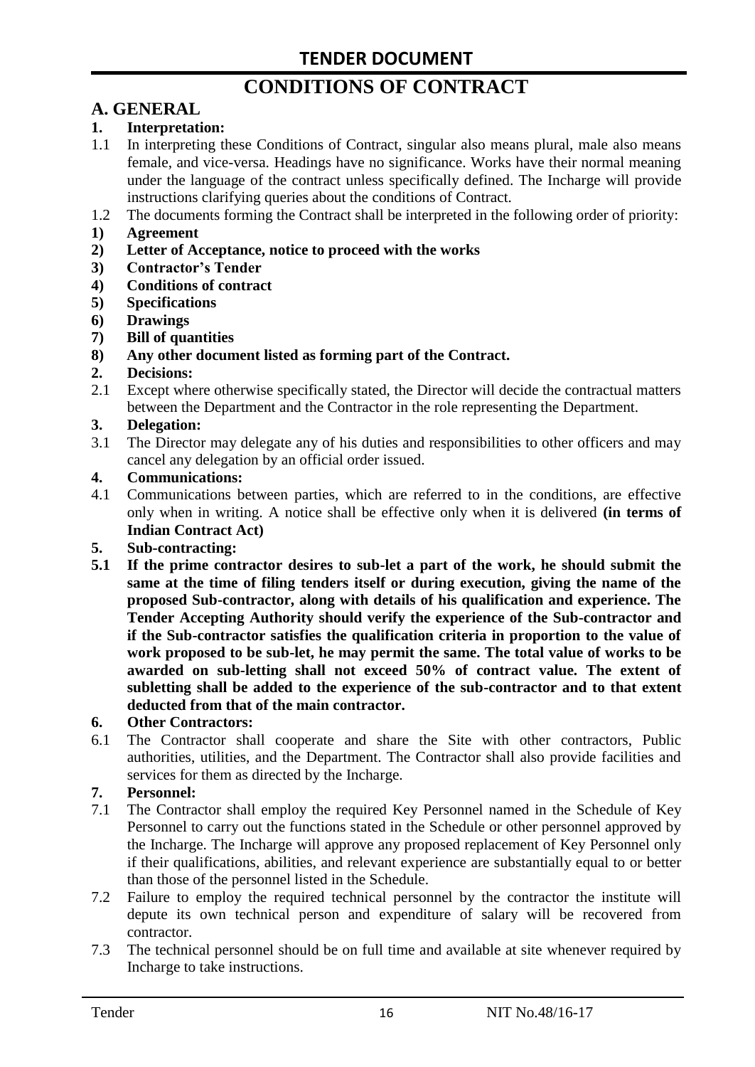# CONDITIONS OF CONTRACT

## A. GENERAL

**1. Interpretation:**

1.1 In interpreting these Conditions of Contract, singular also means plural, male also means female, and vice-versa. Headings have no significance. Works have their normal meaning under the language of the contract unless specifically defined. The Incharge will provide instructions clarifying queries about the conditions of Contract.

1.2 The documents forming the Contract shall be interpreted in the following order of priority:

**1) Agreement**

**2) Letter of Acceptance, notice to proceed with the works**

**3) Contractor's Tender**

**4) Conditions of contract**

**5) Specifications**

**6) Drawings**

**7) Bill of quantities**

**8) Any other document listed as forming part of the Contract.**

**2. Decisions:**

2.1 Except where otherwise specifically stated, the Director will decide the contractual matters between the Department and the Contractor in the role representing the Department.

**3. Delegation:**

3.1 The Director may delegate any of his duties and responsibilities to other officers and may cancel any delegation by an official order issued.

**4. Communications:**

4.1 Communications between parties, which are referred to in the conditions, are effective only when in writing. A notice shall be effective only when it is delivered **(in terms of Indian Contract Act)**

**5. Sub-contracting:**

**5.1 If the prime contractor desires to sub-let a part of the work, he should submit the same at the time of filing tenders itself or during execution, giving the name of the proposed Sub-contractor, along with details of his qualification and experience. The Tender Accepting Authority should verify the experience of the Sub-contractor and if the Sub-contractor satisfies the qualification criteria in proportion to the value of work proposed to be sub-let, he may permit the same. The total value of works to be awarded on sub-letting shall not exceed 50% of contract value. The extent of subletting shall be added to the experience of the sub-contractor and to that extent deducted from that of the main contractor.**

**6. Other Contractors:**

6.1 The Contractor shall cooperate and share the Site with other contractors, Public authorities, utilities, and the Department. The Contractor shall also provide facilities and services for them as directed by the Incharge.

**7. Personnel:**

7.1 The Contractor shall employ the required Key Personnel named in the Schedule of Key Personnel to carry out the functions stated in the Schedule or other personnel approved by the Incharge. The Incharge will approve any proposed replacement of Key Personnel only if their qualifications, abilities, and relevant experience are substantially equal to or better than those of the personnel listed in the Schedule.

7.2 Failure to employ the required technical personnel by the contractor the institute will depute its own technical person and expenditure of salary will be recovered from contractor.

7.3 The technical personnel should be on full time and available at site whenever required by Incharge to take instructions.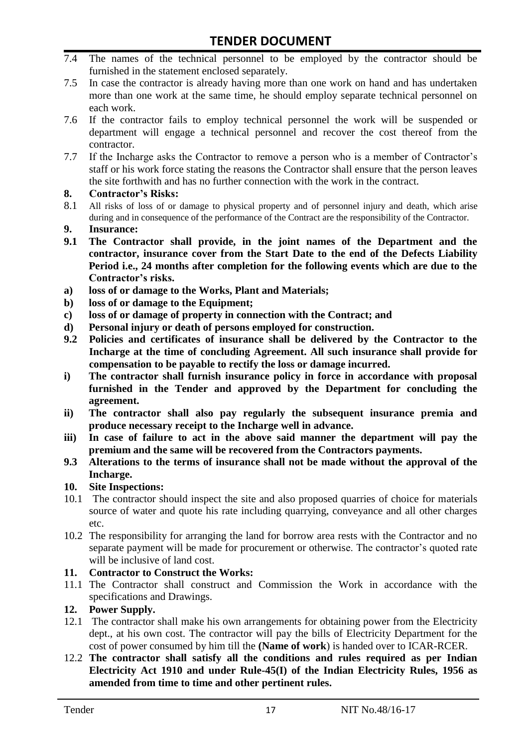7.4 The names of the technical personnel to be employed by the contractor should be furnished in the statement enclosed separately.

7.5 In case the contractor is already having more than one work on hand and has undertaken more than one work at the same time, he should employ separate technical personnel on each work.

7.6 If the contractor fails to employ technical personnel the work will be suspended or department will engage a technical personnel and recover the cost thereof from the contractor.

7.7 If the Incharge asks the Contractor to remove a person who is a member of Contractor's staff or his work force stating the reasons the Contractor shall ensure that the person leaves the site forthwith and has no further connection with the work in the contract.

**8. Contractor's Risks:**

8.1 All risks of loss of or damage to physical property and of personnel injury and death, which arise during and in consequence of the performance of the Contract are the responsibility of the Contractor.

**9. Insurance:**

**9.1 The Contractor shall provide, in the joint names of the Department and the contractor, insurance cover from the Start Date to the end of the Defects Liability Period i.e., 24 months after completion for the following events which are due to the Contractor's risks.**

**a) loss of or damage to the Works, Plant and Materials;**

**b) loss of or damage to the Equipment;**

**c) loss of or damage of property in connection with the Contract; and**

**d) Personal injury or death of persons employed for construction.**

**9.2 Policies and certificates of insurance shall be delivered by the Contractor to the Incharge at the time of concluding Agreement. All such insurance shall provide for compensation to be payable to rectify the loss or damage incurred.**

**i) The contractor shall furnish insurance policy in force in accordance with proposal furnished in the Tender and approved by the Department for concluding the agreement.**

**ii) The contractor shall also pay regularly the subsequent insurance premia and produce necessary receipt to the Incharge well in advance.**

**iii) In case of failure to act in the above said manner the department will pay the premium and the same will be recovered from the Contractors payments.**

**9.3 Alterations to the terms of insurance shall not be made without the approval of the Incharge.**

**10. Site Inspections:**

10.1 The contractor should inspect the site and also proposed quarries of choice for materials source of water and quote his rate including quarrying, conveyance and all other charges etc.

10.2 The responsibility for arranging the land for borrow area rests with the Contractor and no separate payment will be made for procurement or otherwise. The contractor's quoted rate will be inclusive of land cost.

**11. Contractor to Construct the Works:**

11.1 The Contractor shall construct and Commission the Work in accordance with the specifications and Drawings.

**12. Power Supply.**

12.1 The contractor shall make his own arrangements for obtaining power from the Electricity dept., at his own cost. The contractor will pay the bills of Electricity Department for the cost of power consumed by him till the **(Name of work**) is handed over to ICAR-RCER.

12.2 **The contractor shall satisfy all the conditions and rules required as per Indian Electricity Act 1910 and under Rule-45(I) of the Indian Electricity Rules, 1956 as amended from time to time and other pertinent rules.**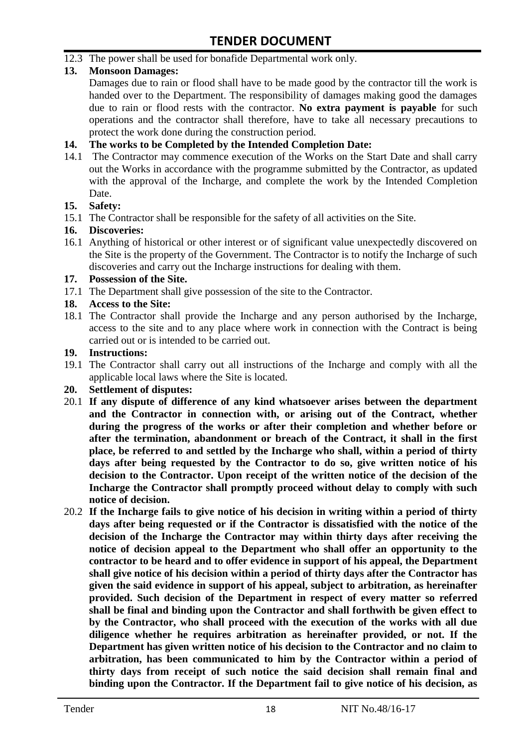12.3 The power shall be used for bonafide Departmental work only.

**13. Monsoon Damages:**

Damages due to rain or flood shall have to be made good by the contractor till the work is handed over to the Department. The responsibility of damages making good the damages due to rain or flood rests with the contractor. **No extra payment is payable** for such operations and the contractor shall therefore, have to take all necessary precautions to protect the work done during the construction period.

**14. The works to be Completed by the Intended Completion Date:**

14.1 The Contractor may commence execution of the Works on the Start Date and shall carry out the Works in accordance with the programme submitted by the Contractor, as updated with the approval of the Incharge, and complete the work by the Intended Completion Date.

**15. Safety:**

15.1 The Contractor shall be responsible for the safety of all activities on the Site.

**16. Discoveries:**

16.1 Anything of historical or other interest or of significant value unexpectedly discovered on the Site is the property of the Government. The Contractor is to notify the Incharge of such discoveries and carry out the Incharge instructions for dealing with them.

**17. Possession of the Site.**

17.1 The Department shall give possession of the site to the Contractor.

**18. Access to the Site:**

18.1 The Contractor shall provide the Incharge and any person authorised by the Incharge, access to the site and to any place where work in connection with the Contract is being carried out or is intended to be carried out.

**19. Instructions:**

19.1 The Contractor shall carry out all instructions of the Incharge and comply with all the applicable local laws where the Site is located.

**20. Settlement of disputes:**

20.1 **If any dispute of difference of any kind whatsoever arises between the department and the Contractor in connection with, or arising out of the Contract, whether during the progress of the works or after their completion and whether before or after the termination, abandonment or breach of the Contract, it shall in the first place, be referred to and settled by the Incharge who shall, within a period of thirty days after being requested by the Contractor to do so, give written notice of his decision to the Contractor. Upon receipt of the written notice of the decision of the Incharge the Contractor shall promptly proceed without delay to comply with such notice of decision.**

20.2 **If the Incharge fails to give notice of his decision in writing within a period of thirty days after being requested or if the Contractor is dissatisfied with the notice of the decision of the Incharge the Contractor may within thirty days after receiving the notice of decision appeal to the Department who shall offer an opportunity to the contractor to be heard and to offer evidence in support of his appeal, the Department shall give notice of his decision within a period of thirty days after the Contractor has given the said evidence in support of his appeal, subject to arbitration, as hereinafter provided. Such decision of the Department in respect of every matter so referred shall be final and binding upon the Contractor and shall forthwith be given effect to by the Contractor, who shall proceed with the execution of the works with all due diligence whether he requires arbitration as hereinafter provided, or not. If the Department has given written notice of his decision to the Contractor and no claim to arbitration, has been communicated to him by the Contractor within a period of thirty days from receipt of such notice the said decision shall remain final and binding upon the Contractor. If the Department fail to give notice of his decision, as**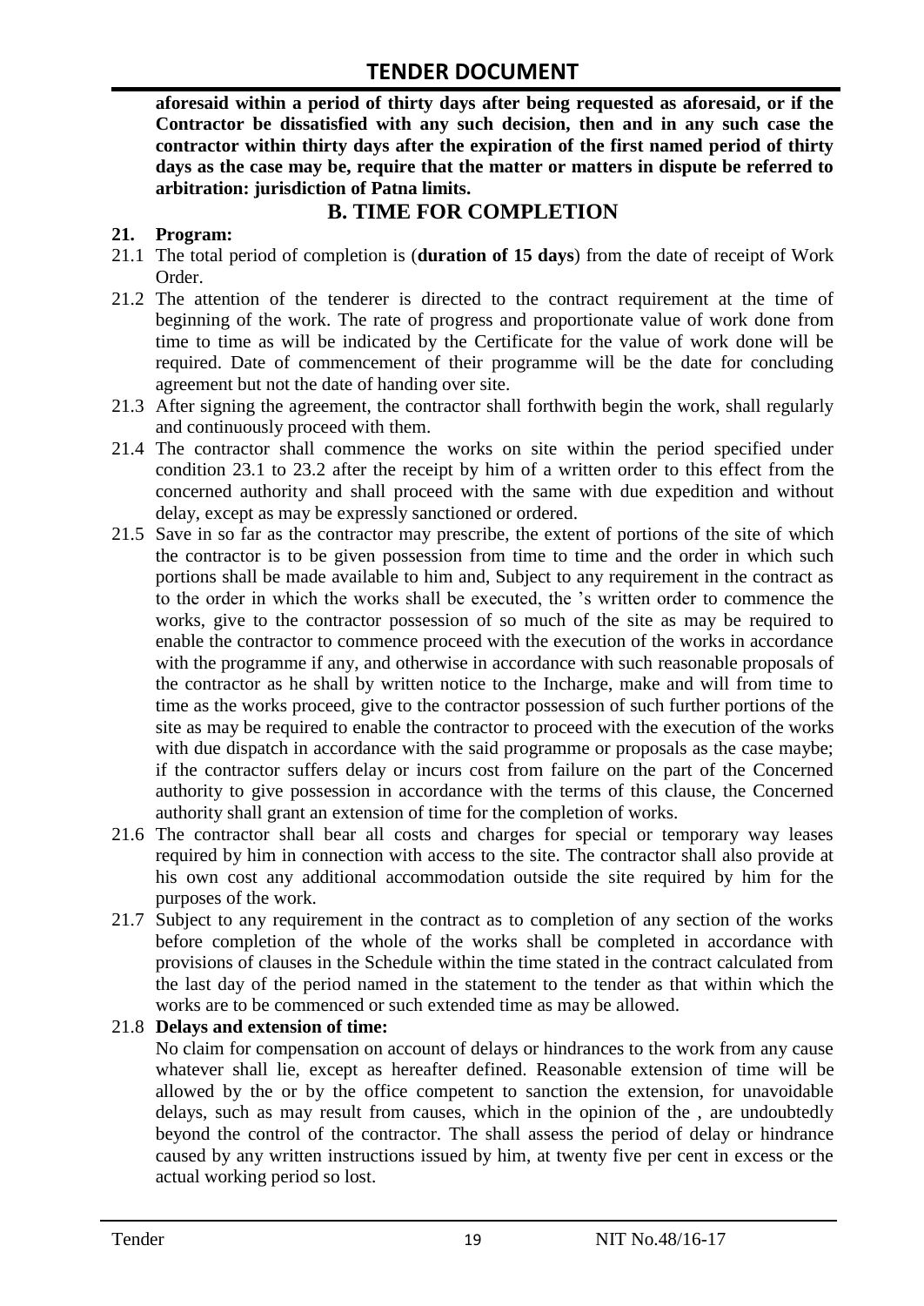**aforesaid within a period of thirty days after being requested as aforesaid, or if the Contractor be dissatisfied with any such decision, then and in any such case the contractor within thirty days after the expiration of the first named period of thirty days as the case may be, require that the matter or matters in dispute be referred to arbitration: jurisdiction of Patna limits.**

## B. TIME FOR COMPLETION

**21. Program:**

21.1 The total period of completion is (**duration of 15 days**) from the date of receipt of Work Order.

21.2 The attention of the tenderer is directed to the contract requirement at the time of beginning of the work. The rate of progress and proportionate value of work done from time to time as will be indicated by the Certificate for the value of work done will be required. Date of commencement of their programme will be the date for concluding agreement but not the date of handing over site.

21.3 After signing the agreement, the contractor shall forthwith begin the work, shall regularly and continuously proceed with them.

21.4 The contractor shall commence the works on site within the period specified under condition 23.1 to 23.2 after the receipt by him of a written order to this effect from the concerned authority and shall proceed with the same with due expedition and without delay, except as may be expressly sanctioned or ordered.

21.5 Save in so far as the contractor may prescribe, the extent of portions of the site of which the contractor is to be given possession from time to time and the order in which such portions shall be made available to him and, Subject to any requirement in the contract as to the order in which the works shall be executed, the 's written order to commence the works, give to the contractor possession of so much of the site as may be required to enable the contractor to commence proceed with the execution of the works in accordance with the programme if any, and otherwise in accordance with such reasonable proposals of the contractor as he shall by written notice to the Incharge, make and will from time to time as the works proceed, give to the contractor possession of such further portions of the site as may be required to enable the contractor to proceed with the execution of the works with due dispatch in accordance with the said programme or proposals as the case maybe; if the contractor suffers delay or incurs cost from failure on the part of the Concerned authority to give possession in accordance with the terms of this clause, the Concerned authority shall grant an extension of time for the completion of works.

21.6 The contractor shall bear all costs and charges for special or temporary way leases required by him in connection with access to the site. The contractor shall also provide at his own cost any additional accommodation outside the site required by him for the purposes of the work.

21.7 Subject to any requirement in the contract as to completion of any section of the works before completion of the whole of the works shall be completed in accordance with provisions of clauses in the Schedule within the time stated in the contract calculated from the last day of the period named in the statement to the tender as that within which the works are to be commenced or such extended time as may be allowed.

21.8 **Delays and extension of time:**

No claim for compensation on account of delays or hindrances to the work from any cause whatever shall lie, except as hereafter defined. Reasonable extension of time will be allowed by the or by the office competent to sanction the extension, for unavoidable delays, such as may result from causes, which in the opinion of the , are undoubtedly beyond the control of the contractor. The shall assess the period of delay or hindrance caused by any written instructions issued by him, at twenty five per cent in excess or the actual working period so lost.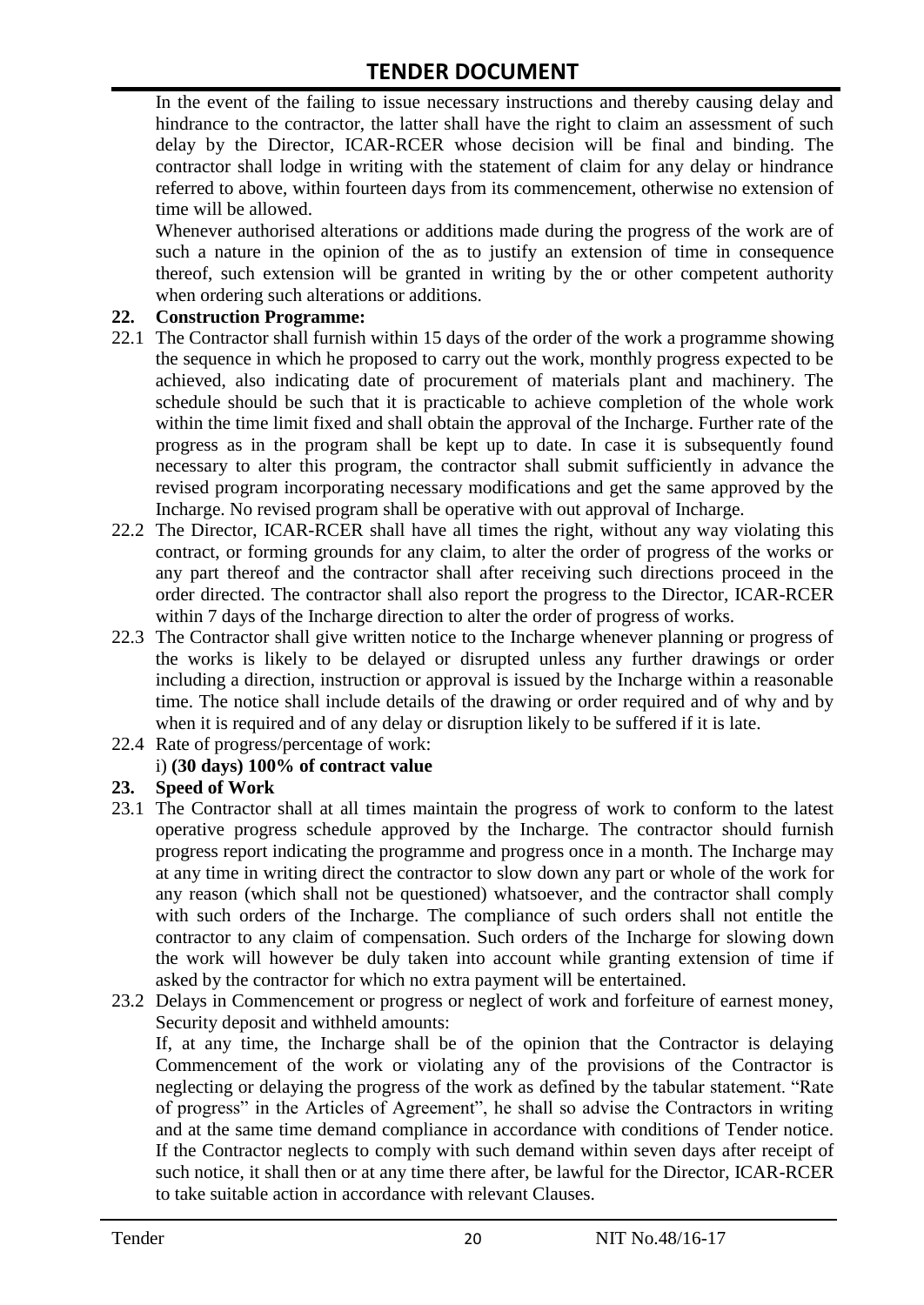In the event of the failing to issue necessary instructions and thereby causing delay and hindrance to the contractor, the latter shall have the right to claim an assessment of such delay by the Director, ICAR-RCER whose decision will be final and binding. The contractor shall lodge in writing with the statement of claim for any delay or hindrance referred to above, within fourteen days from its commencement, otherwise no extension of time will be allowed.

Whenever authorised alterations or additions made during the progress of the work are of such a nature in the opinion of the as to justify an extension of time in consequence thereof, such extension will be granted in writing by the or other competent authority when ordering such alterations or additions.

**22. Construction Programme:**

22.1 The Contractor shall furnish within 15 days of the order of the work a programme showing the sequence in which he proposed to carry out the work, monthly progress expected to be achieved, also indicating date of procurement of materials plant and machinery. The schedule should be such that it is practicable to achieve completion of the whole work within the time limit fixed and shall obtain the approval of the Incharge. Further rate of the progress as in the program shall be kept up to date. In case it is subsequently found necessary to alter this program, the contractor shall submit sufficiently in advance the revised program incorporating necessary modifications and get the same approved by the Incharge. No revised program shall be operative with out approval of Incharge.

22.2 The Director, ICAR-RCER shall have all times the right, without any way violating this contract, or forming grounds for any claim, to alter the order of progress of the works or any part thereof and the contractor shall after receiving such directions proceed in the order directed. The contractor shall also report the progress to the Director, ICAR-RCER within 7 days of the Incharge direction to alter the order of progress of works.

22.3 The Contractor shall give written notice to the Incharge whenever planning or progress of the works is likely to be delayed or disrupted unless any further drawings or order including a direction, instruction or approval is issued by the Incharge within a reasonable time. The notice shall include details of the drawing or order required and of why and by when it is required and of any delay or disruption likely to be suffered if it is late.

22.4 Rate of progress/percentage of work:

i) **(30 days) 100% of contract value**

**23. Speed of Work**

23.1 The Contractor shall at all times maintain the progress of work to conform to the latest operative progress schedule approved by the Incharge. The contractor should furnish progress report indicating the programme and progress once in a month. The Incharge may at any time in writing direct the contractor to slow down any part or whole of the work for any reason (which shall not be questioned) whatsoever, and the contractor shall comply with such orders of the Incharge. The compliance of such orders shall not entitle the contractor to any claim of compensation. Such orders of the Incharge for slowing down the work will however be duly taken into account while granting extension of time if asked by the contractor for which no extra payment will be entertained.

23.2 Delays in Commencement or progress or neglect of work and forfeiture of earnest money, Security deposit and withheld amounts:

If, at any time, the Incharge shall be of the opinion that the Contractor is delaying Commencement of the work or violating any of the provisions of the Contractor is neglecting or delaying the progress of the work as defined by the tabular statement. "Rate of progress" in the Articles of Agreement", he shall so advise the Contractors in writing and at the same time demand compliance in accordance with conditions of Tender notice. If the Contractor neglects to comply with such demand within seven days after receipt of such notice, it shall then or at any time there after, be lawful for the Director, ICAR-RCER to take suitable action in accordance with relevant Clauses.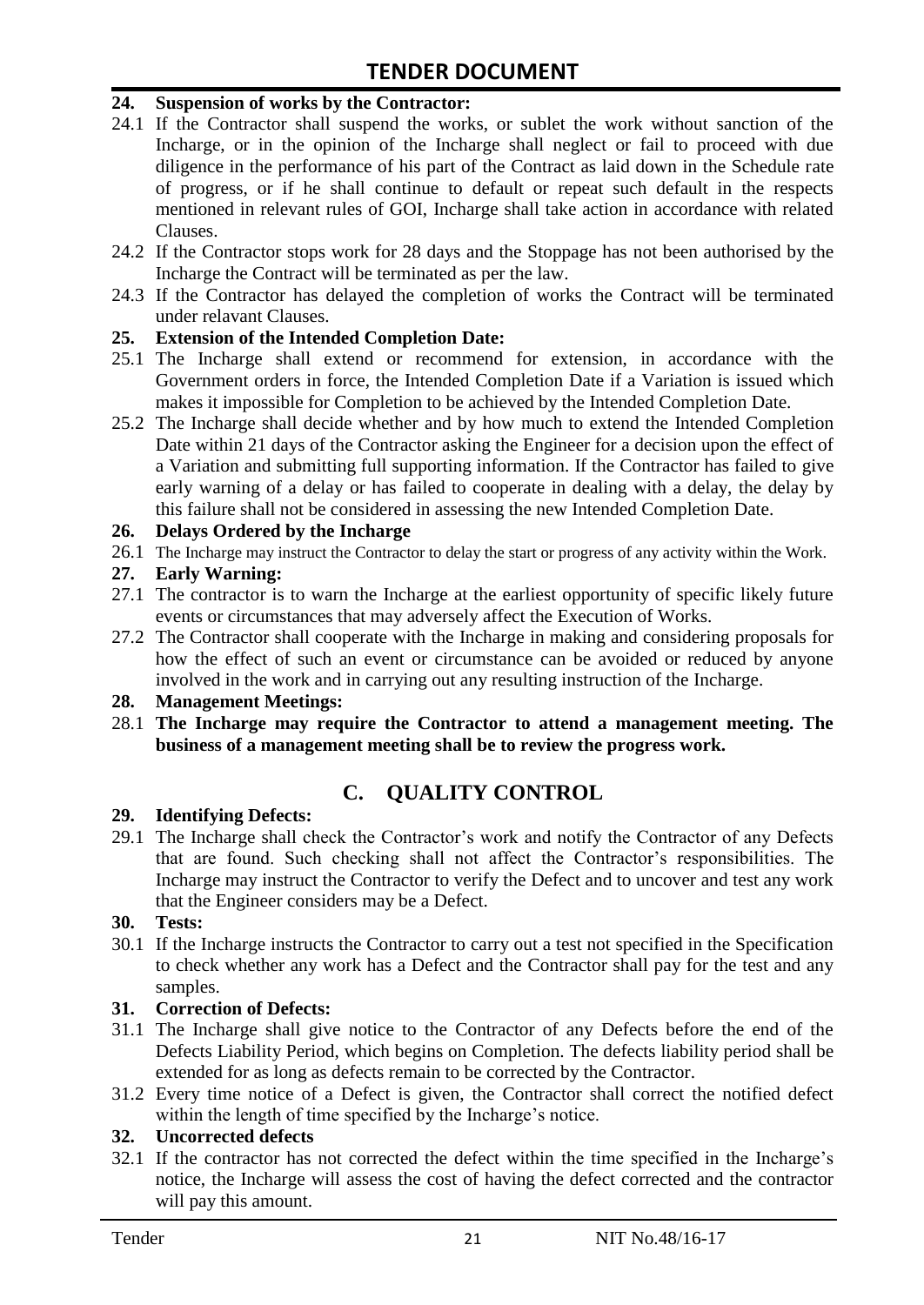**24. Suspension of works by the Contractor:**

24.1 If the Contractor shall suspend the works, or sublet the work without sanction of the Incharge, or in the opinion of the Incharge shall neglect or fail to proceed with due diligence in the performance of his part of the Contract as laid down in the Schedule rate of progress, or if he shall continue to default or repeat such default in the respects mentioned in relevant rules of GOI, Incharge shall take action in accordance with related Clauses.

24.2 If the Contractor stops work for 28 days and the Stoppage has not been authorised by the Incharge the Contract will be terminated as per the law.

24.3 If the Contractor has delayed the completion of works the Contract will be terminated under relavant Clauses.

**25. Extension of the Intended Completion Date:**

25.1 The Incharge shall extend or recommend for extension, in accordance with the Government orders in force, the Intended Completion Date if a Variation is issued which makes it impossible for Completion to be achieved by the Intended Completion Date.

25.2 The Incharge shall decide whether and by how much to extend the Intended Completion Date within 21 days of the Contractor asking the Engineer for a decision upon the effect of a Variation and submitting full supporting information. If the Contractor has failed to give early warning of a delay or has failed to cooperate in dealing with a delay, the delay by this failure shall not be considered in assessing the new Intended Completion Date.

**26. Delays Ordered by the Incharge**

26.1 The Incharge may instruct the Contractor to delay the start or progress of any activity within the Work.

**27. Early Warning:**

27.1 The contractor is to warn the Incharge at the earliest opportunity of specific likely future events or circumstances that may adversely affect the Execution of Works.

27.2 The Contractor shall cooperate with the Incharge in making and considering proposals for how the effect of such an event or circumstance can be avoided or reduced by anyone involved in the work and in carrying out any resulting instruction of the Incharge.

**28. Management Meetings:**

28.1 **The Incharge may require the Contractor to attend a management meeting. The business of a management meeting shall be to review the progress work.**

## C. QUALITY CONTROL

**29. Identifying Defects:**

29.1 The Incharge shall check the Contractor's work and notify the Contractor of any Defects that are found. Such checking shall not affect the Contractor's responsibilities. The Incharge may instruct the Contractor to verify the Defect and to uncover and test any work that the Engineer considers may be a Defect.

**30. Tests:**

30.1 If the Incharge instructs the Contractor to carry out a test not specified in the Specification to check whether any work has a Defect and the Contractor shall pay for the test and any samples.

**31. Correction of Defects:**

31.1 The Incharge shall give notice to the Contractor of any Defects before the end of the Defects Liability Period, which begins on Completion. The defects liability period shall be extended for as long as defects remain to be corrected by the Contractor.

31.2 Every time notice of a Defect is given, the Contractor shall correct the notified defect within the length of time specified by the Incharge's notice.

**32. Uncorrected defects**

32.1 If the contractor has not corrected the defect within the time specified in the Incharge's notice, the Incharge will assess the cost of having the defect corrected and the contractor will pay this amount.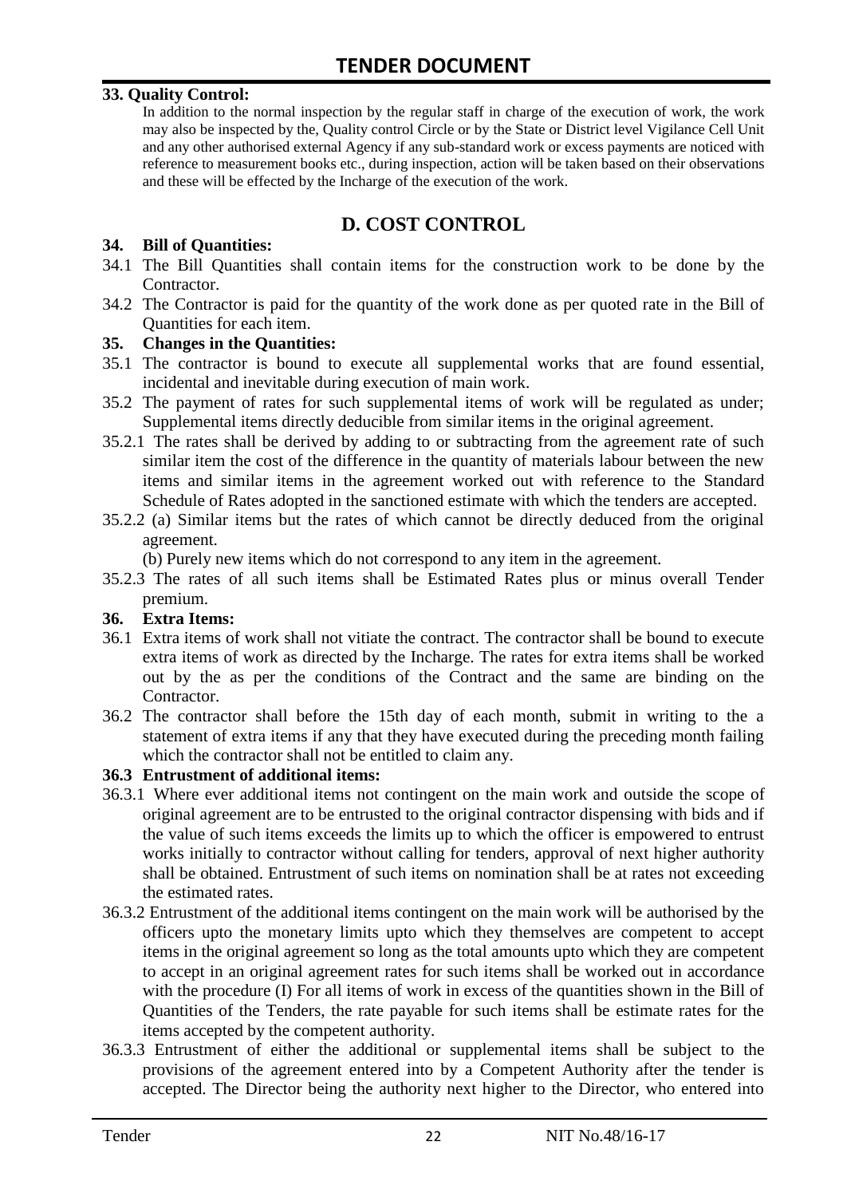**33. Quality Control:**

In addition to the normal inspection by the regular staff in charge of the execution of work, the work may also be inspected by the, Quality control Circle or by the State or District level Vigilance Cell Unit and any other authorised external Agency if any sub-standard work or excess payments are noticed with reference to measurement books etc., during inspection, action will be taken based on their observations and these will be effected by the Incharge of the execution of the work.

## D. COST CONTROL

**34. Bill of Quantities:**

34.1 The Bill Quantities shall contain items for the construction work to be done by the Contractor.

34.2 The Contractor is paid for the quantity of the work done as per quoted rate in the Bill of Quantities for each item.

**35. Changes in the Quantities:**

35.1 The contractor is bound to execute all supplemental works that are found essential, incidental and inevitable during execution of main work.

35.2 The payment of rates for such supplemental items of work will be regulated as under; Supplemental items directly deducible from similar items in the original agreement.

35.2.1 The rates shall be derived by adding to or subtracting from the agreement rate of such similar item the cost of the difference in the quantity of materials labour between the new items and similar items in the agreement worked out with reference to the Standard Schedule of Rates adopted in the sanctioned estimate with which the tenders are accepted.

35.2.2 (a) Similar items but the rates of which cannot be directly deduced from the original agreement.

(b) Purely new items which do not correspond to any item in the agreement.

35.2.3 The rates of all such items shall be Estimated Rates plus or minus overall Tender premium.

**36. Extra Items:**

36.1 Extra items of work shall not vitiate the contract. The contractor shall be bound to execute extra items of work as directed by the Incharge. The rates for extra items shall be worked out by the as per the conditions of the Contract and the same are binding on the Contractor.

36.2 The contractor shall before the 15th day of each month, submit in writing to the a statement of extra items if any that they have executed during the preceding month failing which the contractor shall not be entitled to claim any.

**36.3 Entrustment of additional items:**

36.3.1 Where ever additional items not contingent on the main work and outside the scope of original agreement are to be entrusted to the original contractor dispensing with bids and if the value of such items exceeds the limits up to which the officer is empowered to entrust works initially to contractor without calling for tenders, approval of next higher authority shall be obtained. Entrustment of such items on nomination shall be at rates not exceeding the estimated rates.

36.3.2 Entrustment of the additional items contingent on the main work will be authorised by the officers upto the monetary limits upto which they themselves are competent to accept items in the original agreement so long as the total amounts upto which they are competent to accept in an original agreement rates for such items shall be worked out in accordance with the procedure (I) For all items of work in excess of the quantities shown in the Bill of Quantities of the Tenders, the rate payable for such items shall be estimate rates for the items accepted by the competent authority.

36.3.3 Entrustment of either the additional or supplemental items shall be subject to the provisions of the agreement entered into by a Competent Authority after the tender is accepted. The Director being the authority next higher to the Director, who entered into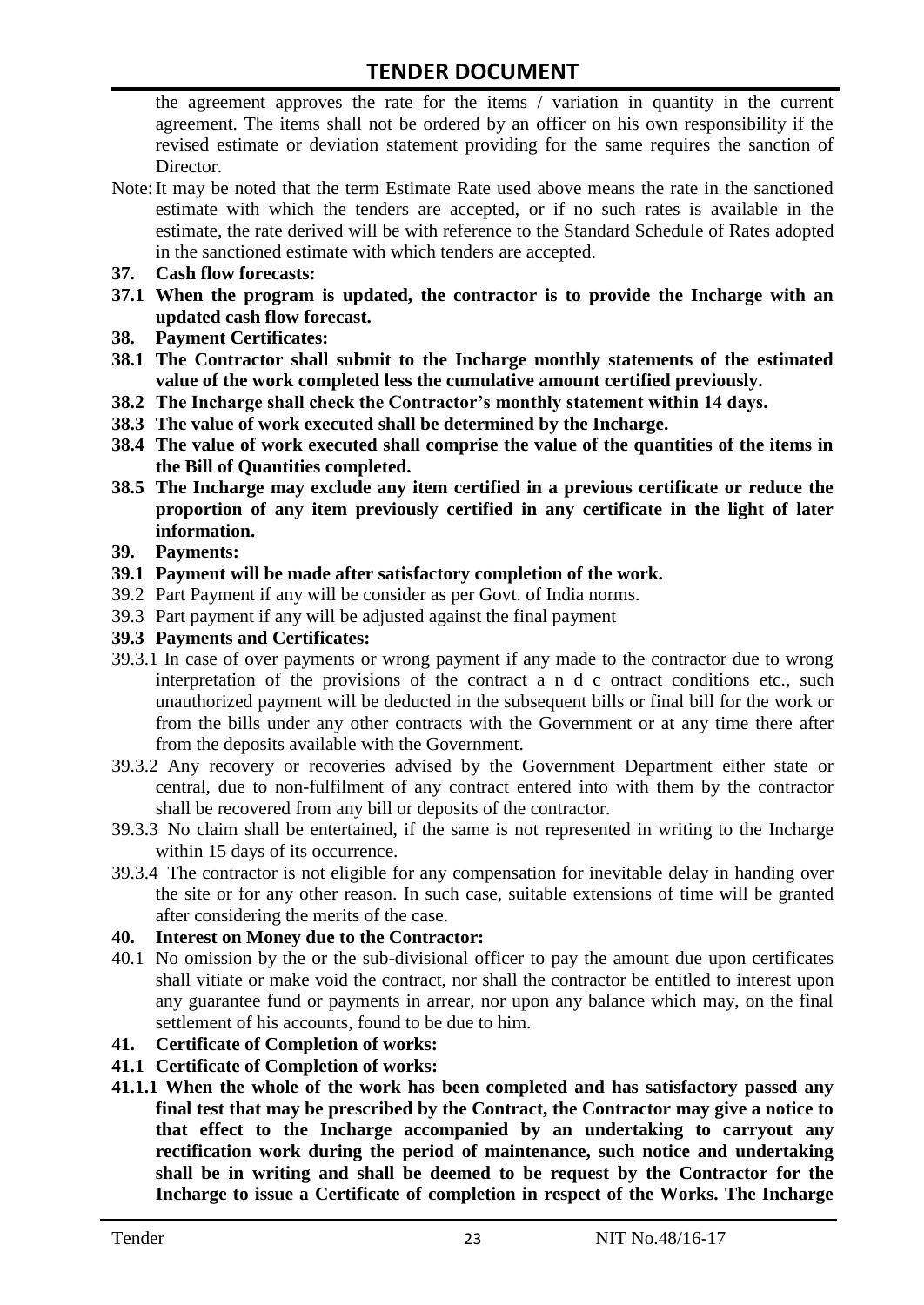the agreement approves the rate for the items / variation in quantity in the current agreement. The items shall not be ordered by an officer on his own responsibility if the revised estimate or deviation statement providing for the same requires the sanction of Director.

Note: It may be noted that the term Estimate Rate used above means the rate in the sanctioned estimate with which the tenders are accepted, or if no such rates is available in the estimate, the rate derived will be with reference to the Standard Schedule of Rates adopted in the sanctioned estimate with which tenders are accepted.

**37. Cash flow forecasts:**

**37.1 When the program is updated, the contractor is to provide the Incharge with an updated cash flow forecast.**

**38. Payment Certificates:**

**38.1 The Contractor shall submit to the Incharge monthly statements of the estimated value of the work completed less the cumulative amount certified previously.**

**38.2 The Incharge shall check the Contractor's monthly statement within 14 days.**

**38.3 The value of work executed shall be determined by the Incharge.**

**38.4 The value of work executed shall comprise the value of the quantities of the items in the Bill of Quantities completed.**

**38.5 The Incharge may exclude any item certified in a previous certificate or reduce the proportion of any item previously certified in any certificate in the light of later information.**

**39. Payments:**

**39.1 Payment will be made after satisfactory completion of the work.**

39.2 Part Payment if any will be consider as per Govt. of India norms.

39.3 Part payment if any will be adjusted against the final payment

**39.3 Payments and Certificates:**

39.3.1 In case of over payments or wrong payment if any made to the contractor due to wrong interpretation of the provisions of the contract a n d c ontract conditions etc., such unauthorized payment will be deducted in the subsequent bills or final bill for the work or from the bills under any other contracts with the Government or at any time there after from the deposits available with the Government.

39.3.2 Any recovery or recoveries advised by the Government Department either state or central, due to non-fulfilment of any contract entered into with them by the contractor shall be recovered from any bill or deposits of the contractor.

39.3.3 No claim shall be entertained, if the same is not represented in writing to the Incharge within 15 days of its occurrence.

39.3.4 The contractor is not eligible for any compensation for inevitable delay in handing over the site or for any other reason. In such case, suitable extensions of time will be granted after considering the merits of the case.

**40. Interest on Money due to the Contractor:**

40.1 No omission by the or the sub-divisional officer to pay the amount due upon certificates shall vitiate or make void the contract, nor shall the contractor be entitled to interest upon any guarantee fund or payments in arrear, nor upon any balance which may, on the final settlement of his accounts, found to be due to him.

**41. Certificate of Completion of works:**

**41.1 Certificate of Completion of works:**

**41.1.1 When the whole of the work has been completed and has satisfactory passed any final test that may be prescribed by the Contract, the Contractor may give a notice to that effect to the Incharge accompanied by an undertaking to carryout any rectification work during the period of maintenance, such notice and undertaking shall be in writing and shall be deemed to be request by the Contractor for the Incharge to issue a Certificate of completion in respect of the Works. The Incharge**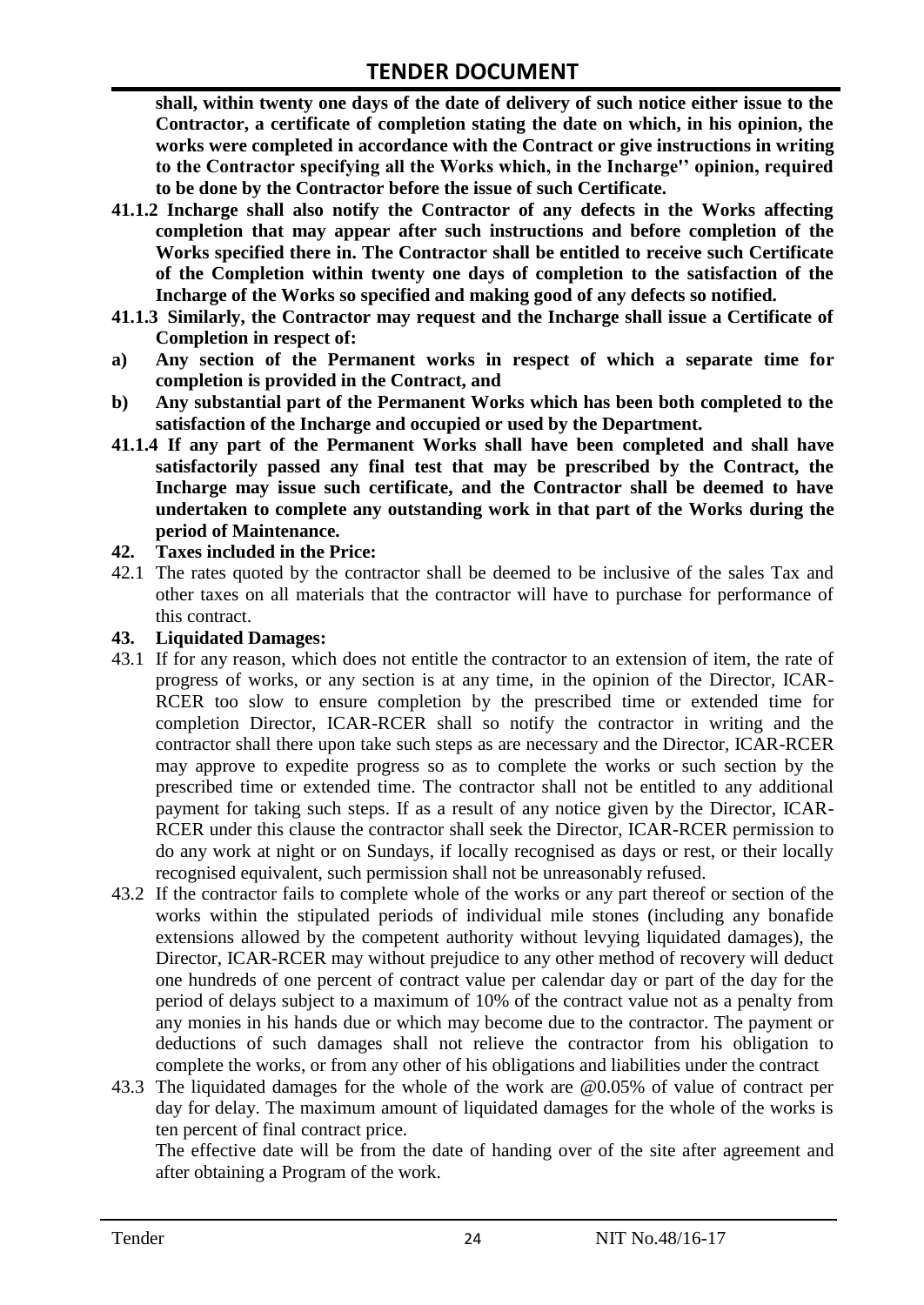**shall, within twenty one days of the date of delivery of such notice either issue to the Contractor, a certificate of completion stating the date on which, in his opinion, the works were completed in accordance with the Contract or give instructions in writing to the Contractor specifying all the Works which, in the Incharge'' opinion, required to be done by the Contractor before the issue of such Certificate.**

**41.1.2 Incharge shall also notify the Contractor of any defects in the Works affecting completion that may appear after such instructions and before completion of the Works specified there in. The Contractor shall be entitled to receive such Certificate of the Completion within twenty one days of completion to the satisfaction of the Incharge of the Works so specified and making good of any defects so notified.**

**41.1.3 Similarly, the Contractor may request and the Incharge shall issue a Certificate of Completion in respect of:**

**a) Any section of the Permanent works in respect of which a separate time for completion is provided in the Contract, and**

**b) Any substantial part of the Permanent Works which has been both completed to the satisfaction of the Incharge and occupied or used by the Department.**

**41.1.4 If any part of the Permanent Works shall have been completed and shall have satisfactorily passed any final test that may be prescribed by the Contract, the Incharge may issue such certificate, and the Contractor shall be deemed to have undertaken to complete any outstanding work in that part of the Works during the period of Maintenance.**

**42. Taxes included in the Price:**

42.1 The rates quoted by the contractor shall be deemed to be inclusive of the sales Tax and other taxes on all materials that the contractor will have to purchase for performance of this contract.

**43. Liquidated Damages:**

43.1 If for any reason, which does not entitle the contractor to an extension of item, the rate of progress of works, or any section is at any time, in the opinion of the Director, ICAR-RCER too slow to ensure completion by the prescribed time or extended time for completion Director, ICAR-RCER shall so notify the contractor in writing and the contractor shall there upon take such steps as are necessary and the Director, ICAR-RCER may approve to expedite progress so as to complete the works or such section by the prescribed time or extended time. The contractor shall not be entitled to any additional payment for taking such steps. If as a result of any notice given by the Director, ICAR-RCER under this clause the contractor shall seek the Director, ICAR-RCER permission to do any work at night or on Sundays, if locally recognised as days or rest, or their locally recognised equivalent, such permission shall not be unreasonably refused.

43.2 If the contractor fails to complete whole of the works or any part thereof or section of the works within the stipulated periods of individual mile stones (including any bonafide extensions allowed by the competent authority without levying liquidated damages), the Director, ICAR-RCER may without prejudice to any other method of recovery will deduct one hundreds of one percent of contract value per calendar day or part of the day for the period of delays subject to a maximum of 10% of the contract value not as a penalty from any monies in his hands due or which may become due to the contractor. The payment or deductions of such damages shall not relieve the contractor from his obligation to complete the works, or from any other of his obligations and liabilities under the contract

43.3 The liquidated damages for the whole of the work are @0.05% of value of contract per day for delay. The maximum amount of liquidated damages for the whole of the works is ten percent of final contract price.

The effective date will be from the date of handing over of the site after agreement and after obtaining a Program of the work.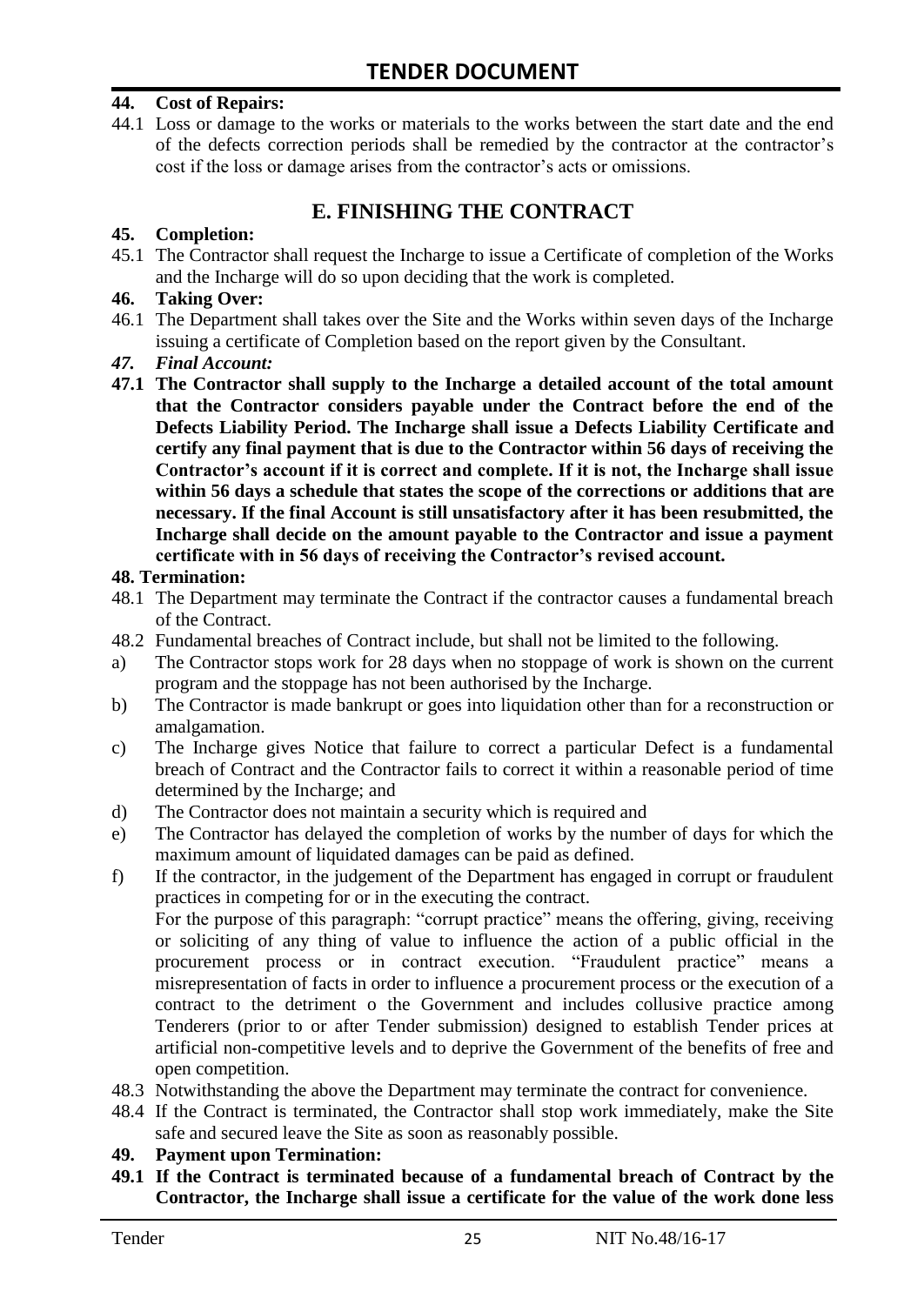**44. Cost of Repairs:**

44.1 Loss or damage to the works or materials to the works between the start date and the end of the defects correction periods shall be remedied by the contractor at the contractor's cost if the loss or damage arises from the contractor's acts or omissions.

## E. FINISHING THE CONTRACT

**45. Completion:**

45.1 The Contractor shall request the Incharge to issue a Certificate of completion of the Works and the Incharge will do so upon deciding that the work is completed.

**46. Taking Over:**

46.1 The Department shall takes over the Site and the Works within seven days of the Incharge issuing a certificate of Completion based on the report given by the Consultant.

***47. Final Account:***

**47.1 The Contractor shall supply to the Incharge a detailed account of the total amount that the Contractor considers payable under the Contract before the end of the Defects Liability Period. The Incharge shall issue a Defects Liability Certificate and certify any final payment that is due to the Contractor within 56 days of receiving the Contractor's account if it is correct and complete. If it is not, the Incharge shall issue within 56 days a schedule that states the scope of the corrections or additions that are necessary. If the final Account is still unsatisfactory after it has been resubmitted, the Incharge shall decide on the amount payable to the Contractor and issue a payment certificate with in 56 days of receiving the Contractor's revised account.**

**48. Termination:**

48.1 The Department may terminate the Contract if the contractor causes a fundamental breach of the Contract.

48.2 Fundamental breaches of Contract include, but shall not be limited to the following.

a) The Contractor stops work for 28 days when no stoppage of work is shown on the current program and the stoppage has not been authorised by the Incharge.

b) The Contractor is made bankrupt or goes into liquidation other than for a reconstruction or amalgamation.

c) The Incharge gives Notice that failure to correct a particular Defect is a fundamental breach of Contract and the Contractor fails to correct it within a reasonable period of time determined by the Incharge; and

d) The Contractor does not maintain a security which is required and

e) The Contractor has delayed the completion of works by the number of days for which the maximum amount of liquidated damages can be paid as defined.

f) If the contractor, in the judgement of the Department has engaged in corrupt or fraudulent practices in competing for or in the executing the contract.

For the purpose of this paragraph: "corrupt practice" means the offering, giving, receiving or soliciting of any thing of value to influence the action of a public official in the procurement process or in contract execution. "Fraudulent practice" means a misrepresentation of facts in order to influence a procurement process or the execution of a contract to the detriment o the Government and includes collusive practice among Tenderers (prior to or after Tender submission) designed to establish Tender prices at artificial non-competitive levels and to deprive the Government of the benefits of free and open competition.

48.3 Notwithstanding the above the Department may terminate the contract for convenience.

48.4 If the Contract is terminated, the Contractor shall stop work immediately, make the Site safe and secured leave the Site as soon as reasonably possible.

**49. Payment upon Termination:**

**49.1 If the Contract is terminated because of a fundamental breach of Contract by the Contractor, the Incharge shall issue a certificate for the value of the work done less**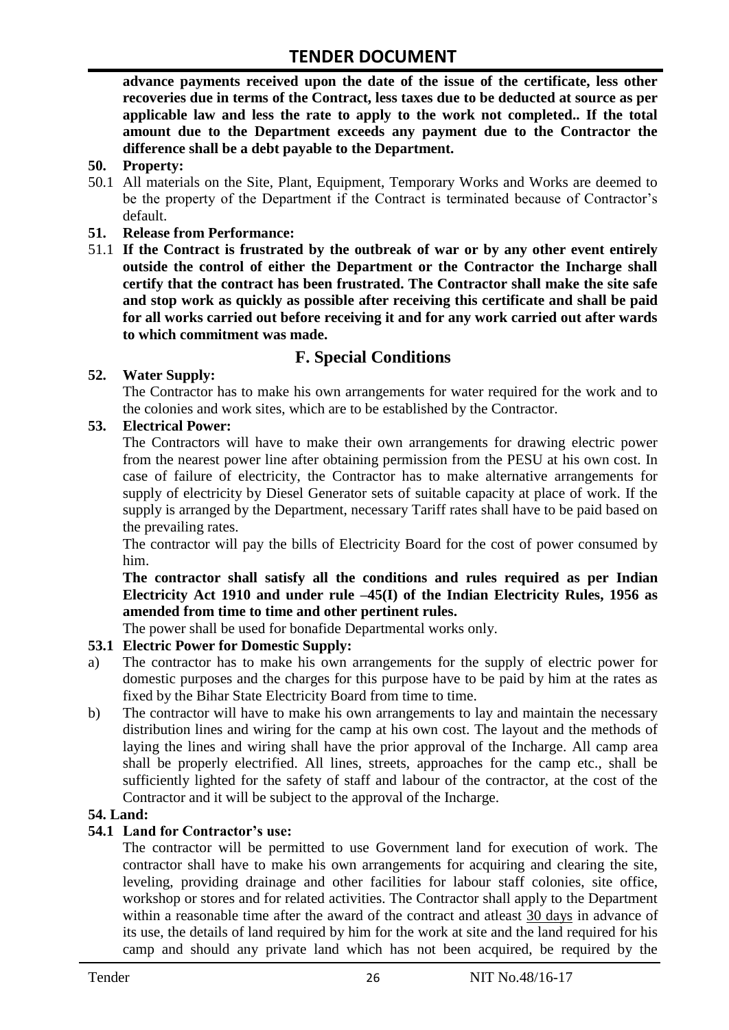**advance payments received upon the date of the issue of the certificate, less other recoveries due in terms of the Contract, less taxes due to be deducted at source as per applicable law and less the rate to apply to the work not completed.. If the total amount due to the Department exceeds any payment due to the Contractor the difference shall be a debt payable to the Department.**

**50. Property:**

50.1 All materials on the Site, Plant, Equipment, Temporary Works and Works are deemed to be the property of the Department if the Contract is terminated because of Contractor's default.

**51. Release from Performance:**

51.1 **If the Contract is frustrated by the outbreak of war or by any other event entirely outside the control of either the Department or the Contractor the Incharge shall certify that the contract has been frustrated. The Contractor shall make the site safe and stop work as quickly as possible after receiving this certificate and shall be paid for all works carried out before receiving it and for any work carried out after wards to which commitment was made.**

## F. Special Conditions

**52. Water Supply:**

The Contractor has to make his own arrangements for water required for the work and to the colonies and work sites, which are to be established by the Contractor.

**53. Electrical Power:**

The Contractors will have to make their own arrangements for drawing electric power from the nearest power line after obtaining permission from the PESU at his own cost. In case of failure of electricity, the Contractor has to make alternative arrangements for supply of electricity by Diesel Generator sets of suitable capacity at place of work. If the supply is arranged by the Department, necessary Tariff rates shall have to be paid based on the prevailing rates.

The contractor will pay the bills of Electricity Board for the cost of power consumed by him.

**The contractor shall satisfy all the conditions and rules required as per Indian Electricity Act 1910 and under rule –45(I) of the Indian Electricity Rules, 1956 as amended from time to time and other pertinent rules.**

The power shall be used for bonafide Departmental works only.

**53.1 Electric Power for Domestic Supply:**

a) The contractor has to make his own arrangements for the supply of electric power for domestic purposes and the charges for this purpose have to be paid by him at the rates as fixed by the Bihar State Electricity Board from time to time.

b) The contractor will have to make his own arrangements to lay and maintain the necessary distribution lines and wiring for the camp at his own cost. The layout and the methods of laying the lines and wiring shall have the prior approval of the Incharge. All camp area shall be properly electrified. All lines, streets, approaches for the camp etc., shall be sufficiently lighted for the safety of staff and labour of the contractor, at the cost of the Contractor and it will be subject to the approval of the Incharge.

**54. Land:**

**54.1 Land for Contractor's use:**

The contractor will be permitted to use Government land for execution of work. The contractor shall have to make his own arrangements for acquiring and clearing the site, leveling, providing drainage and other facilities for labour staff colonies, site office, workshop or stores and for related activities. The Contractor shall apply to the Department within a reasonable time after the award of the contract and atleast 30 days in advance of its use, the details of land required by him for the work at site and the land required for his camp and should any private land which has not been acquired, be required by the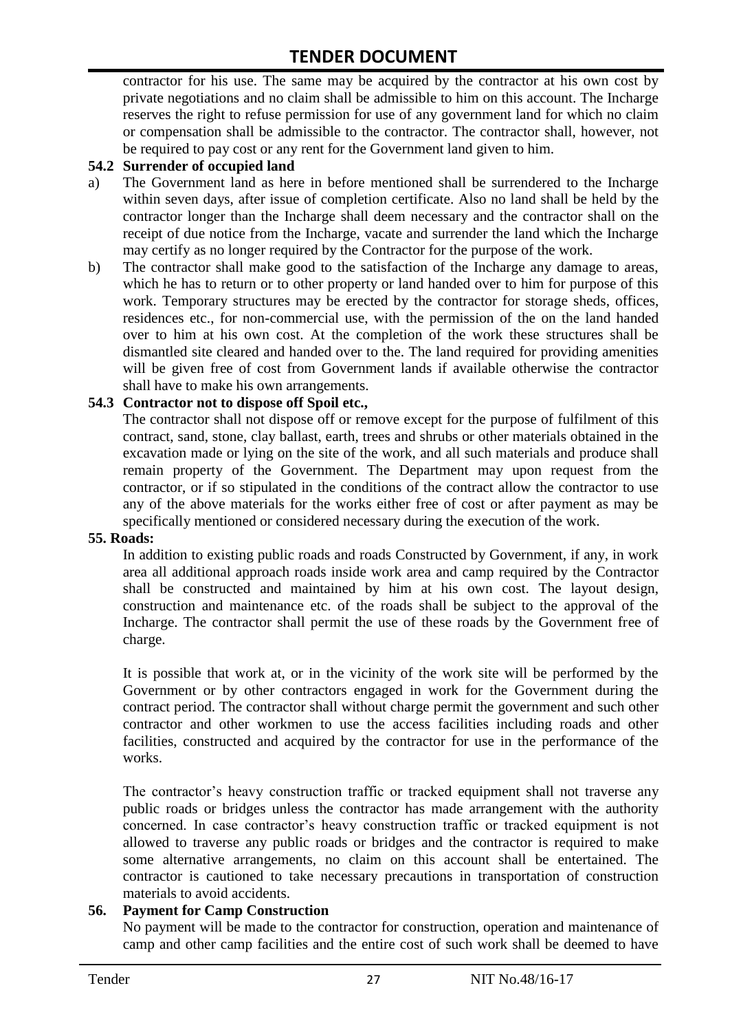contractor for his use. The same may be acquired by the contractor at his own cost by private negotiations and no claim shall be admissible to him on this account. The Incharge reserves the right to refuse permission for use of any government land for which no claim or compensation shall be admissible to the contractor. The contractor shall, however, not be required to pay cost or any rent for the Government land given to him.

**54.2 Surrender of occupied land**

a) The Government land as here in before mentioned shall be surrendered to the Incharge within seven days, after issue of completion certificate. Also no land shall be held by the contractor longer than the Incharge shall deem necessary and the contractor shall on the receipt of due notice from the Incharge, vacate and surrender the land which the Incharge may certify as no longer required by the Contractor for the purpose of the work.

b) The contractor shall make good to the satisfaction of the Incharge any damage to areas, which he has to return or to other property or land handed over to him for purpose of this work. Temporary structures may be erected by the contractor for storage sheds, offices, residences etc., for non-commercial use, with the permission of the on the land handed over to him at his own cost. At the completion of the work these structures shall be dismantled site cleared and handed over to the. The land required for providing amenities will be given free of cost from Government lands if available otherwise the contractor shall have to make his own arrangements.

**54.3 Contractor not to dispose off Spoil etc.,**

The contractor shall not dispose off or remove except for the purpose of fulfilment of this contract, sand, stone, clay ballast, earth, trees and shrubs or other materials obtained in the excavation made or lying on the site of the work, and all such materials and produce shall remain property of the Government. The Department may upon request from the contractor, or if so stipulated in the conditions of the contract allow the contractor to use any of the above materials for the works either free of cost or after payment as may be specifically mentioned or considered necessary during the execution of the work.

**55. Roads:**

In addition to existing public roads and roads Constructed by Government, if any, in work area all additional approach roads inside work area and camp required by the Contractor shall be constructed and maintained by him at his own cost. The layout design, construction and maintenance etc. of the roads shall be subject to the approval of the Incharge. The contractor shall permit the use of these roads by the Government free of charge.

It is possible that work at, or in the vicinity of the work site will be performed by the Government or by other contractors engaged in work for the Government during the contract period. The contractor shall without charge permit the government and such other contractor and other workmen to use the access facilities including roads and other facilities, constructed and acquired by the contractor for use in the performance of the works.

The contractor's heavy construction traffic or tracked equipment shall not traverse any public roads or bridges unless the contractor has made arrangement with the authority concerned. In case contractor's heavy construction traffic or tracked equipment is not allowed to traverse any public roads or bridges and the contractor is required to make some alternative arrangements, no claim on this account shall be entertained. The contractor is cautioned to take necessary precautions in transportation of construction materials to avoid accidents.

**56. Payment for Camp Construction**

No payment will be made to the contractor for construction, operation and maintenance of camp and other camp facilities and the entire cost of such work shall be deemed to have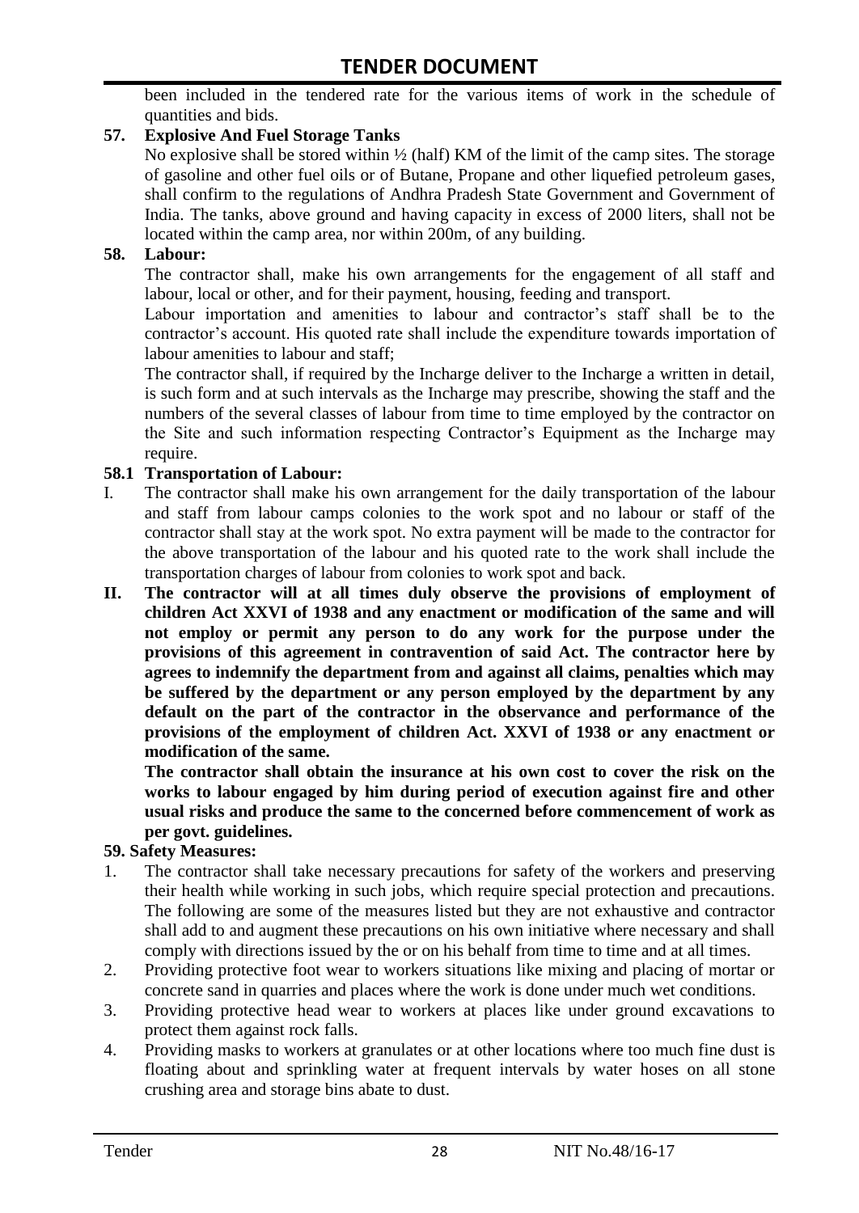been included in the tendered rate for the various items of work in the schedule of quantities and bids.

**57. Explosive And Fuel Storage Tanks**

No explosive shall be stored within ½ (half) KM of the limit of the camp sites. The storage of gasoline and other fuel oils or of Butane, Propane and other liquefied petroleum gases, shall confirm to the regulations of Andhra Pradesh State Government and Government of India. The tanks, above ground and having capacity in excess of 2000 liters, shall not be located within the camp area, nor within 200m, of any building.

**58. Labour:**

The contractor shall, make his own arrangements for the engagement of all staff and labour, local or other, and for their payment, housing, feeding and transport.

Labour importation and amenities to labour and contractor's staff shall be to the contractor's account. His quoted rate shall include the expenditure towards importation of labour amenities to labour and staff;

The contractor shall, if required by the Incharge deliver to the Incharge a written in detail, is such form and at such intervals as the Incharge may prescribe, showing the staff and the numbers of the several classes of labour from time to time employed by the contractor on the Site and such information respecting Contractor's Equipment as the Incharge may require.

**58.1 Transportation of Labour:**

I. The contractor shall make his own arrangement for the daily transportation of the labour and staff from labour camps colonies to the work spot and no labour or staff of the contractor shall stay at the work spot. No extra payment will be made to the contractor for the above transportation of the labour and his quoted rate to the work shall include the transportation charges of labour from colonies to work spot and back.

**II. The contractor will at all times duly observe the provisions of employment of children Act XXVI of 1938 and any enactment or modification of the same and will not employ or permit any person to do any work for the purpose under the provisions of this agreement in contravention of said Act. The contractor here by agrees to indemnify the department from and against all claims, penalties which may be suffered by the department or any person employed by the department by any default on the part of the contractor in the observance and performance of the provisions of the employment of children Act. XXVI of 1938 or any enactment or modification of the same.**

**The contractor shall obtain the insurance at his own cost to cover the risk on the works to labour engaged by him during period of execution against fire and other usual risks and produce the same to the concerned before commencement of work as per govt. guidelines.**

**59. Safety Measures:**

1. The contractor shall take necessary precautions for safety of the workers and preserving their health while working in such jobs, which require special protection and precautions. The following are some of the measures listed but they are not exhaustive and contractor shall add to and augment these precautions on his own initiative where necessary and shall comply with directions issued by the or on his behalf from time to time and at all times.
2. Providing protective foot wear to workers situations like mixing and placing of mortar or concrete sand in quarries and places where the work is done under much wet conditions.
3. Providing protective head wear to workers at places like under ground excavations to protect them against rock falls.
4. Providing masks to workers at granulates or at other locations where too much fine dust is floating about and sprinkling water at frequent intervals by water hoses on all stone crushing area and storage bins abate to dust.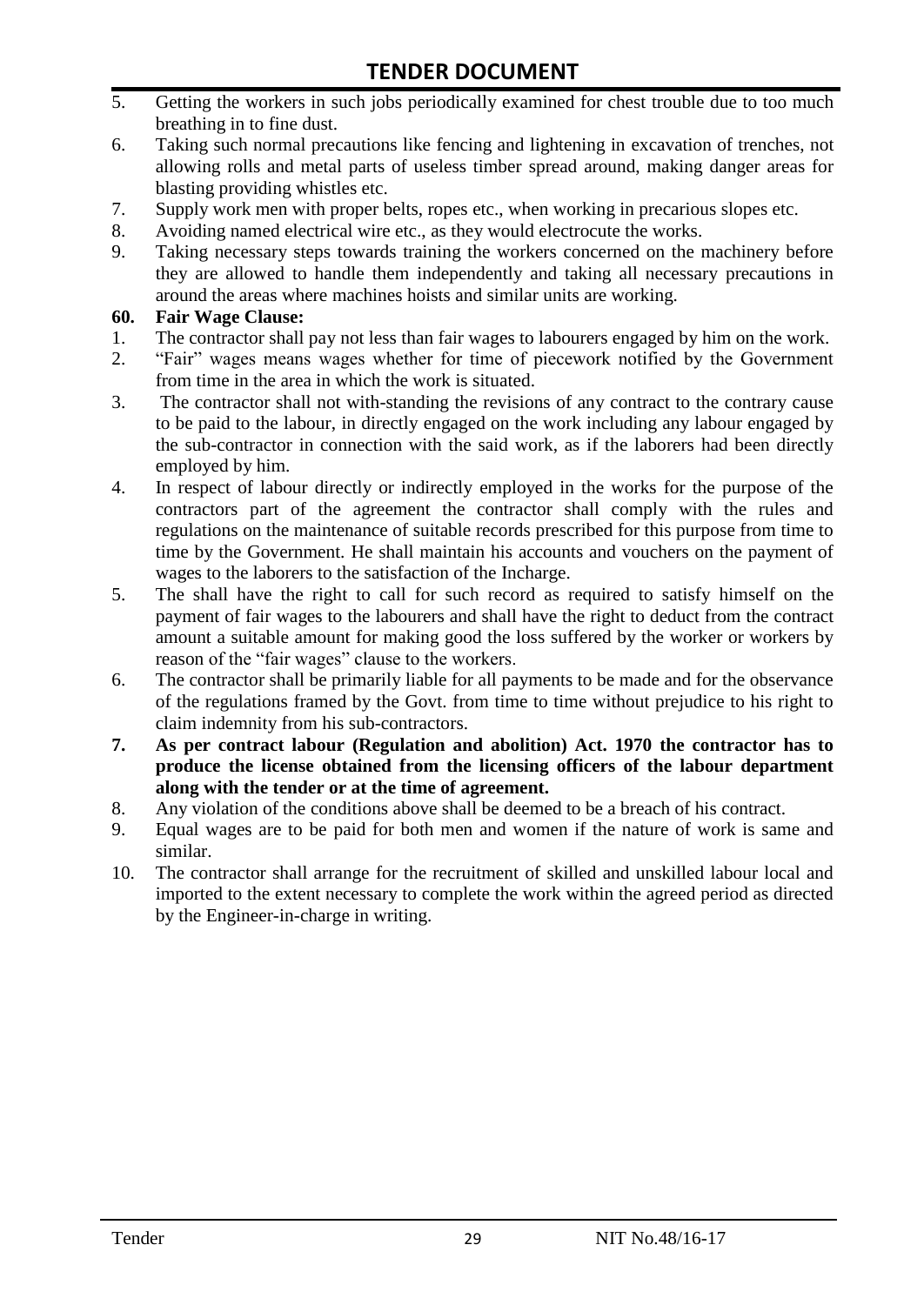5. Getting the workers in such jobs periodically examined for chest trouble due to too much breathing in to fine dust.
6. Taking such normal precautions like fencing and lightening in excavation of trenches, not allowing rolls and metal parts of useless timber spread around, making danger areas for blasting providing whistles etc.
7. Supply work men with proper belts, ropes etc., when working in precarious slopes etc.
8. Avoiding named electrical wire etc., as they would electrocute the works.
9. Taking necessary steps towards training the workers concerned on the machinery before they are allowed to handle them independently and taking all necessary precautions in around the areas where machines hoists and similar units are working.

**60. Fair Wage Clause:**

1. The contractor shall pay not less than fair wages to labourers engaged by him on the work.
2. "Fair" wages means wages whether for time of piecework notified by the Government from time in the area in which the work is situated.
3. The contractor shall not with-standing the revisions of any contract to the contrary cause to be paid to the labour, in directly engaged on the work including any labour engaged by the sub-contractor in connection with the said work, as if the laborers had been directly employed by him.
4. In respect of labour directly or indirectly employed in the works for the purpose of the contractors part of the agreement the contractor shall comply with the rules and regulations on the maintenance of suitable records prescribed for this purpose from time to time by the Government. He shall maintain his accounts and vouchers on the payment of wages to the laborers to the satisfaction of the Incharge.
5. The shall have the right to call for such record as required to satisfy himself on the payment of fair wages to the labourers and shall have the right to deduct from the contract amount a suitable amount for making good the loss suffered by the worker or workers by reason of the "fair wages" clause to the workers.
6. The contractor shall be primarily liable for all payments to be made and for the observance of the regulations framed by the Govt. from time to time without prejudice to his right to claim indemnity from his sub-contractors.
7. **As per contract labour (Regulation and abolition) Act. 1970 the contractor has to produce the license obtained from the licensing officers of the labour department along with the tender or at the time of agreement.**
8. Any violation of the conditions above shall be deemed to be a breach of his contract.
9. Equal wages are to be paid for both men and women if the nature of work is same and similar.
10. The contractor shall arrange for the recruitment of skilled and unskilled labour local and imported to the extent necessary to complete the work within the agreed period as directed by the Engineer-in-charge in writing.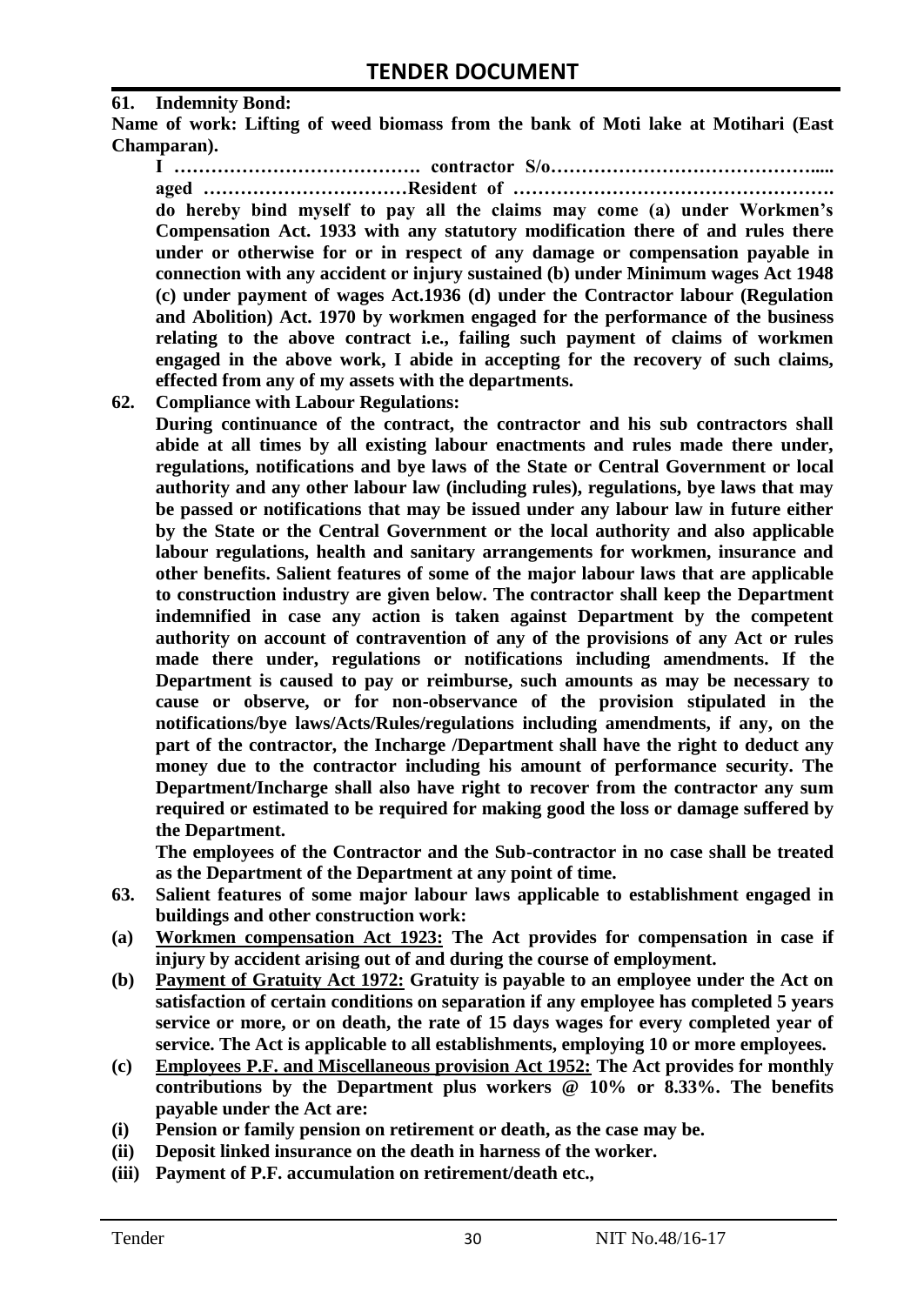**61. Indemnity Bond:**

**Name of work: Lifting of weed biomass from the bank of Moti lake at Motihari (East Champaran).**

**I …………………………………. contractor S/o……………………………………..... aged ……………………………Resident of ……………………………………………. do hereby bind myself to pay all the claims may come (a) under Workmen's Compensation Act. 1933 with any statutory modification there of and rules there under or otherwise for or in respect of any damage or compensation payable in connection with any accident or injury sustained (b) under Minimum wages Act 1948 (c) under payment of wages Act.1936 (d) under the Contractor labour (Regulation and Abolition) Act. 1970 by workmen engaged for the performance of the business relating to the above contract i.e., failing such payment of claims of workmen engaged in the above work, I abide in accepting for the recovery of such claims, effected from any of my assets with the departments.**

**62. Compliance with Labour Regulations:**

**During continuance of the contract, the contractor and his sub contractors shall abide at all times by all existing labour enactments and rules made there under, regulations, notifications and bye laws of the State or Central Government or local authority and any other labour law (including rules), regulations, bye laws that may be passed or notifications that may be issued under any labour law in future either by the State or the Central Government or the local authority and also applicable labour regulations, health and sanitary arrangements for workmen, insurance and other benefits. Salient features of some of the major labour laws that are applicable to construction industry are given below. The contractor shall keep the Department indemnified in case any action is taken against Department by the competent authority on account of contravention of any of the provisions of any Act or rules made there under, regulations or notifications including amendments. If the Department is caused to pay or reimburse, such amounts as may be necessary to cause or observe, or for non-observance of the provision stipulated in the notifications/bye laws/Acts/Rules/regulations including amendments, if any, on the part of the contractor, the Incharge /Department shall have the right to deduct any money due to the contractor including his amount of performance security. The Department/Incharge shall also have right to recover from the contractor any sum required or estimated to be required for making good the loss or damage suffered by the Department.**

**The employees of the Contractor and the Sub-contractor in no case shall be treated as the Department of the Department at any point of time.**

**63. Salient features of some major labour laws applicable to establishment engaged in buildings and other construction work:**

**(a) Workmen compensation Act 1923: The Act provides for compensation in case if injury by accident arising out of and during the course of employment.**

**(b) Payment of Gratuity Act 1972: Gratuity is payable to an employee under the Act on satisfaction of certain conditions on separation if any employee has completed 5 years service or more, or on death, the rate of 15 days wages for every completed year of service. The Act is applicable to all establishments, employing 10 or more employees.**

**(c) Employees P.F. and Miscellaneous provision Act 1952: The Act provides for monthly contributions by the Department plus workers @ 10% or 8.33%. The benefits payable under the Act are:**

**(i) Pension or family pension on retirement or death, as the case may be.**

**(ii) Deposit linked insurance on the death in harness of the worker.**

**(iii) Payment of P.F. accumulation on retirement/death etc.,**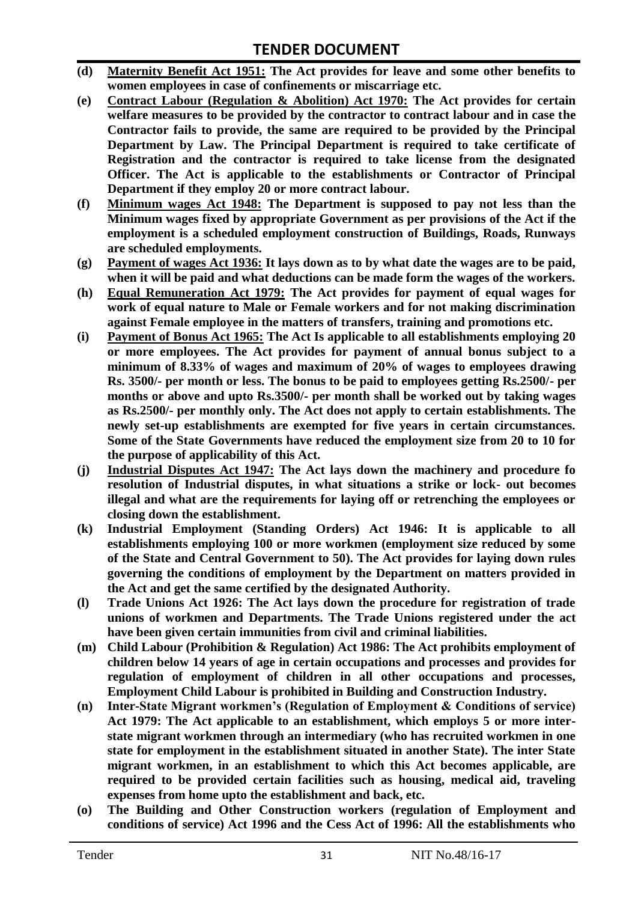- **(d)** **<u>Maternity Benefit Act 1951:</u> The Act provides for leave and some other benefits to women employees in case of confinements or miscarriage etc.**
- **(e)** **<u>Contract Labour (Regulation & Abolition) Act 1970:</u> The Act provides for certain welfare measures to be provided by the contractor to contract labour and in case the Contractor fails to provide, the same are required to be provided by the Principal Department by Law. The Principal Department is required to take certificate of Registration and the contractor is required to take license from the designated Officer. The Act is applicable to the establishments or Contractor of Principal Department if they employ 20 or more contract labour.**
- **(f)** **<u>Minimum wages Act 1948:</u> The Department is supposed to pay not less than the Minimum wages fixed by appropriate Government as per provisions of the Act if the employment is a scheduled employment construction of Buildings, Roads, Runways are scheduled employments.**
- **(g)** **<u>Payment of wages Act 1936:</u> It lays down as to by what date the wages are to be paid, when it will be paid and what deductions can be made form the wages of the workers.**
- **(h)** **<u>Equal Remuneration Act 1979:</u> The Act provides for payment of equal wages for work of equal nature to Male or Female workers and for not making discrimination against Female employee in the matters of transfers, training and promotions etc.**
- **(i)** **<u>Payment of Bonus Act 1965:</u> The Act Is applicable to all establishments employing 20 or more employees. The Act provides for payment of annual bonus subject to a minimum of 8.33% of wages and maximum of 20% of wages to employees drawing Rs. 3500/- per month or less. The bonus to be paid to employees getting Rs.2500/- per months or above and upto Rs.3500/- per month shall be worked out by taking wages as Rs.2500/- per monthly only. The Act does not apply to certain establishments. The newly set-up establishments are exempted for five years in certain circumstances. Some of the State Governments have reduced the employment size from 20 to 10 for the purpose of applicability of this Act.**
- **(j)** **<u>Industrial Disputes Act 1947:</u> The Act lays down the machinery and procedure fo resolution of Industrial disputes, in what situations a strike or lock- out becomes illegal and what are the requirements for laying off or retrenching the employees or closing down the establishment.**
- **(k)** **Industrial Employment (Standing Orders) Act 1946: It is applicable to all establishments employing 100 or more workmen (employment size reduced by some of the State and Central Government to 50). The Act provides for laying down rules governing the conditions of employment by the Department on matters provided in the Act and get the same certified by the designated Authority.**
- **(l)** **Trade Unions Act 1926: The Act lays down the procedure for registration of trade unions of workmen and Departments. The Trade Unions registered under the act have been given certain immunities from civil and criminal liabilities.**
- **(m)** **Child Labour (Prohibition & Regulation) Act 1986: The Act prohibits employment of children below 14 years of age in certain occupations and processes and provides for regulation of employment of children in all other occupations and processes, Employment Child Labour is prohibited in Building and Construction Industry.**
- **(n)** **Inter-State Migrant workmen's (Regulation of Employment & Conditions of service) Act 1979: The Act applicable to an establishment, which employs 5 or more inter-state migrant workmen through an intermediary (who has recruited workmen in one state for employment in the establishment situated in another State). The inter State migrant workmen, in an establishment to which this Act becomes applicable, are required to be provided certain facilities such as housing, medical aid, traveling expenses from home upto the establishment and back, etc.**
- **(o)** **The Building and Other Construction workers (regulation of Employment and conditions of service) Act 1996 and the Cess Act of 1996: All the establishments who**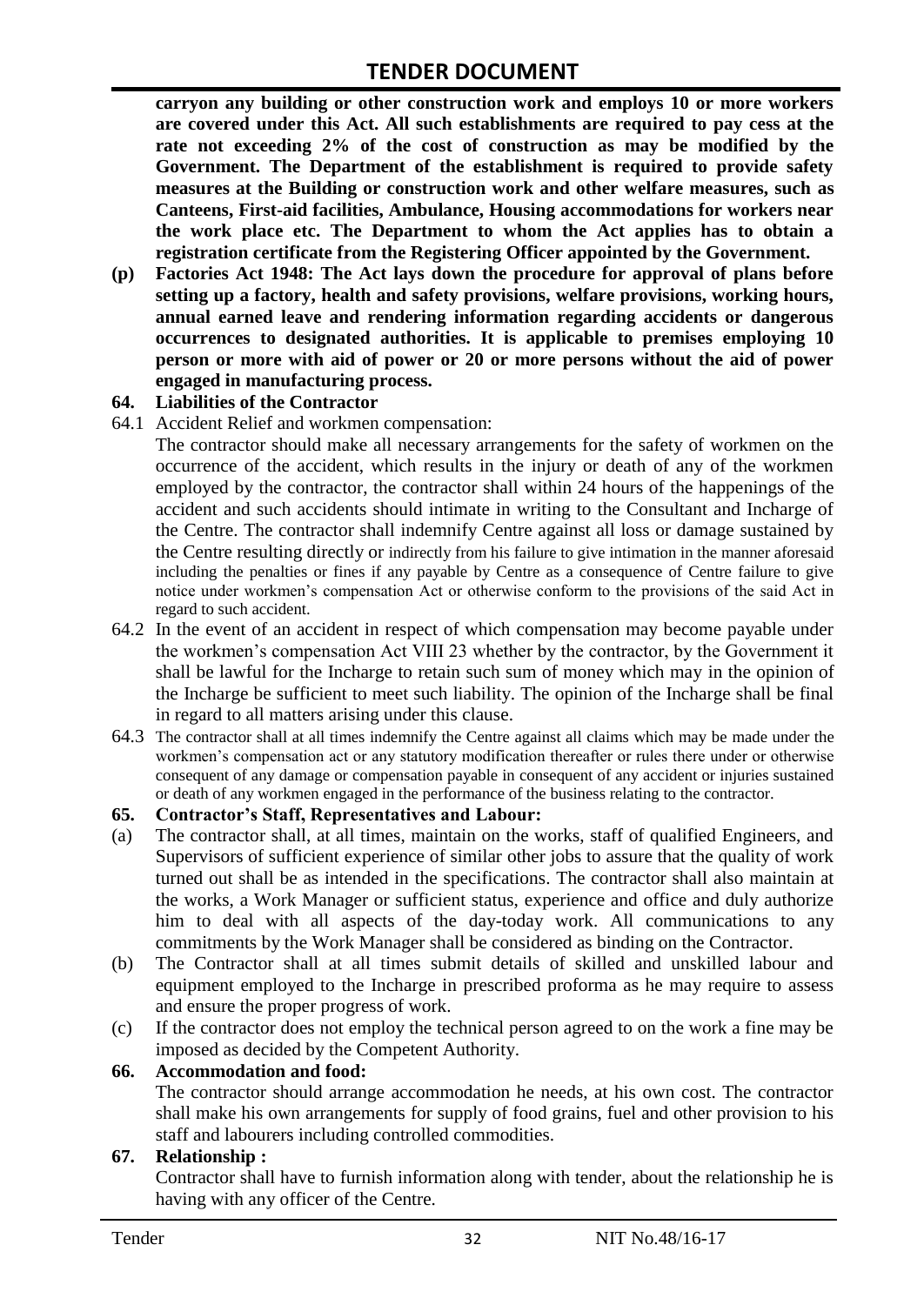**carryon any building or other construction work and employs 10 or more workers are covered under this Act. All such establishments are required to pay cess at the rate not exceeding 2% of the cost of construction as may be modified by the Government. The Department of the establishment is required to provide safety measures at the Building or construction work and other welfare measures, such as Canteens, First-aid facilities, Ambulance, Housing accommodations for workers near the work place etc. The Department to whom the Act applies has to obtain a registration certificate from the Registering Officer appointed by the Government.**

**(p) Factories Act 1948: The Act lays down the procedure for approval of plans before setting up a factory, health and safety provisions, welfare provisions, working hours, annual earned leave and rendering information regarding accidents or dangerous occurrences to designated authorities. It is applicable to premises employing 10 person or more with aid of power or 20 or more persons without the aid of power engaged in manufacturing process.**

**64. Liabilities of the Contractor**

64.1 Accident Relief and workmen compensation:

The contractor should make all necessary arrangements for the safety of workmen on the occurrence of the accident, which results in the injury or death of any of the workmen employed by the contractor, the contractor shall within 24 hours of the happenings of the accident and such accidents should intimate in writing to the Consultant and Incharge of the Centre. The contractor shall indemnify Centre against all loss or damage sustained by the Centre resulting directly or indirectly from his failure to give intimation in the manner aforesaid including the penalties or fines if any payable by Centre as a consequence of Centre failure to give notice under workmen's compensation Act or otherwise conform to the provisions of the said Act in regard to such accident.

64.2 In the event of an accident in respect of which compensation may become payable under the workmen's compensation Act VIII 23 whether by the contractor, by the Government it shall be lawful for the Incharge to retain such sum of money which may in the opinion of the Incharge be sufficient to meet such liability. The opinion of the Incharge shall be final in regard to all matters arising under this clause.

64.3 The contractor shall at all times indemnify the Centre against all claims which may be made under the workmen's compensation act or any statutory modification thereafter or rules there under or otherwise consequent of any damage or compensation payable in consequent of any accident or injuries sustained or death of any workmen engaged in the performance of the business relating to the contractor.

**65. Contractor's Staff, Representatives and Labour:**

(a) The contractor shall, at all times, maintain on the works, staff of qualified Engineers, and Supervisors of sufficient experience of similar other jobs to assure that the quality of work turned out shall be as intended in the specifications. The contractor shall also maintain at the works, a Work Manager or sufficient status, experience and office and duly authorize him to deal with all aspects of the day-today work. All communications to any commitments by the Work Manager shall be considered as binding on the Contractor.

(b) The Contractor shall at all times submit details of skilled and unskilled labour and equipment employed to the Incharge in prescribed proforma as he may require to assess and ensure the proper progress of work.

(c) If the contractor does not employ the technical person agreed to on the work a fine may be imposed as decided by the Competent Authority.

**66. Accommodation and food:**

The contractor should arrange accommodation he needs, at his own cost. The contractor shall make his own arrangements for supply of food grains, fuel and other provision to his staff and labourers including controlled commodities.

**67. Relationship :**

Contractor shall have to furnish information along with tender, about the relationship he is having with any officer of the Centre.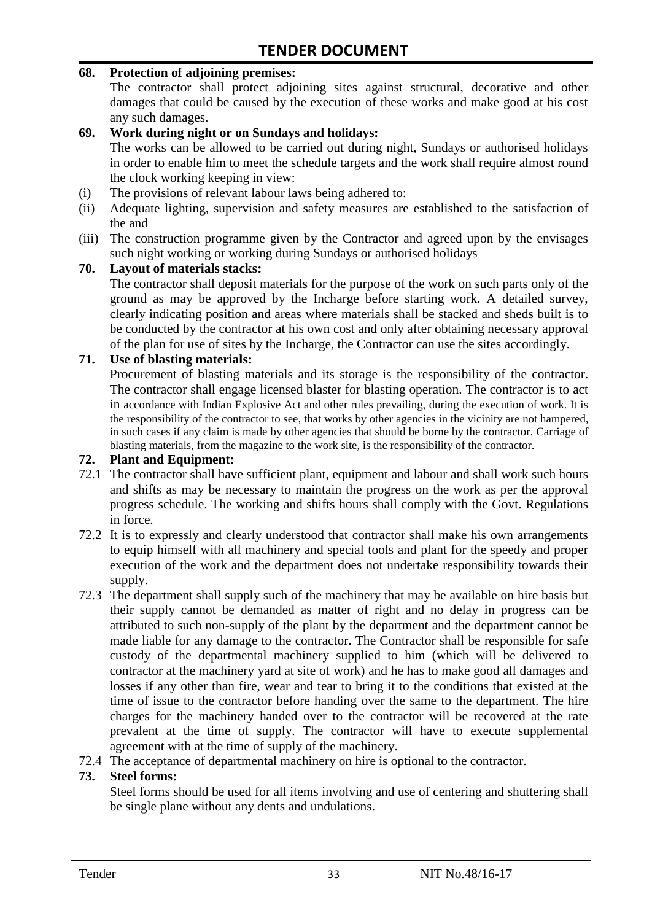**68. Protection of adjoining premises:**

The contractor shall protect adjoining sites against structural, decorative and other damages that could be caused by the execution of these works and make good at his cost any such damages.

**69. Work during night or on Sundays and holidays:**

The works can be allowed to be carried out during night, Sundays or authorised holidays in order to enable him to meet the schedule targets and the work shall require almost round the clock working keeping in view:

(i) The provisions of relevant labour laws being adhered to:

(ii) Adequate lighting, supervision and safety measures are established to the satisfaction of the and

(iii) The construction programme given by the Contractor and agreed upon by the envisages such night working or working during Sundays or authorised holidays

**70. Layout of materials stacks:**

The contractor shall deposit materials for the purpose of the work on such parts only of the ground as may be approved by the Incharge before starting work. A detailed survey, clearly indicating position and areas where materials shall be stacked and sheds built is to be conducted by the contractor at his own cost and only after obtaining necessary approval of the plan for use of sites by the Incharge, the Contractor can use the sites accordingly.

**71. Use of blasting materials:**

Procurement of blasting materials and its storage is the responsibility of the contractor. The contractor shall engage licensed blaster for blasting operation. The contractor is to act in accordance with Indian Explosive Act and other rules prevailing, during the execution of work. It is the responsibility of the contractor to see, that works by other agencies in the vicinity are not hampered, in such cases if any claim is made by other agencies that should be borne by the contractor. Carriage of blasting materials, from the magazine to the work site, is the responsibility of the contractor.

**72. Plant and Equipment:**

72.1 The contractor shall have sufficient plant, equipment and labour and shall work such hours and shifts as may be necessary to maintain the progress on the work as per the approval progress schedule. The working and shifts hours shall comply with the Govt. Regulations in force.

72.2 It is to expressly and clearly understood that contractor shall make his own arrangements to equip himself with all machinery and special tools and plant for the speedy and proper execution of the work and the department does not undertake responsibility towards their supply.

72.3 The department shall supply such of the machinery that may be available on hire basis but their supply cannot be demanded as matter of right and no delay in progress can be attributed to such non-supply of the plant by the department and the department cannot be made liable for any damage to the contractor. The Contractor shall be responsible for safe custody of the departmental machinery supplied to him (which will be delivered to contractor at the machinery yard at site of work) and he has to make good all damages and losses if any other than fire, wear and tear to bring it to the conditions that existed at the time of issue to the contractor before handing over the same to the department. The hire charges for the machinery handed over to the contractor will be recovered at the rate prevalent at the time of supply. The contractor will have to execute supplemental agreement with at the time of supply of the machinery.

72.4 The acceptance of departmental machinery on hire is optional to the contractor.

**73. Steel forms:**

Steel forms should be used for all items involving and use of centering and shuttering shall be single plane without any dents and undulations.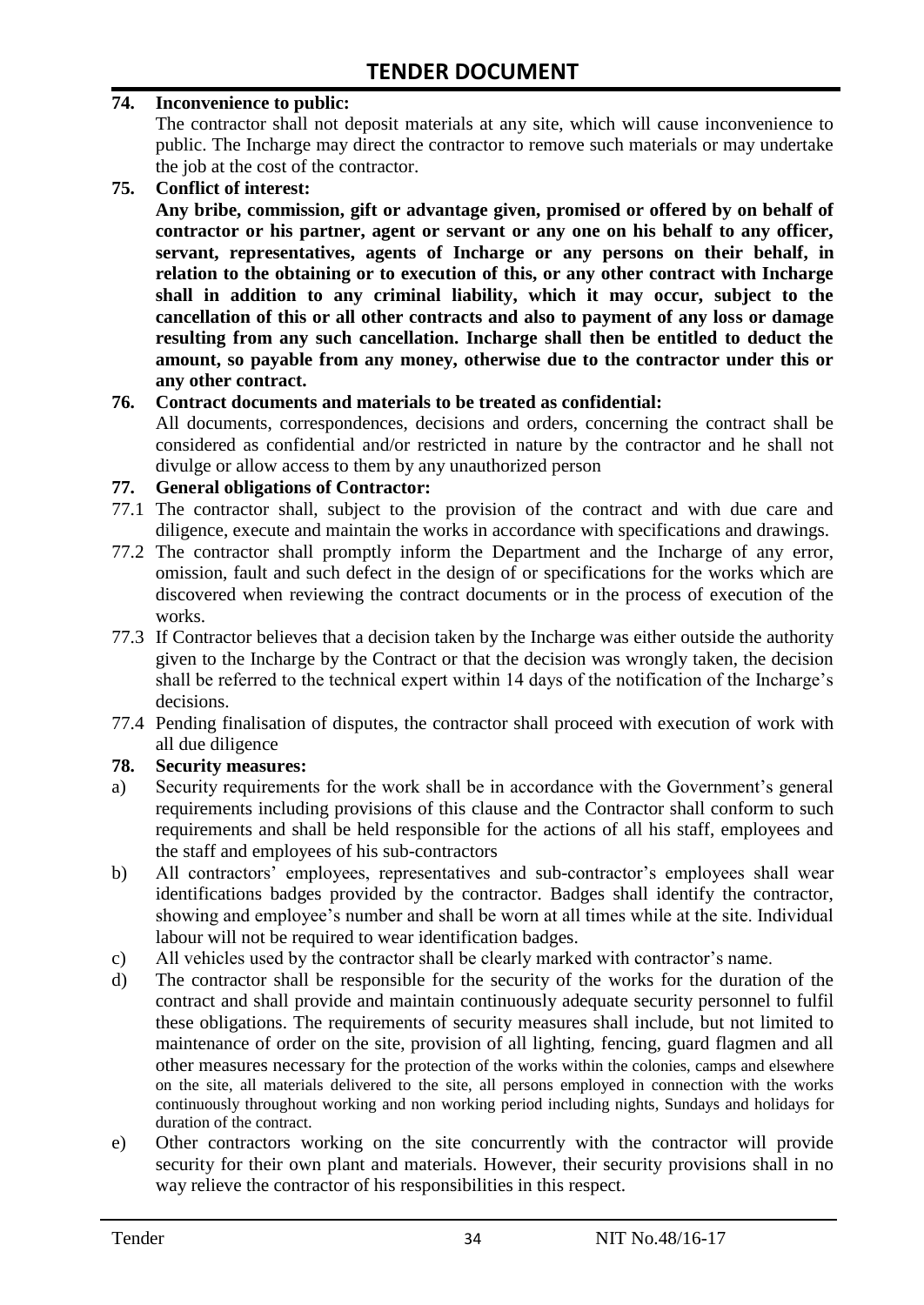**74. Inconvenience to public:**

The contractor shall not deposit materials at any site, which will cause inconvenience to public. The Incharge may direct the contractor to remove such materials or may undertake the job at the cost of the contractor.

**75. Conflict of interest:**

**Any bribe, commission, gift or advantage given, promised or offered by on behalf of contractor or his partner, agent or servant or any one on his behalf to any officer, servant, representatives, agents of Incharge or any persons on their behalf, in relation to the obtaining or to execution of this, or any other contract with Incharge shall in addition to any criminal liability, which it may occur, subject to the cancellation of this or all other contracts and also to payment of any loss or damage resulting from any such cancellation. Incharge shall then be entitled to deduct the amount, so payable from any money, otherwise due to the contractor under this or any other contract.**

**76. Contract documents and materials to be treated as confidential:**

All documents, correspondences, decisions and orders, concerning the contract shall be considered as confidential and/or restricted in nature by the contractor and he shall not divulge or allow access to them by any unauthorized person

**77. General obligations of Contractor:**

77.1 The contractor shall, subject to the provision of the contract and with due care and diligence, execute and maintain the works in accordance with specifications and drawings.

77.2 The contractor shall promptly inform the Department and the Incharge of any error, omission, fault and such defect in the design of or specifications for the works which are discovered when reviewing the contract documents or in the process of execution of the works.

77.3 If Contractor believes that a decision taken by the Incharge was either outside the authority given to the Incharge by the Contract or that the decision was wrongly taken, the decision shall be referred to the technical expert within 14 days of the notification of the Incharge's decisions.

77.4 Pending finalisation of disputes, the contractor shall proceed with execution of work with all due diligence

**78. Security measures:**

a) Security requirements for the work shall be in accordance with the Government's general requirements including provisions of this clause and the Contractor shall conform to such requirements and shall be held responsible for the actions of all his staff, employees and the staff and employees of his sub-contractors

b) All contractors' employees, representatives and sub-contractor's employees shall wear identifications badges provided by the contractor. Badges shall identify the contractor, showing and employee's number and shall be worn at all times while at the site. Individual labour will not be required to wear identification badges.

c) All vehicles used by the contractor shall be clearly marked with contractor's name.

d) The contractor shall be responsible for the security of the works for the duration of the contract and shall provide and maintain continuously adequate security personnel to fulfil these obligations. The requirements of security measures shall include, but not limited to maintenance of order on the site, provision of all lighting, fencing, guard flagmen and all other measures necessary for the protection of the works within the colonies, camps and elsewhere on the site, all materials delivered to the site, all persons employed in connection with the works continuously throughout working and non working period including nights, Sundays and holidays for duration of the contract.

e) Other contractors working on the site concurrently with the contractor will provide security for their own plant and materials. However, their security provisions shall in no way relieve the contractor of his responsibilities in this respect.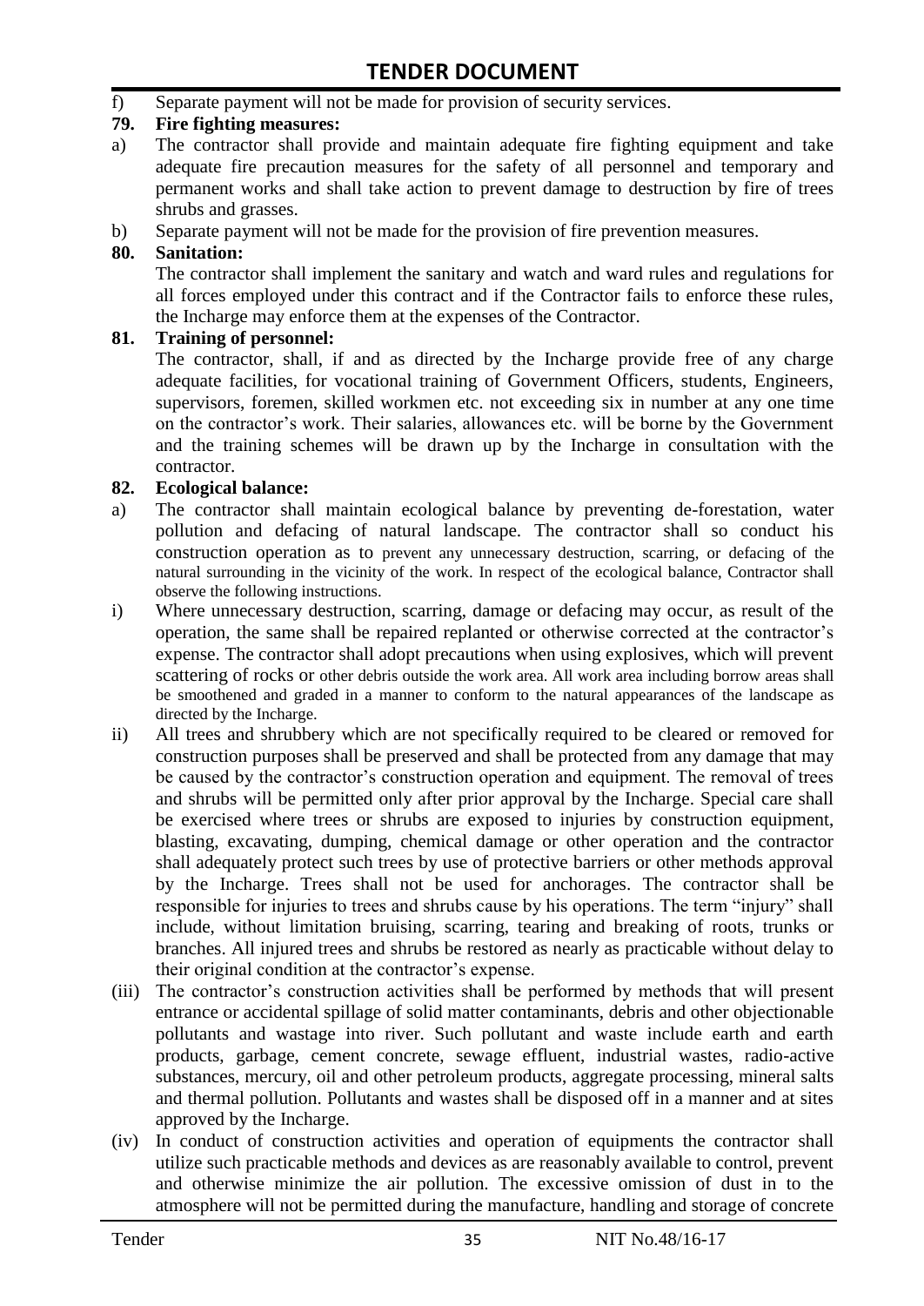f) Separate payment will not be made for provision of security services.

**79. Fire fighting measures:**

a) The contractor shall provide and maintain adequate fire fighting equipment and take adequate fire precaution measures for the safety of all personnel and temporary and permanent works and shall take action to prevent damage to destruction by fire of trees shrubs and grasses.

b) Separate payment will not be made for the provision of fire prevention measures.

**80. Sanitation:**

The contractor shall implement the sanitary and watch and ward rules and regulations for all forces employed under this contract and if the Contractor fails to enforce these rules, the Incharge may enforce them at the expenses of the Contractor.

**81. Training of personnel:**

The contractor, shall, if and as directed by the Incharge provide free of any charge adequate facilities, for vocational training of Government Officers, students, Engineers, supervisors, foremen, skilled workmen etc. not exceeding six in number at any one time on the contractor's work. Their salaries, allowances etc. will be borne by the Government and the training schemes will be drawn up by the Incharge in consultation with the contractor.

**82. Ecological balance:**

a) The contractor shall maintain ecological balance by preventing de-forestation, water pollution and defacing of natural landscape. The contractor shall so conduct his construction operation as to prevent any unnecessary destruction, scarring, or defacing of the natural surrounding in the vicinity of the work. In respect of the ecological balance, Contractor shall observe the following instructions.

i) Where unnecessary destruction, scarring, damage or defacing may occur, as result of the operation, the same shall be repaired replanted or otherwise corrected at the contractor's expense. The contractor shall adopt precautions when using explosives, which will prevent scattering of rocks or other debris outside the work area. All work area including borrow areas shall be smoothened and graded in a manner to conform to the natural appearances of the landscape as directed by the Incharge.

ii) All trees and shrubbery which are not specifically required to be cleared or removed for construction purposes shall be preserved and shall be protected from any damage that may be caused by the contractor's construction operation and equipment. The removal of trees and shrubs will be permitted only after prior approval by the Incharge. Special care shall be exercised where trees or shrubs are exposed to injuries by construction equipment, blasting, excavating, dumping, chemical damage or other operation and the contractor shall adequately protect such trees by use of protective barriers or other methods approval by the Incharge. Trees shall not be used for anchorages. The contractor shall be responsible for injuries to trees and shrubs cause by his operations. The term "injury" shall include, without limitation bruising, scarring, tearing and breaking of roots, trunks or branches. All injured trees and shrubs be restored as nearly as practicable without delay to their original condition at the contractor's expense.

(iii) The contractor's construction activities shall be performed by methods that will present entrance or accidental spillage of solid matter contaminants, debris and other objectionable pollutants and wastage into river. Such pollutant and waste include earth and earth products, garbage, cement concrete, sewage effluent, industrial wastes, radio-active substances, mercury, oil and other petroleum products, aggregate processing, mineral salts and thermal pollution. Pollutants and wastes shall be disposed off in a manner and at sites approved by the Incharge.

(iv) In conduct of construction activities and operation of equipments the contractor shall utilize such practicable methods and devices as are reasonably available to control, prevent and otherwise minimize the air pollution. The excessive omission of dust in to the atmosphere will not be permitted during the manufacture, handling and storage of concrete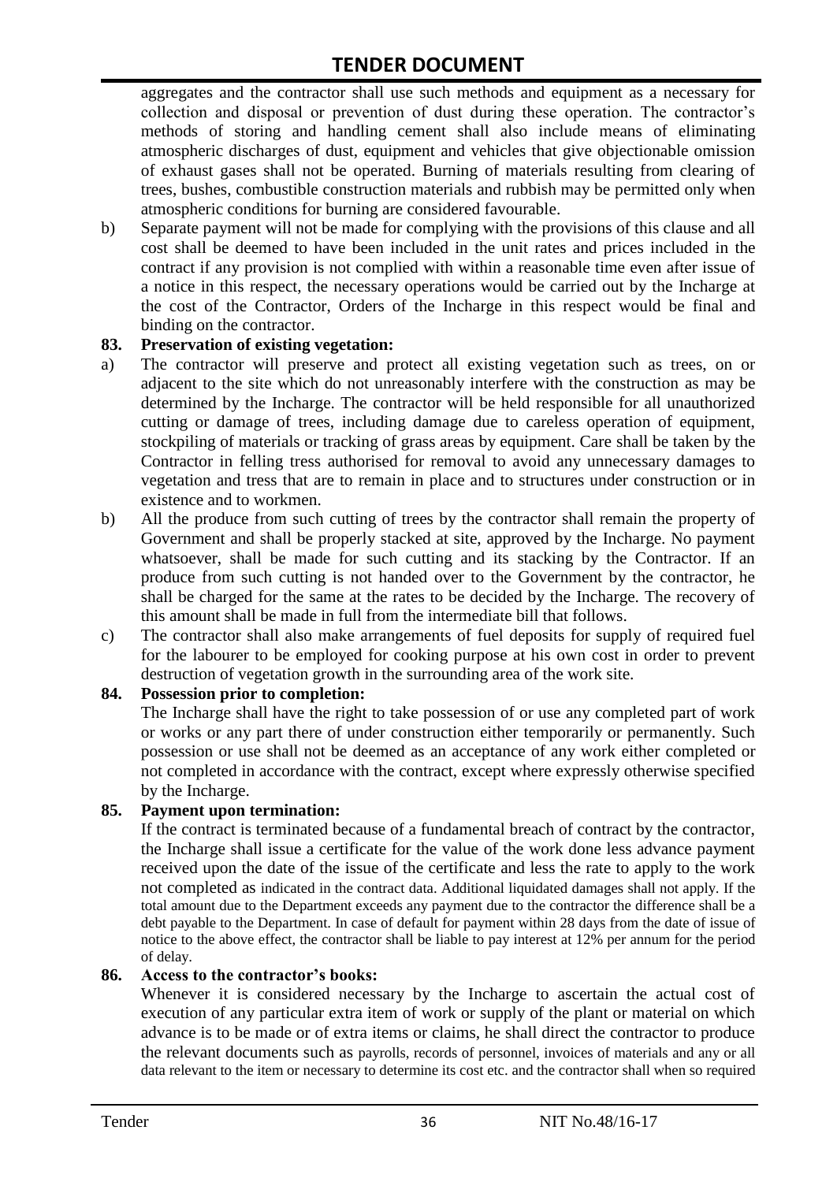aggregates and the contractor shall use such methods and equipment as a necessary for collection and disposal or prevention of dust during these operation. The contractor's methods of storing and handling cement shall also include means of eliminating atmospheric discharges of dust, equipment and vehicles that give objectionable omission of exhaust gases shall not be operated. Burning of materials resulting from clearing of trees, bushes, combustible construction materials and rubbish may be permitted only when atmospheric conditions for burning are considered favourable.

b) Separate payment will not be made for complying with the provisions of this clause and all cost shall be deemed to have been included in the unit rates and prices included in the contract if any provision is not complied with within a reasonable time even after issue of a notice in this respect, the necessary operations would be carried out by the Incharge at the cost of the Contractor, Orders of the Incharge in this respect would be final and binding on the contractor.

**83. Preservation of existing vegetation:**

a) The contractor will preserve and protect all existing vegetation such as trees, on or adjacent to the site which do not unreasonably interfere with the construction as may be determined by the Incharge. The contractor will be held responsible for all unauthorized cutting or damage of trees, including damage due to careless operation of equipment, stockpiling of materials or tracking of grass areas by equipment. Care shall be taken by the Contractor in felling tress authorised for removal to avoid any unnecessary damages to vegetation and tress that are to remain in place and to structures under construction or in existence and to workmen.

b) All the produce from such cutting of trees by the contractor shall remain the property of Government and shall be properly stacked at site, approved by the Incharge. No payment whatsoever, shall be made for such cutting and its stacking by the Contractor. If an produce from such cutting is not handed over to the Government by the contractor, he shall be charged for the same at the rates to be decided by the Incharge. The recovery of this amount shall be made in full from the intermediate bill that follows.

c) The contractor shall also make arrangements of fuel deposits for supply of required fuel for the labourer to be employed for cooking purpose at his own cost in order to prevent destruction of vegetation growth in the surrounding area of the work site.

**84. Possession prior to completion:**

The Incharge shall have the right to take possession of or use any completed part of work or works or any part there of under construction either temporarily or permanently. Such possession or use shall not be deemed as an acceptance of any work either completed or not completed in accordance with the contract, except where expressly otherwise specified by the Incharge.

**85. Payment upon termination:**

If the contract is terminated because of a fundamental breach of contract by the contractor, the Incharge shall issue a certificate for the value of the work done less advance payment received upon the date of the issue of the certificate and less the rate to apply to the work not completed as indicated in the contract data. Additional liquidated damages shall not apply. If the total amount due to the Department exceeds any payment due to the contractor the difference shall be a debt payable to the Department. In case of default for payment within 28 days from the date of issue of notice to the above effect, the contractor shall be liable to pay interest at 12% per annum for the period of delay.

**86. Access to the contractor's books:**

Whenever it is considered necessary by the Incharge to ascertain the actual cost of execution of any particular extra item of work or supply of the plant or material on which advance is to be made or of extra items or claims, he shall direct the contractor to produce the relevant documents such as payrolls, records of personnel, invoices of materials and any or all data relevant to the item or necessary to determine its cost etc. and the contractor shall when so required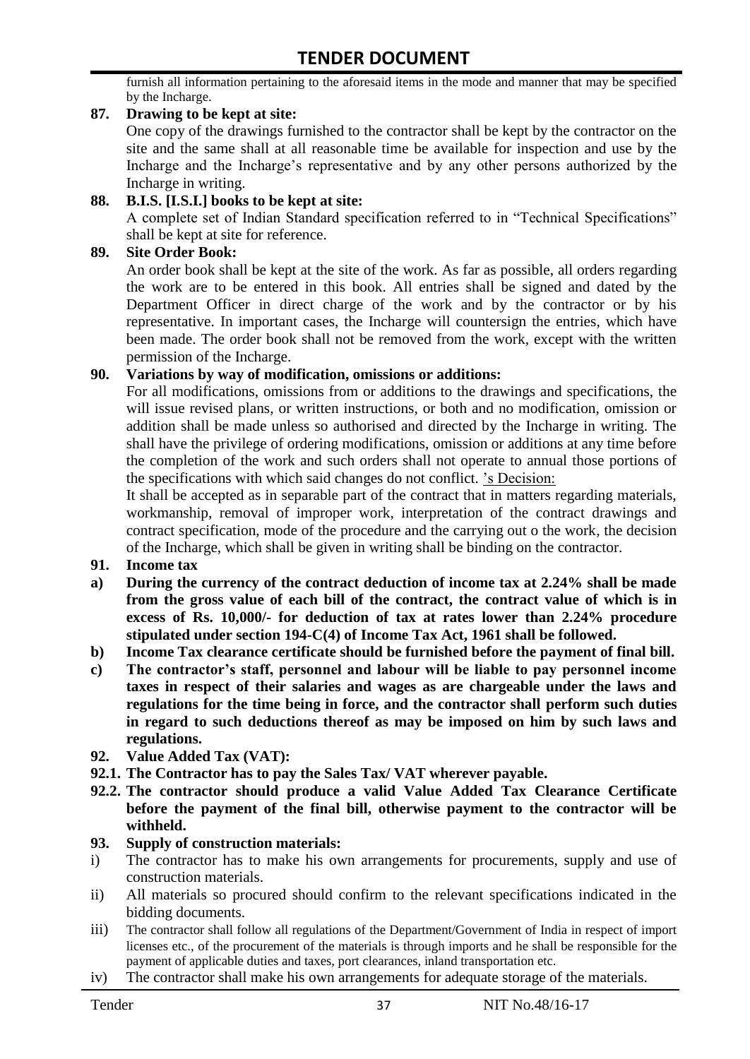furnish all information pertaining to the aforesaid items in the mode and manner that may be specified by the Incharge.

**87. Drawing to be kept at site:**

One copy of the drawings furnished to the contractor shall be kept by the contractor on the site and the same shall at all reasonable time be available for inspection and use by the Incharge and the Incharge's representative and by any other persons authorized by the Incharge in writing.

**88. B.I.S. [I.S.I.] books to be kept at site:**

A complete set of Indian Standard specification referred to in "Technical Specifications" shall be kept at site for reference.

**89. Site Order Book:**

An order book shall be kept at the site of the work. As far as possible, all orders regarding the work are to be entered in this book. All entries shall be signed and dated by the Department Officer in direct charge of the work and by the contractor or by his representative. In important cases, the Incharge will countersign the entries, which have been made. The order book shall not be removed from the work, except with the written permission of the Incharge.

**90. Variations by way of modification, omissions or additions:**

For all modifications, omissions from or additions to the drawings and specifications, the will issue revised plans, or written instructions, or both and no modification, omission or addition shall be made unless so authorised and directed by the Incharge in writing. The shall have the privilege of ordering modifications, omission or additions at any time before the completion of the work and such orders shall not operate to annual those portions of the specifications with which said changes do not conflict. 's Decision:

It shall be accepted as in separable part of the contract that in matters regarding materials, workmanship, removal of improper work, interpretation of the contract drawings and contract specification, mode of the procedure and the carrying out o the work, the decision of the Incharge, which shall be given in writing shall be binding on the contractor.

**91. Income tax**

**a) During the currency of the contract deduction of income tax at 2.24% shall be made from the gross value of each bill of the contract, the contract value of which is in excess of Rs. 10,000/- for deduction of tax at rates lower than 2.24% procedure stipulated under section 194-C(4) of Income Tax Act, 1961 shall be followed.**

**b) Income Tax clearance certificate should be furnished before the payment of final bill.**

**c) The contractor's staff, personnel and labour will be liable to pay personnel income taxes in respect of their salaries and wages as are chargeable under the laws and regulations for the time being in force, and the contractor shall perform such duties in regard to such deductions thereof as may be imposed on him by such laws and regulations.**

**92. Value Added Tax (VAT):**

**92.1. The Contractor has to pay the Sales Tax/ VAT wherever payable.**

**92.2. The contractor should produce a valid Value Added Tax Clearance Certificate before the payment of the final bill, otherwise payment to the contractor will be withheld.**

**93. Supply of construction materials:**

i) The contractor has to make his own arrangements for procurements, supply and use of construction materials.

ii) All materials so procured should confirm to the relevant specifications indicated in the bidding documents.

iii) The contractor shall follow all regulations of the Department/Government of India in respect of import licenses etc., of the procurement of the materials is through imports and he shall be responsible for the payment of applicable duties and taxes, port clearances, inland transportation etc.

iv) The contractor shall make his own arrangements for adequate storage of the materials.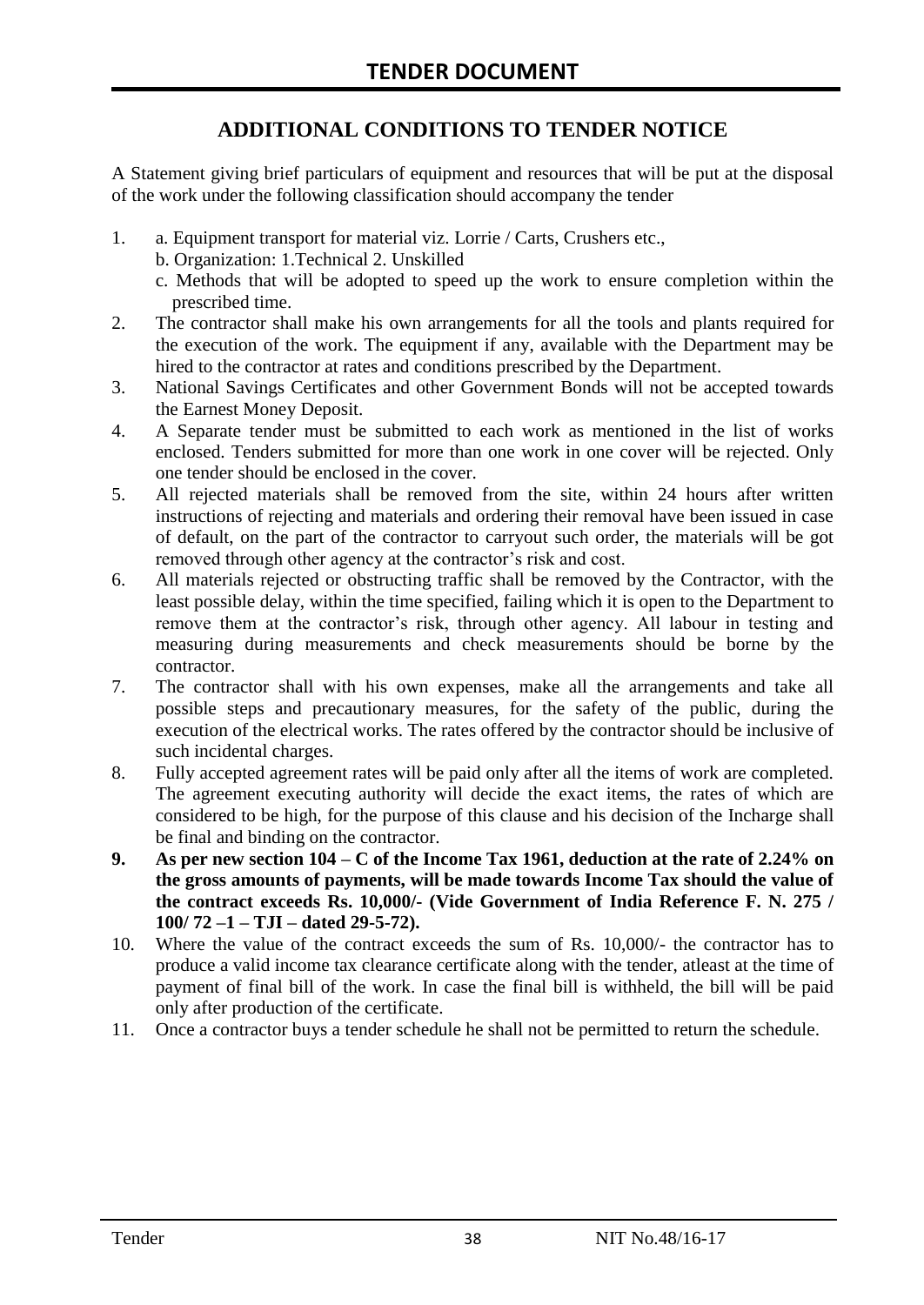# TENDER DOCUMENT

## ADDITIONAL CONDITIONS TO TENDER NOTICE

A Statement giving brief particulars of equipment and resources that will be put at the disposal of the work under the following classification should accompany the tender

1. a. Equipment transport for material viz. Lorrie / Carts, Crushers etc.,
   b. Organization: 1.Technical 2. Unskilled
   c. Methods that will be adopted to speed up the work to ensure completion within the prescribed time.
2. The contractor shall make his own arrangements for all the tools and plants required for the execution of the work. The equipment if any, available with the Department may be hired to the contractor at rates and conditions prescribed by the Department.
3. National Savings Certificates and other Government Bonds will not be accepted towards the Earnest Money Deposit.
4. A Separate tender must be submitted to each work as mentioned in the list of works enclosed. Tenders submitted for more than one work in one cover will be rejected. Only one tender should be enclosed in the cover.
5. All rejected materials shall be removed from the site, within 24 hours after written instructions of rejecting and materials and ordering their removal have been issued in case of default, on the part of the contractor to carryout such order, the materials will be got removed through other agency at the contractor's risk and cost.
6. All materials rejected or obstructing traffic shall be removed by the Contractor, with the least possible delay, within the time specified, failing which it is open to the Department to remove them at the contractor's risk, through other agency. All labour in testing and measuring during measurements and check measurements should be borne by the contractor.
7. The contractor shall with his own expenses, make all the arrangements and take all possible steps and precautionary measures, for the safety of the public, during the execution of the electrical works. The rates offered by the contractor should be inclusive of such incidental charges.
8. Fully accepted agreement rates will be paid only after all the items of work are completed. The agreement executing authority will decide the exact items, the rates of which are considered to be high, for the purpose of this clause and his decision of the Incharge shall be final and binding on the contractor.
9. **As per new section 104 – C of the Income Tax 1961, deduction at the rate of 2.24% on the gross amounts of payments, will be made towards Income Tax should the value of the contract exceeds Rs. 10,000/- (Vide Government of India Reference F. N. 275 / 100/ 72 –1 – TJI – dated 29-5-72).**
10. Where the value of the contract exceeds the sum of Rs. 10,000/- the contractor has to produce a valid income tax clearance certificate along with the tender, atleast at the time of payment of final bill of the work. In case the final bill is withheld, the bill will be paid only after production of the certificate.
11. Once a contractor buys a tender schedule he shall not be permitted to return the schedule.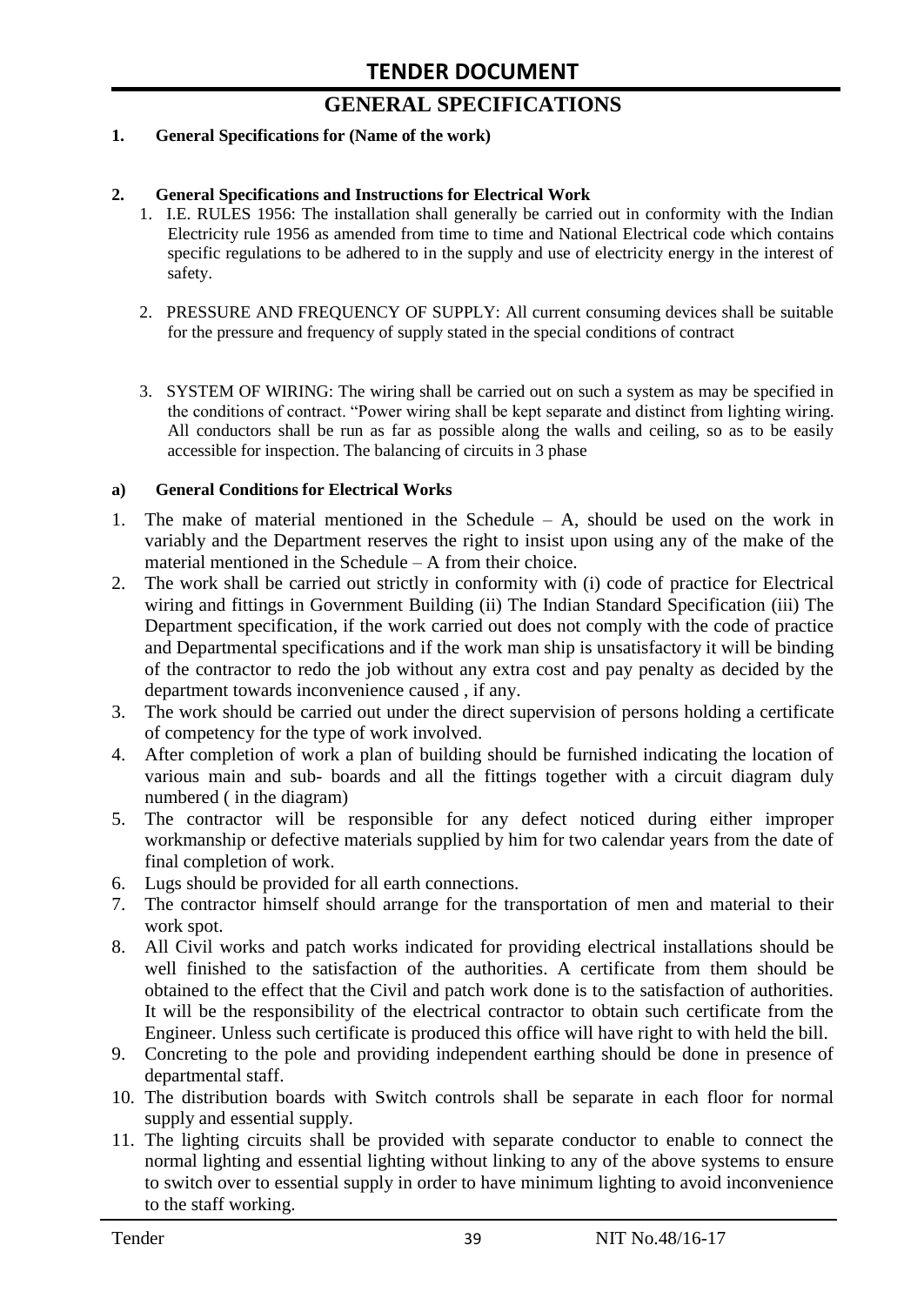# TENDER DOCUMENT

## GENERAL SPECIFICATIONS

**1. General Specifications for (Name of the work)**

**2. General Specifications and Instructions for Electrical Work**

1. I.E. RULES 1956: The installation shall generally be carried out in conformity with the Indian Electricity rule 1956 as amended from time to time and National Electrical code which contains specific regulations to be adhered to in the supply and use of electricity energy in the interest of safety.

2. PRESSURE AND FREQUENCY OF SUPPLY: All current consuming devices shall be suitable for the pressure and frequency of supply stated in the special conditions of contract

3. SYSTEM OF WIRING: The wiring shall be carried out on such a system as may be specified in the conditions of contract. "Power wiring shall be kept separate and distinct from lighting wiring. All conductors shall be run as far as possible along the walls and ceiling, so as to be easily accessible for inspection. The balancing of circuits in 3 phase

**a) General Conditions for Electrical Works**

1. The make of material mentioned in the Schedule – A, should be used on the work in variably and the Department reserves the right to insist upon using any of the make of the material mentioned in the Schedule – A from their choice.
2. The work shall be carried out strictly in conformity with (i) code of practice for Electrical wiring and fittings in Government Building (ii) The Indian Standard Specification (iii) The Department specification, if the work carried out does not comply with the code of practice and Departmental specifications and if the work man ship is unsatisfactory it will be binding of the contractor to redo the job without any extra cost and pay penalty as decided by the department towards inconvenience caused , if any.
3. The work should be carried out under the direct supervision of persons holding a certificate of competency for the type of work involved.
4. After completion of work a plan of building should be furnished indicating the location of various main and sub- boards and all the fittings together with a circuit diagram duly numbered ( in the diagram)
5. The contractor will be responsible for any defect noticed during either improper workmanship or defective materials supplied by him for two calendar years from the date of final completion of work.
6. Lugs should be provided for all earth connections.
7. The contractor himself should arrange for the transportation of men and material to their work spot.
8. All Civil works and patch works indicated for providing electrical installations should be well finished to the satisfaction of the authorities. A certificate from them should be obtained to the effect that the Civil and patch work done is to the satisfaction of authorities. It will be the responsibility of the electrical contractor to obtain such certificate from the Engineer. Unless such certificate is produced this office will have right to with held the bill.
9. Concreting to the pole and providing independent earthing should be done in presence of departmental staff.
10. The distribution boards with Switch controls shall be separate in each floor for normal supply and essential supply.
11. The lighting circuits shall be provided with separate conductor to enable to connect the normal lighting and essential lighting without linking to any of the above systems to ensure to switch over to essential supply in order to have minimum lighting to avoid inconvenience to the staff working.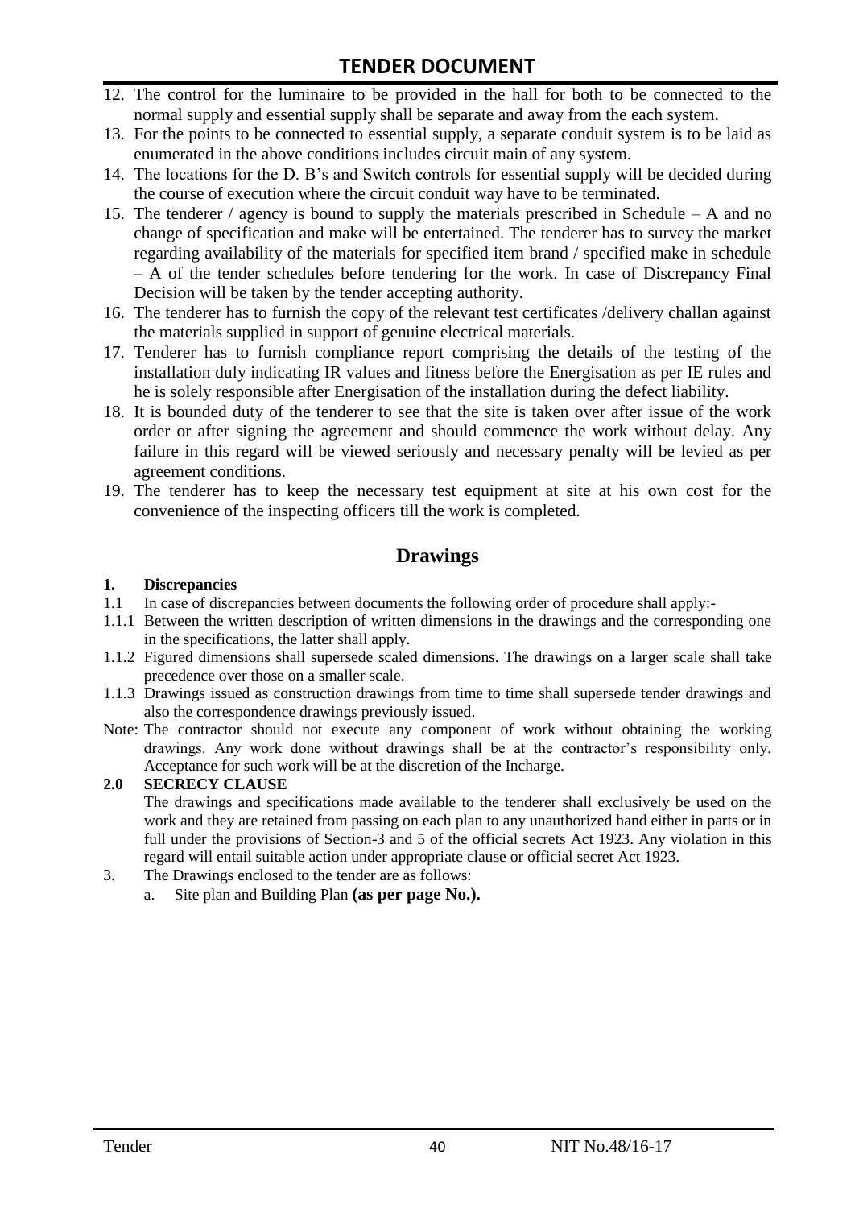12. The control for the luminaire to be provided in the hall for both to be connected to the normal supply and essential supply shall be separate and away from the each system.
13. For the points to be connected to essential supply, a separate conduit system is to be laid as enumerated in the above conditions includes circuit main of any system.
14. The locations for the D. B's and Switch controls for essential supply will be decided during the course of execution where the circuit conduit way have to be terminated.
15. The tenderer / agency is bound to supply the materials prescribed in Schedule – A and no change of specification and make will be entertained. The tenderer has to survey the market regarding availability of the materials for specified item brand / specified make in schedule – A of the tender schedules before tendering for the work. In case of Discrepancy Final Decision will be taken by the tender accepting authority.
16. The tenderer has to furnish the copy of the relevant test certificates /delivery challan against the materials supplied in support of genuine electrical materials.
17. Tenderer has to furnish compliance report comprising the details of the testing of the installation duly indicating IR values and fitness before the Energisation as per IE rules and he is solely responsible after Energisation of the installation during the defect liability.
18. It is bounded duty of the tenderer to see that the site is taken over after issue of the work order or after signing the agreement and should commence the work without delay. Any failure in this regard will be viewed seriously and necessary penalty will be levied as per agreement conditions.
19. The tenderer has to keep the necessary test equipment at site at his own cost for the convenience of the inspecting officers till the work is completed.

## Drawings

**1. Discrepancies**

1.1 In case of discrepancies between documents the following order of procedure shall apply:-

1.1.1 Between the written description of written dimensions in the drawings and the corresponding one in the specifications, the latter shall apply.

1.1.2 Figured dimensions shall supersede scaled dimensions. The drawings on a larger scale shall take precedence over those on a smaller scale.

1.1.3 Drawings issued as construction drawings from time to time shall supersede tender drawings and also the correspondence drawings previously issued.

Note: The contractor should not execute any component of work without obtaining the working drawings. Any work done without drawings shall be at the contractor's responsibility only. Acceptance for such work will be at the discretion of the Incharge.

**2.0 SECRECY CLAUSE**

The drawings and specifications made available to the tenderer shall exclusively be used on the work and they are retained from passing on each plan to any unauthorized hand either in parts or in full under the provisions of Section-3 and 5 of the official secrets Act 1923. Any violation in this regard will entail suitable action under appropriate clause or official secret Act 1923.

3. The Drawings enclosed to the tender are as follows:
   a. Site plan and Building Plan **(as per page No.).**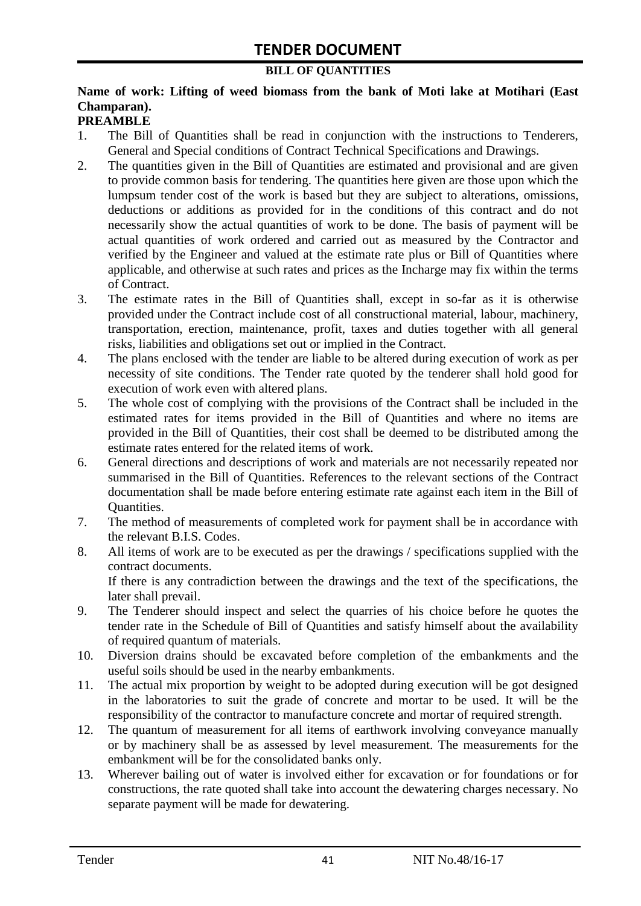# TENDER DOCUMENT

**BILL OF QUANTITIES**

**Name of work: Lifting of weed biomass from the bank of Moti lake at Motihari (East Champaran).**

**PREAMBLE**

1. The Bill of Quantities shall be read in conjunction with the instructions to Tenderers, General and Special conditions of Contract Technical Specifications and Drawings.
2. The quantities given in the Bill of Quantities are estimated and provisional and are given to provide common basis for tendering. The quantities here given are those upon which the lumpsum tender cost of the work is based but they are subject to alterations, omissions, deductions or additions as provided for in the conditions of this contract and do not necessarily show the actual quantities of work to be done. The basis of payment will be actual quantities of work ordered and carried out as measured by the Contractor and verified by the Engineer and valued at the estimate rate plus or Bill of Quantities where applicable, and otherwise at such rates and prices as the Incharge may fix within the terms of Contract.
3. The estimate rates in the Bill of Quantities shall, except in so-far as it is otherwise provided under the Contract include cost of all constructional material, labour, machinery, transportation, erection, maintenance, profit, taxes and duties together with all general risks, liabilities and obligations set out or implied in the Contract.
4. The plans enclosed with the tender are liable to be altered during execution of work as per necessity of site conditions. The Tender rate quoted by the tenderer shall hold good for execution of work even with altered plans.
5. The whole cost of complying with the provisions of the Contract shall be included in the estimated rates for items provided in the Bill of Quantities and where no items are provided in the Bill of Quantities, their cost shall be deemed to be distributed among the estimate rates entered for the related items of work.
6. General directions and descriptions of work and materials are not necessarily repeated nor summarised in the Bill of Quantities. References to the relevant sections of the Contract documentation shall be made before entering estimate rate against each item in the Bill of Quantities.
7. The method of measurements of completed work for payment shall be in accordance with the relevant B.I.S. Codes.
8. All items of work are to be executed as per the drawings / specifications supplied with the contract documents.
   If there is any contradiction between the drawings and the text of the specifications, the later shall prevail.
9. The Tenderer should inspect and select the quarries of his choice before he quotes the tender rate in the Schedule of Bill of Quantities and satisfy himself about the availability of required quantum of materials.
10. Diversion drains should be excavated before completion of the embankments and the useful soils should be used in the nearby embankments.
11. The actual mix proportion by weight to be adopted during execution will be got designed in the laboratories to suit the grade of concrete and mortar to be used. It will be the responsibility of the contractor to manufacture concrete and mortar of required strength.
12. The quantum of measurement for all items of earthwork involving conveyance manually or by machinery shall be as assessed by level measurement. The measurements for the embankment will be for the consolidated banks only.
13. Wherever bailing out of water is involved either for excavation or for foundations or for constructions, the rate quoted shall take into account the dewatering charges necessary. No separate payment will be made for dewatering.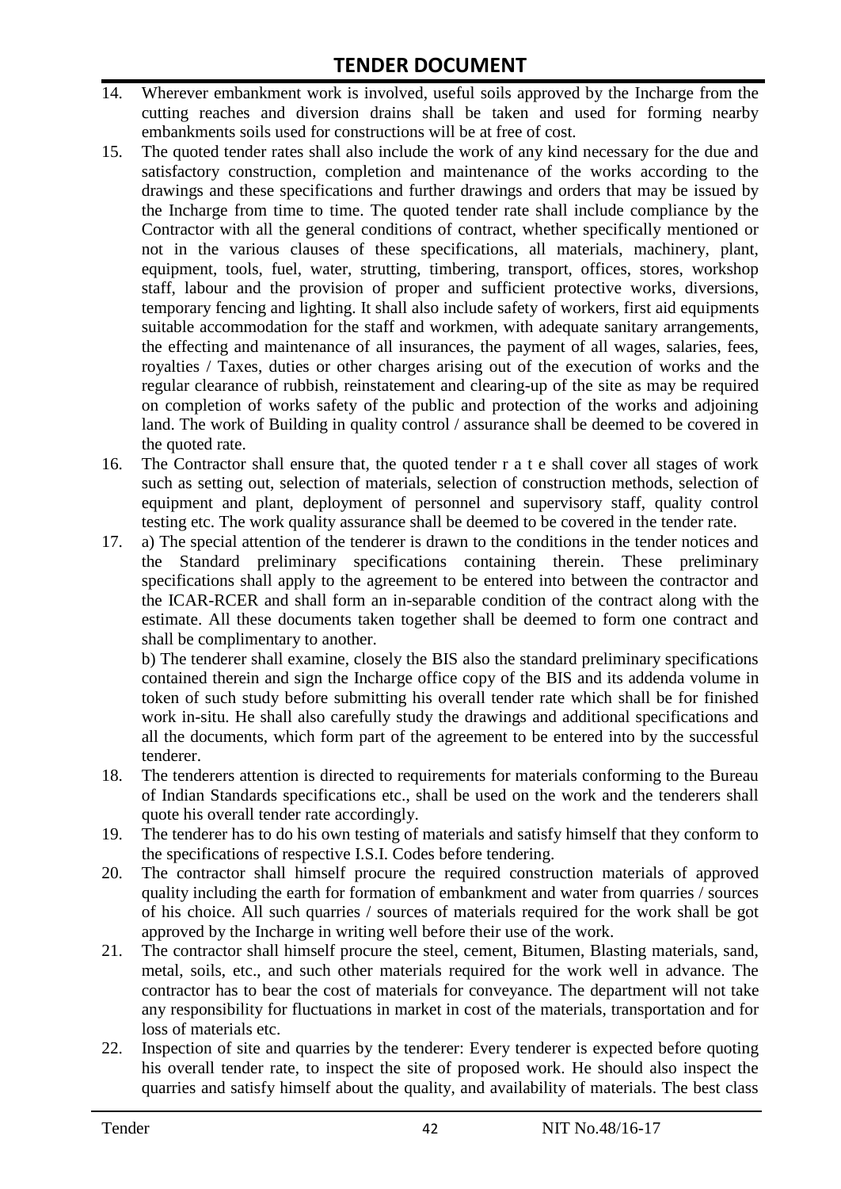14. Wherever embankment work is involved, useful soils approved by the Incharge from the cutting reaches and diversion drains shall be taken and used for forming nearby embankments soils used for constructions will be at free of cost.
15. The quoted tender rates shall also include the work of any kind necessary for the due and satisfactory construction, completion and maintenance of the works according to the drawings and these specifications and further drawings and orders that may be issued by the Incharge from time to time. The quoted tender rate shall include compliance by the Contractor with all the general conditions of contract, whether specifically mentioned or not in the various clauses of these specifications, all materials, machinery, plant, equipment, tools, fuel, water, strutting, timbering, transport, offices, stores, workshop staff, labour and the provision of proper and sufficient protective works, diversions, temporary fencing and lighting. It shall also include safety of workers, first aid equipments suitable accommodation for the staff and workmen, with adequate sanitary arrangements, the effecting and maintenance of all insurances, the payment of all wages, salaries, fees, royalties / Taxes, duties or other charges arising out of the execution of works and the regular clearance of rubbish, reinstatement and clearing-up of the site as may be required on completion of works safety of the public and protection of the works and adjoining land. The work of Building in quality control / assurance shall be deemed to be covered in the quoted rate.
16. The Contractor shall ensure that, the quoted tender r a t e shall cover all stages of work such as setting out, selection of materials, selection of construction methods, selection of equipment and plant, deployment of personnel and supervisory staff, quality control testing etc. The work quality assurance shall be deemed to be covered in the tender rate.
17. a) The special attention of the tenderer is drawn to the conditions in the tender notices and the Standard preliminary specifications containing therein. These preliminary specifications shall apply to the agreement to be entered into between the contractor and the ICAR-RCER and shall form an in-separable condition of the contract along with the estimate. All these documents taken together shall be deemed to form one contract and shall be complimentary to another.

    b) The tenderer shall examine, closely the BIS also the standard preliminary specifications contained therein and sign the Incharge office copy of the BIS and its addenda volume in token of such study before submitting his overall tender rate which shall be for finished work in-situ. He shall also carefully study the drawings and additional specifications and all the documents, which form part of the agreement to be entered into by the successful tenderer.
18. The tenderers attention is directed to requirements for materials conforming to the Bureau of Indian Standards specifications etc., shall be used on the work and the tenderers shall quote his overall tender rate accordingly.
19. The tenderer has to do his own testing of materials and satisfy himself that they conform to the specifications of respective I.S.I. Codes before tendering.
20. The contractor shall himself procure the required construction materials of approved quality including the earth for formation of embankment and water from quarries / sources of his choice. All such quarries / sources of materials required for the work shall be got approved by the Incharge in writing well before their use of the work.
21. The contractor shall himself procure the steel, cement, Bitumen, Blasting materials, sand, metal, soils, etc., and such other materials required for the work well in advance. The contractor has to bear the cost of materials for conveyance. The department will not take any responsibility for fluctuations in market in cost of the materials, transportation and for loss of materials etc.
22. Inspection of site and quarries by the tenderer: Every tenderer is expected before quoting his overall tender rate, to inspect the site of proposed work. He should also inspect the quarries and satisfy himself about the quality, and availability of materials. The best class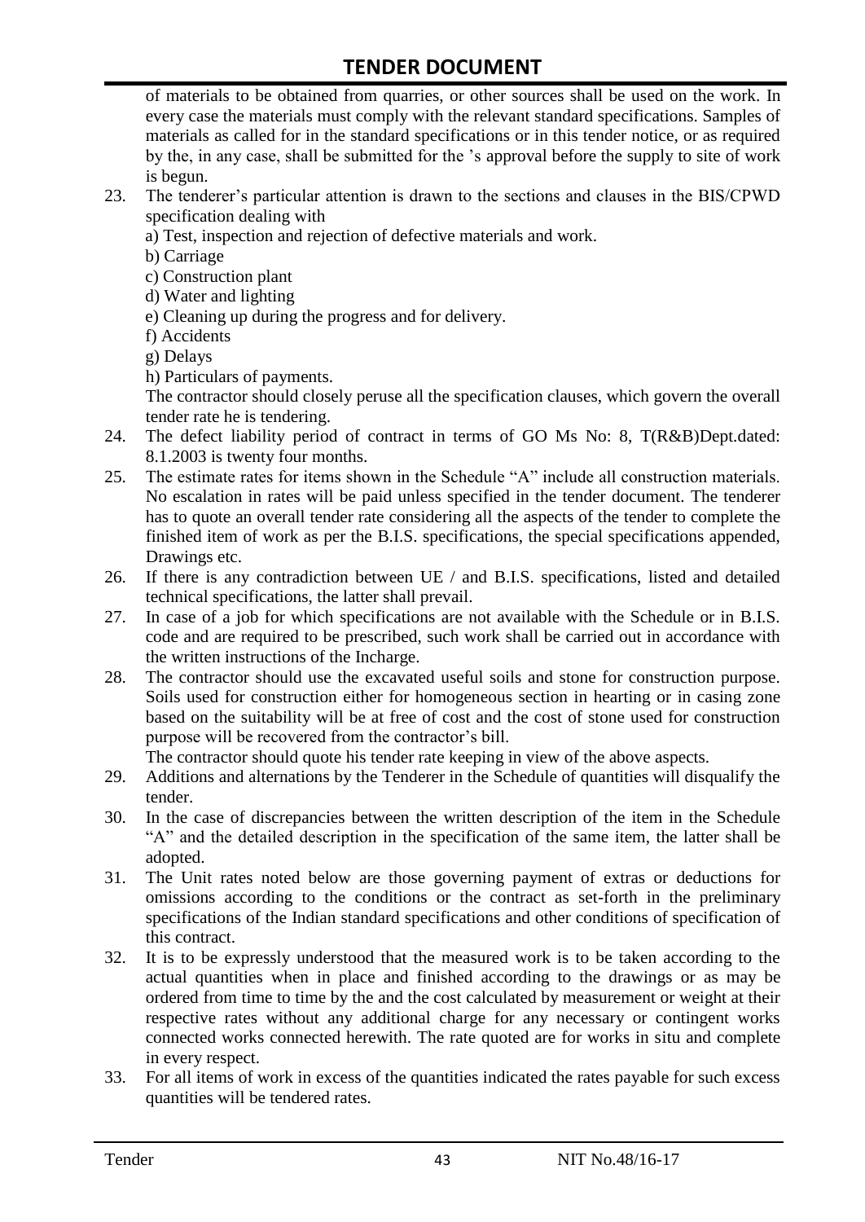of materials to be obtained from quarries, or other sources shall be used on the work. In every case the materials must comply with the relevant standard specifications. Samples of materials as called for in the standard specifications or in this tender notice, or as required by the, in any case, shall be submitted for the 's approval before the supply to site of work is begun.

23. The tenderer's particular attention is drawn to the sections and clauses in the BIS/CPWD specification dealing with
    a) Test, inspection and rejection of defective materials and work.
    b) Carriage
    c) Construction plant
    d) Water and lighting
    e) Cleaning up during the progress and for delivery.
    f) Accidents
    g) Delays
    h) Particulars of payments.

    The contractor should closely peruse all the specification clauses, which govern the overall tender rate he is tendering.
24. The defect liability period of contract in terms of GO Ms No: 8, T(R&B)Dept.dated: 8.1.2003 is twenty four months.
25. The estimate rates for items shown in the Schedule "A" include all construction materials. No escalation in rates will be paid unless specified in the tender document. The tenderer has to quote an overall tender rate considering all the aspects of the tender to complete the finished item of work as per the B.I.S. specifications, the special specifications appended, Drawings etc.
26. If there is any contradiction between UE / and B.I.S. specifications, listed and detailed technical specifications, the latter shall prevail.
27. In case of a job for which specifications are not available with the Schedule or in B.I.S. code and are required to be prescribed, such work shall be carried out in accordance with the written instructions of the Incharge.
28. The contractor should use the excavated useful soils and stone for construction purpose. Soils used for construction either for homogeneous section in hearting or in casing zone based on the suitability will be at free of cost and the cost of stone used for construction purpose will be recovered from the contractor's bill.

    The contractor should quote his tender rate keeping in view of the above aspects.
29. Additions and alternations by the Tenderer in the Schedule of quantities will disqualify the tender.
30. In the case of discrepancies between the written description of the item in the Schedule "A" and the detailed description in the specification of the same item, the latter shall be adopted.
31. The Unit rates noted below are those governing payment of extras or deductions for omissions according to the conditions or the contract as set-forth in the preliminary specifications of the Indian standard specifications and other conditions of specification of this contract.
32. It is to be expressly understood that the measured work is to be taken according to the actual quantities when in place and finished according to the drawings or as may be ordered from time to time by the and the cost calculated by measurement or weight at their respective rates without any additional charge for any necessary or contingent works connected works connected herewith. The rate quoted are for works in situ and complete in every respect.
33. For all items of work in excess of the quantities indicated the rates payable for such excess quantities will be tendered rates.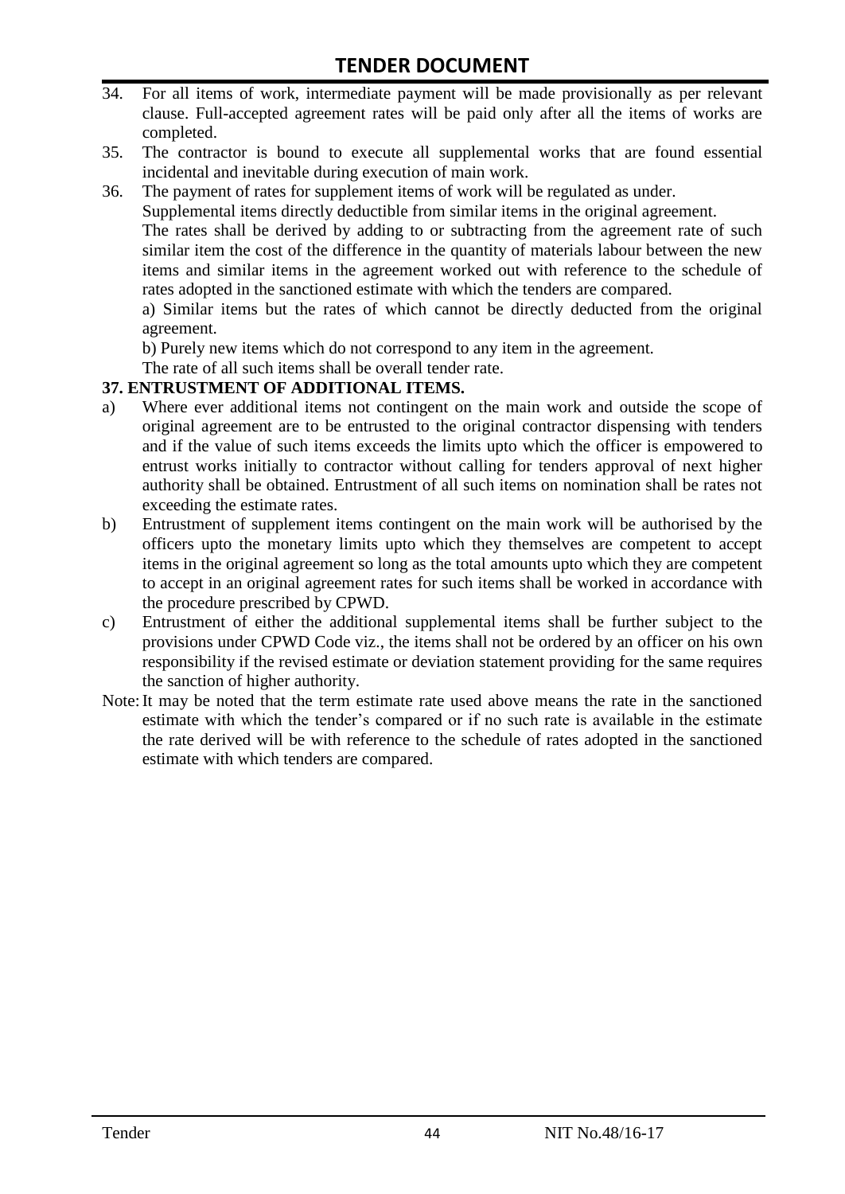34. For all items of work, intermediate payment will be made provisionally as per relevant clause. Full-accepted agreement rates will be paid only after all the items of works are completed.
35. The contractor is bound to execute all supplemental works that are found essential incidental and inevitable during execution of main work.
36. The payment of rates for supplement items of work will be regulated as under.

    Supplemental items directly deductible from similar items in the original agreement.

    The rates shall be derived by adding to or subtracting from the agreement rate of such similar item the cost of the difference in the quantity of materials labour between the new items and similar items in the agreement worked out with reference to the schedule of rates adopted in the sanctioned estimate with which the tenders are compared.

    a) Similar items but the rates of which cannot be directly deducted from the original agreement.

    b) Purely new items which do not correspond to any item in the agreement.

    The rate of all such items shall be overall tender rate.

**37. ENTRUSTMENT OF ADDITIONAL ITEMS.**

a) Where ever additional items not contingent on the main work and outside the scope of original agreement are to be entrusted to the original contractor dispensing with tenders and if the value of such items exceeds the limits upto which the officer is empowered to entrust works initially to contractor without calling for tenders approval of next higher authority shall be obtained. Entrustment of all such items on nomination shall be rates not exceeding the estimate rates.

b) Entrustment of supplement items contingent on the main work will be authorised by the officers upto the monetary limits upto which they themselves are competent to accept items in the original agreement so long as the total amounts upto which they are competent to accept in an original agreement rates for such items shall be worked in accordance with the procedure prescribed by CPWD.

c) Entrustment of either the additional supplemental items shall be further subject to the provisions under CPWD Code viz., the items shall not be ordered by an officer on his own responsibility if the revised estimate or deviation statement providing for the same requires the sanction of higher authority.

Note: It may be noted that the term estimate rate used above means the rate in the sanctioned estimate with which the tender's compared or if no such rate is available in the estimate the rate derived will be with reference to the schedule of rates adopted in the sanctioned estimate with which tenders are compared.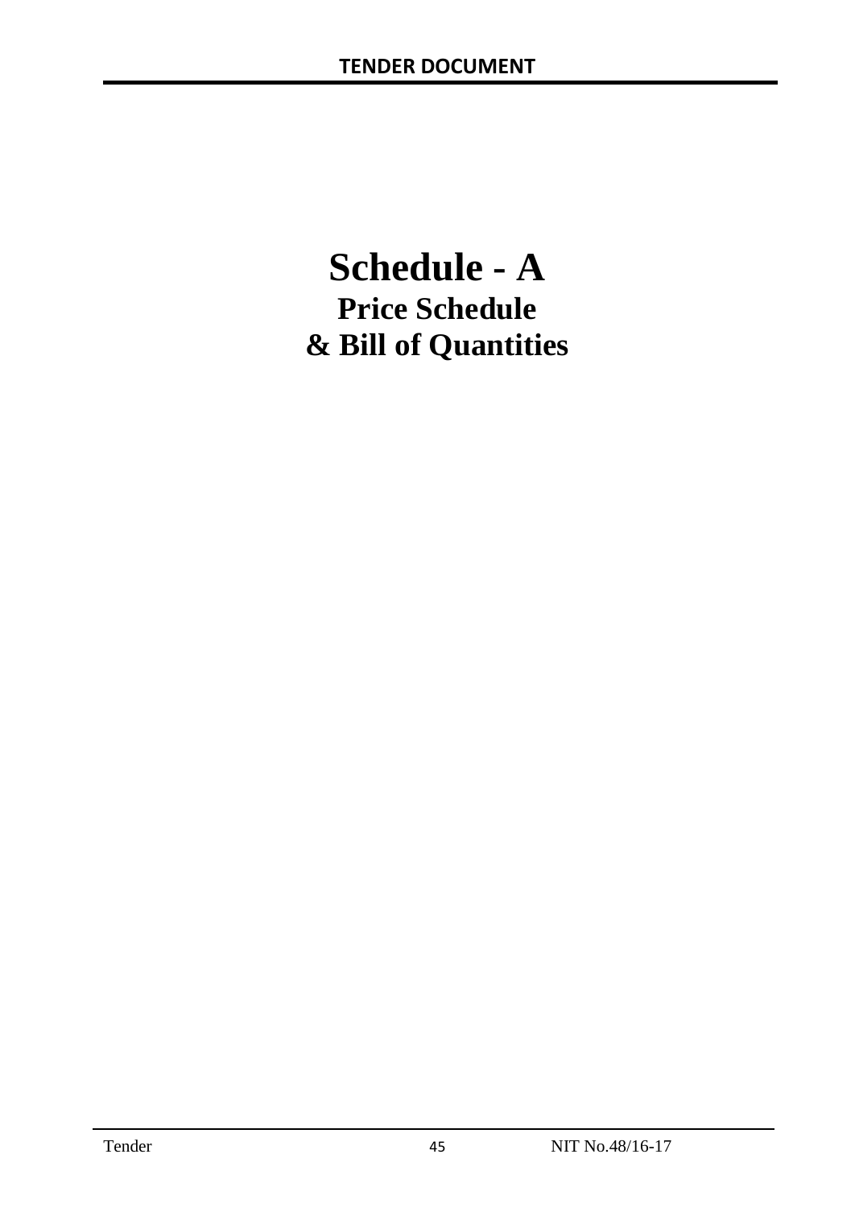# Schedule - A

## Price Schedule

## & Bill of Quantities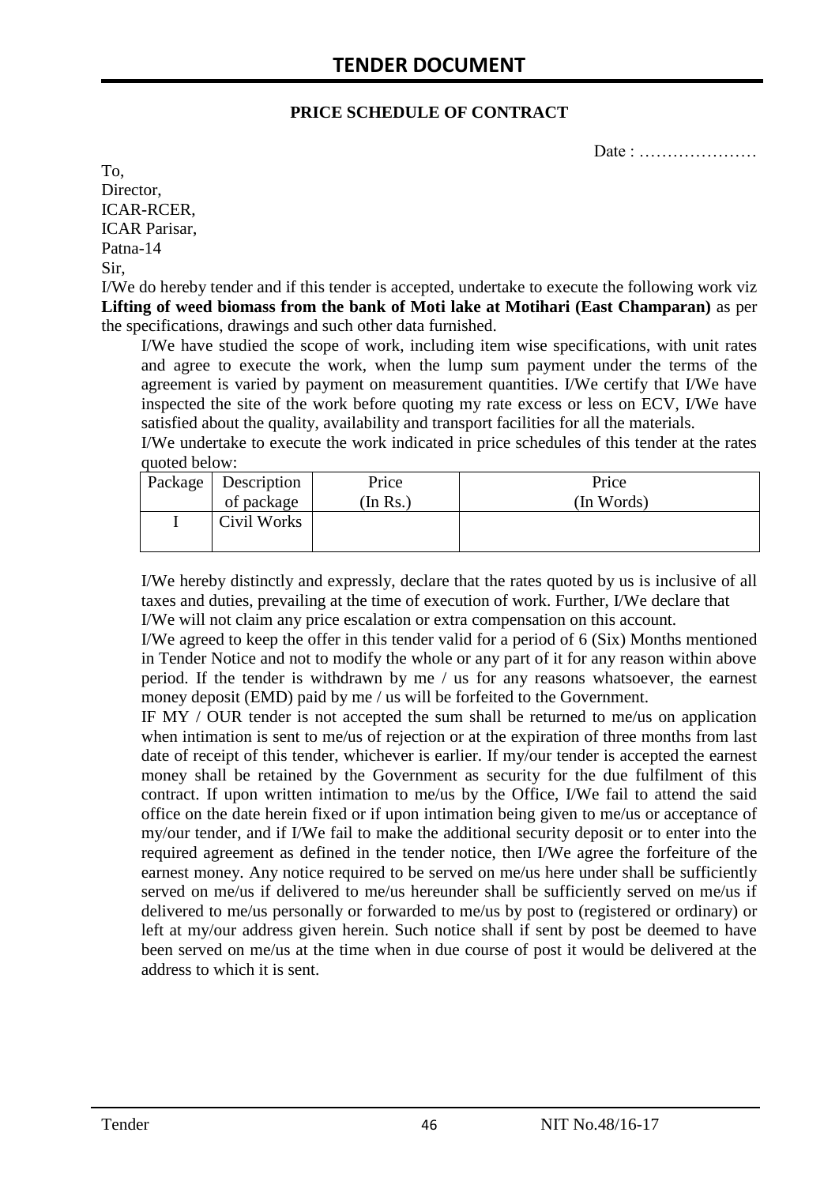# TENDER DOCUMENT

**PRICE SCHEDULE OF CONTRACT**

Date : …………………

To,
Director,
ICAR-RCER,
ICAR Parisar,
Patna-14
Sir,

I/We do hereby tender and if this tender is accepted, undertake to execute the following work viz **Lifting of weed biomass from the bank of Moti lake at Motihari (East Champaran)** as per the specifications, drawings and such other data furnished.

I/We have studied the scope of work, including item wise specifications, with unit rates and agree to execute the work, when the lump sum payment under the terms of the agreement is varied by payment on measurement quantities. I/We certify that I/We have inspected the site of the work before quoting my rate excess or less on ECV, I/We have satisfied about the quality, availability and transport facilities for all the materials.

I/We undertake to execute the work indicated in price schedules of this tender at the rates quoted below:

| Package | Description of package | Price (In Rs.) | Price (In Words) |
|---|---|---|---|
| I | Civil Works | | |

I/We hereby distinctly and expressly, declare that the rates quoted by us is inclusive of all taxes and duties, prevailing at the time of execution of work. Further, I/We declare that I/We will not claim any price escalation or extra compensation on this account.

I/We agreed to keep the offer in this tender valid for a period of 6 (Six) Months mentioned in Tender Notice and not to modify the whole or any part of it for any reason within above period. If the tender is withdrawn by me / us for any reasons whatsoever, the earnest money deposit (EMD) paid by me / us will be forfeited to the Government.

IF MY / OUR tender is not accepted the sum shall be returned to me/us on application when intimation is sent to me/us of rejection or at the expiration of three months from last date of receipt of this tender, whichever is earlier. If my/our tender is accepted the earnest money shall be retained by the Government as security for the due fulfilment of this contract. If upon written intimation to me/us by the Office, I/We fail to attend the said office on the date herein fixed or if upon intimation being given to me/us or acceptance of my/our tender, and if I/We fail to make the additional security deposit or to enter into the required agreement as defined in the tender notice, then I/We agree the forfeiture of the earnest money. Any notice required to be served on me/us here under shall be sufficiently served on me/us if delivered to me/us hereunder shall be sufficiently served on me/us if delivered to me/us personally or forwarded to me/us by post to (registered or ordinary) or left at my/our address given herein. Such notice shall if sent by post be deemed to have been served on me/us at the time when in due course of post it would be delivered at the address to which it is sent.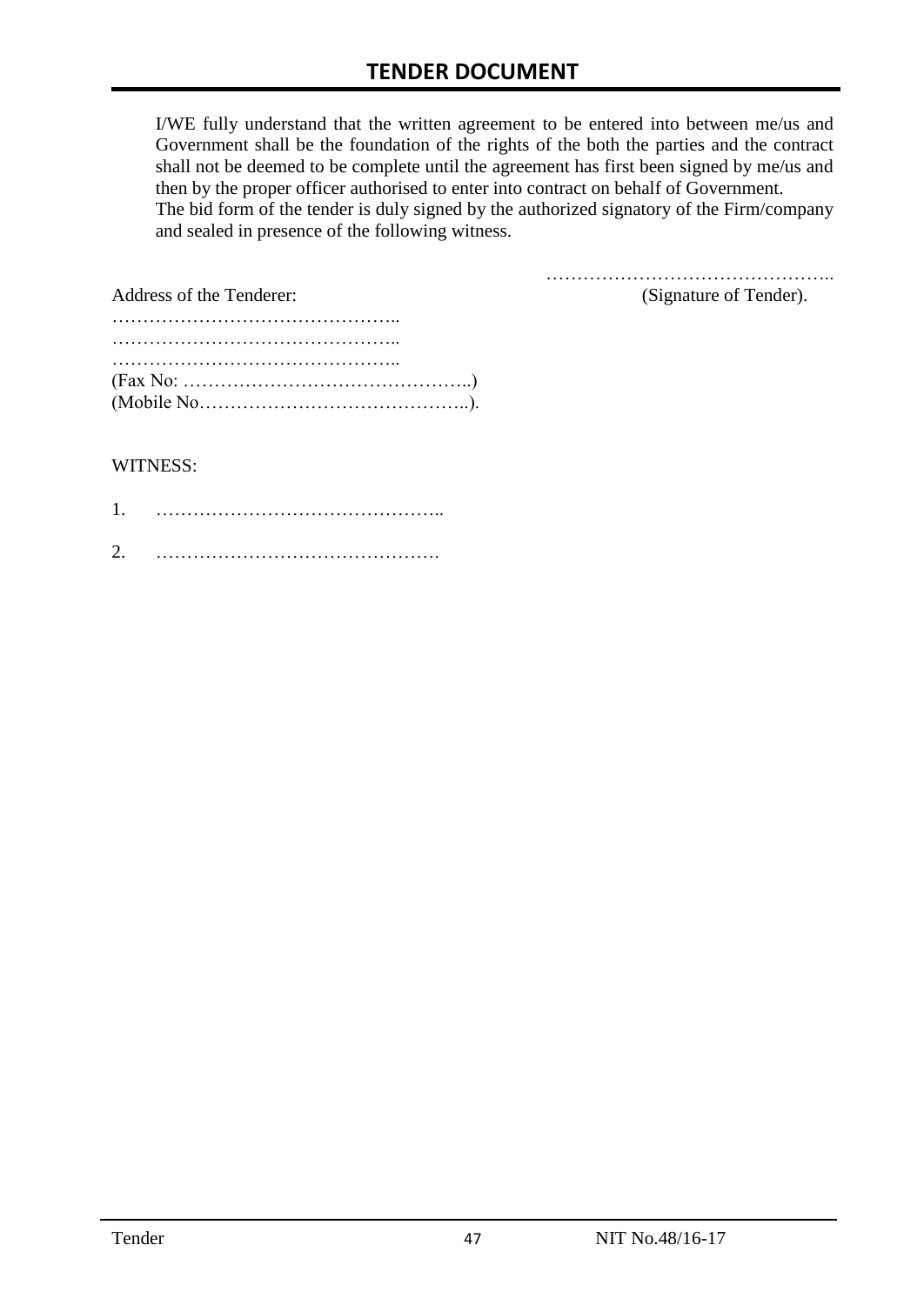I/WE fully understand that the written agreement to be entered into between me/us and Government shall be the foundation of the rights of the both the parties and the contract shall not be deemed to be complete until the agreement has first been signed by me/us and then by the proper officer authorised to enter into contract on behalf of Government.
The bid form of the tender is duly signed by the authorized signatory of the Firm/company and sealed in presence of the following witness.

………………………………………..
(Signature of Tender).

Address of the Tenderer:
………………………………………..
………………………………………..
………………………………………..
(Fax No: ………………………………………..)
(Mobile No……………………………………..).

WITNESS:

1. ………………………………………..

2. ……………………………………….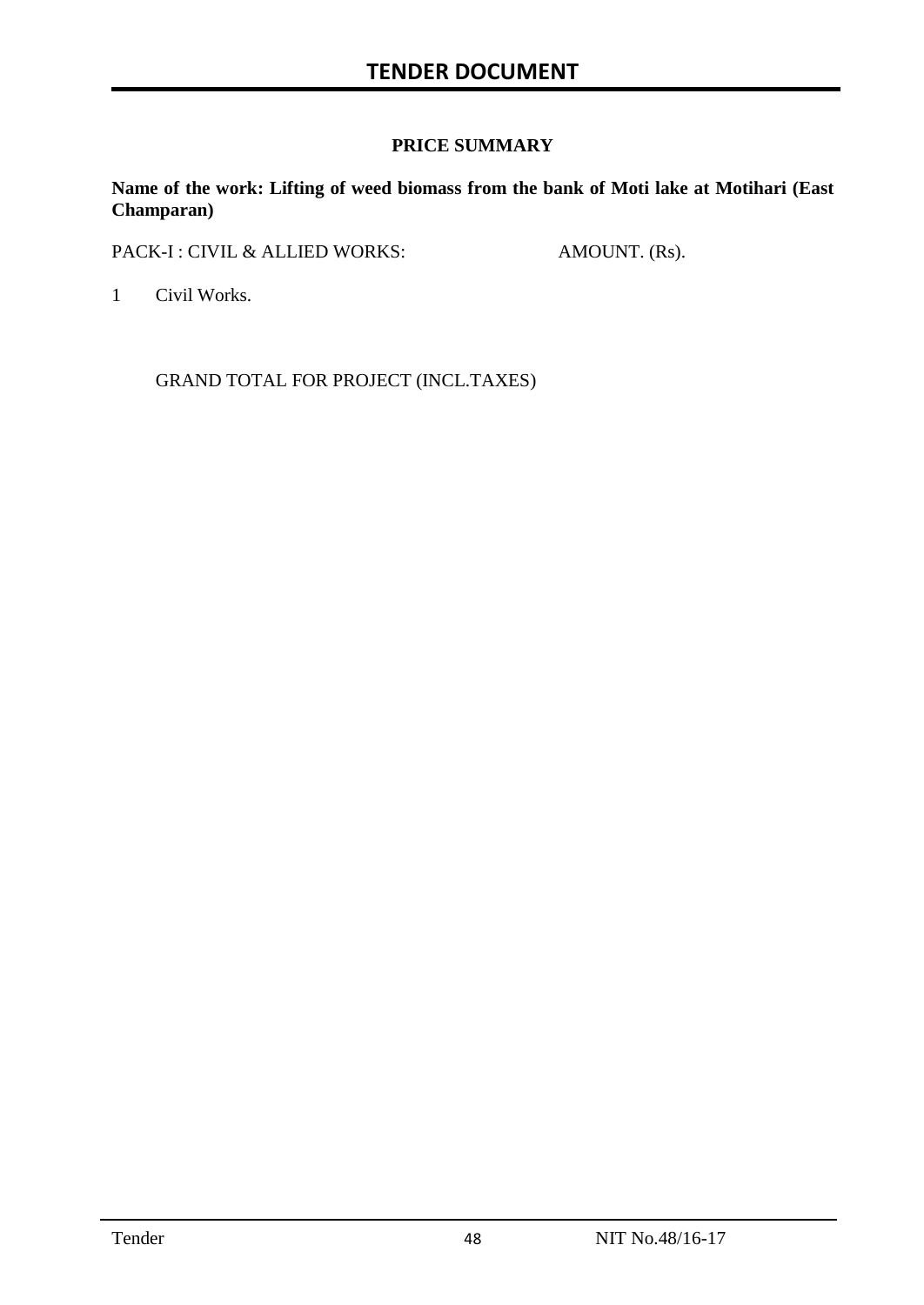## PRICE SUMMARY

**Name of the work: Lifting of weed biomass from the bank of Moti lake at Motihari (East Champaran)**

| PACK-I : CIVIL & ALLIED WORKS: | | AMOUNT. (Rs). |
|---|---|---|
| 1 | Civil Works. | |
| | GRAND TOTAL FOR PROJECT (INCL.TAXES) | |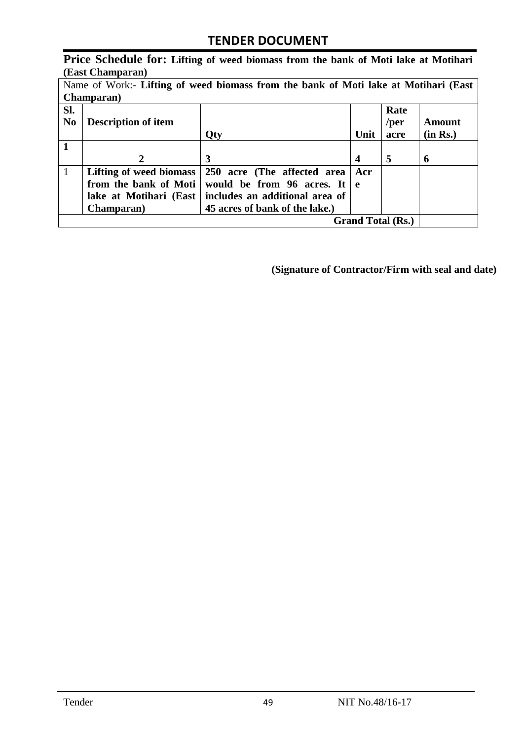## TENDER DOCUMENT

**Price Schedule for: Lifting of weed biomass from the bank of Moti lake at Motihari (East Champaran)**

| Name of Work:- **Lifting of weed biomass from the bank of Moti lake at Motihari (East Champaran)** | | | | | |
|---|---|---|---|---|---|
| **Sl. No** | **Description of item** | **Qty** | **Unit** | **Rate /per acre** | **Amount (in Rs.)** |
| **1** | **2** | **3** | **4** | **5** | **6** |
| 1 | **Lifting of weed biomass from the bank of Moti lake at Motihari (East Champaran)** | **250 acre (The affected area would be from 96 acres. It includes an additional area of 45 acres of bank of the lake.)** | **Acre** | | |
| | | | **Grand Total (Rs.)** | | |

**(Signature of Contractor/Firm with seal and date)**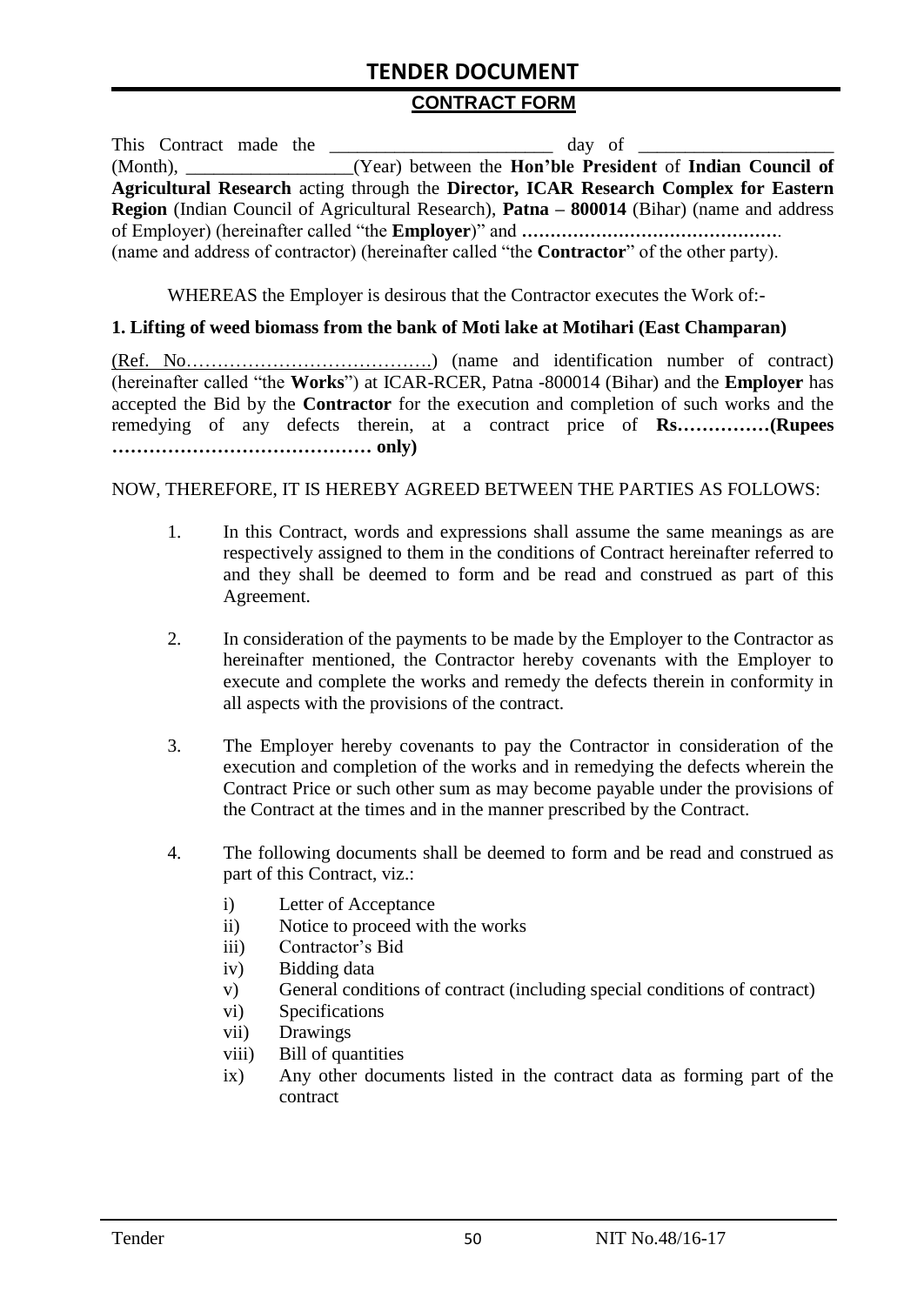## TENDER DOCUMENT

### CONTRACT FORM

This Contract made the ________________________ day of ____________________ (Month), __________________(Year) between the **Hon'ble President** of **Indian Council of Agricultural Research** acting through the **Director, ICAR Research Complex for Eastern Region** (Indian Council of Agricultural Research), **Patna – 800014** (Bihar) (name and address of Employer) (hereinafter called "the **Employer**)" and **………………………………………**. (name and address of contractor) (hereinafter called "the **Contractor**" of the other party).

WHEREAS the Employer is desirous that the Contractor executes the Work of:-

**1. Lifting of weed biomass from the bank of Moti lake at Motihari (East Champaran)**

(Ref. No………………………………….) (name and identification number of contract) (hereinafter called "the **Works**") at ICAR-RCER, Patna -800014 (Bihar) and the **Employer** has accepted the Bid by the **Contractor** for the execution and completion of such works and the remedying of any defects therein, at a contract price of **Rs……………(Rupees …………………………………… only)**

NOW, THEREFORE, IT IS HEREBY AGREED BETWEEN THE PARTIES AS FOLLOWS:

1. In this Contract, words and expressions shall assume the same meanings as are respectively assigned to them in the conditions of Contract hereinafter referred to and they shall be deemed to form and be read and construed as part of this Agreement.

2. In consideration of the payments to be made by the Employer to the Contractor as hereinafter mentioned, the Contractor hereby covenants with the Employer to execute and complete the works and remedy the defects therein in conformity in all aspects with the provisions of the contract.

3. The Employer hereby covenants to pay the Contractor in consideration of the execution and completion of the works and in remedying the defects wherein the Contract Price or such other sum as may become payable under the provisions of the Contract at the times and in the manner prescribed by the Contract.

4. The following documents shall be deemed to form and be read and construed as part of this Contract, viz.:
   i) Letter of Acceptance
   ii) Notice to proceed with the works
   iii) Contractor's Bid
   iv) Bidding data
   v) General conditions of contract (including special conditions of contract)
   vi) Specifications
   vii) Drawings
   viii) Bill of quantities
   ix) Any other documents listed in the contract data as forming part of the contract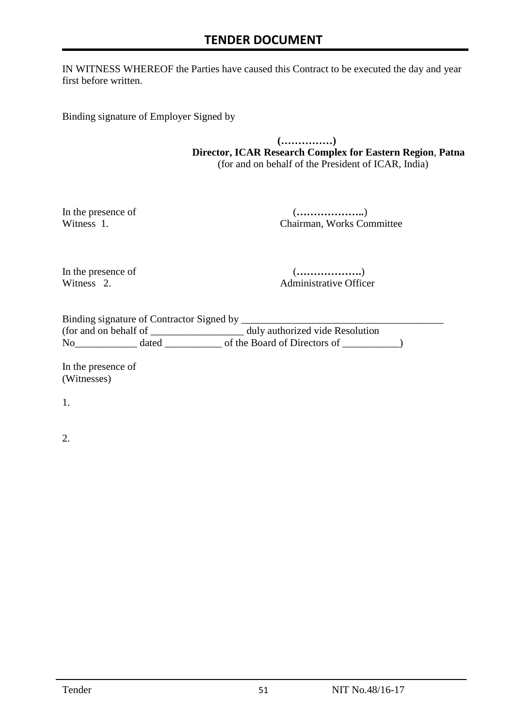IN WITNESS WHEREOF the Parties have caused this Contract to be executed the day and year first before written.

Binding signature of Employer Signed by

**(……………)**
**Director, ICAR Research Complex for Eastern Region**, **Patna**
(for and on behalf of the President of ICAR, India)

In the presence of
Witness 1.

(**………………..**)
Chairman, Works Committee

In the presence of
Witness 2.

(**……………….**)
Administrative Officer

Binding signature of Contractor Signed by _______________________________________
(for and on behalf of _________________ duly authorized vide Resolution
No____________ dated ___________ of the Board of Directors of ___________)

In the presence of
(Witnesses)

1.

2.